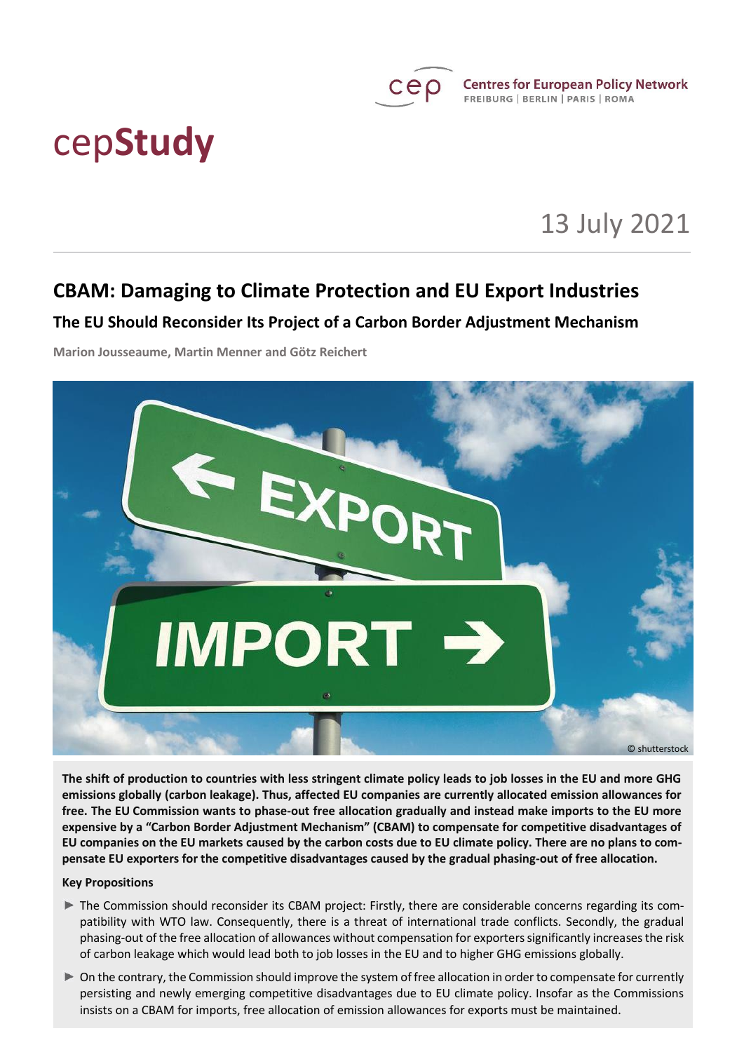Centres for European Policy Network
FREIBURG | BERLIN | PARIS | ROMA

cepStudy

13 July 2021

# CBAM: Damaging to Climate Protection and EU Export Industries

## The EU Should Reconsider Its Project of a Carbon Border Adjustment Mechanism

Marion Jousseaume, Martin Menner and Götz Reichert

© shutterstock

**The shift of production to countries with less stringent climate policy leads to job losses in the EU and more GHG emissions globally (carbon leakage). Thus, affected EU companies are currently allocated emission allowances for free. The EU Commission wants to phase-out free allocation gradually and instead make imports to the EU more expensive by a "Carbon Border Adjustment Mechanism" (CBAM) to compensate for competitive disadvantages of EU companies on the EU markets caused by the carbon costs due to EU climate policy. There are no plans to compensate EU exporters for the competitive disadvantages caused by the gradual phasing-out of free allocation.**

**Key Propositions**

- The Commission should reconsider its CBAM project: Firstly, there are considerable concerns regarding its compatibility with WTO law. Consequently, there is a threat of international trade conflicts. Secondly, the gradual phasing-out of the free allocation of allowances without compensation for exporters significantly increases the risk of carbon leakage which would lead both to job losses in the EU and to higher GHG emissions globally.
- On the contrary, the Commission should improve the system of free allocation in order to compensate for currently persisting and newly emerging competitive disadvantages due to EU climate policy. Insofar as the Commissions insists on a CBAM for imports, free allocation of emission allowances for exports must be maintained.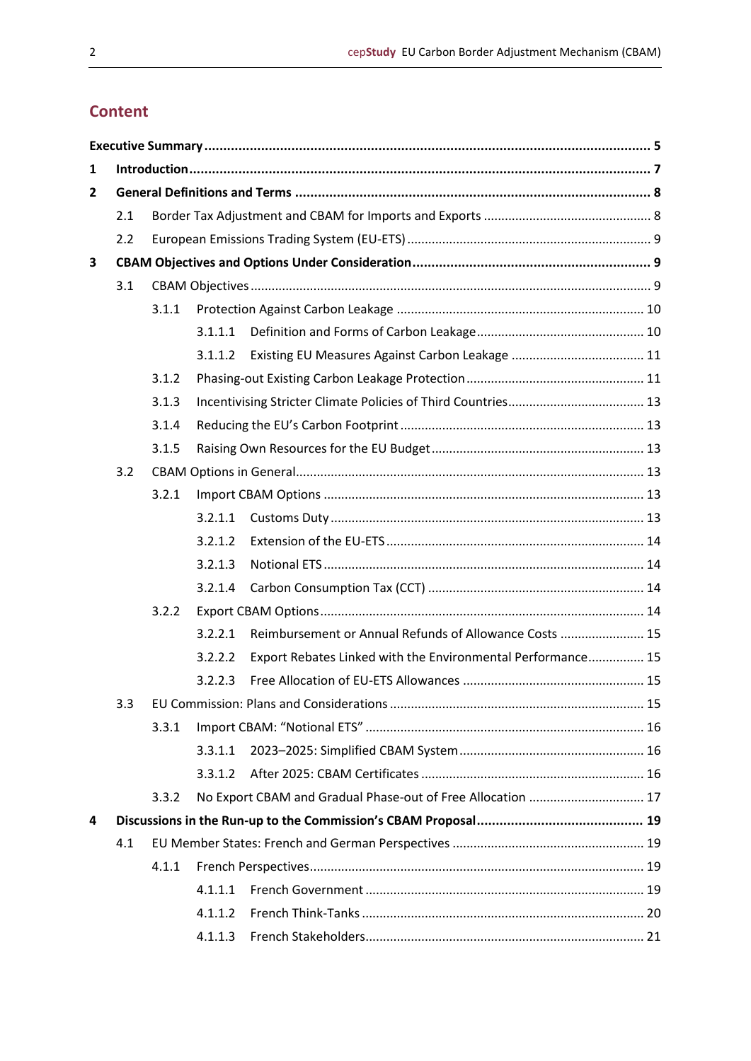## Content

| | | | |
|---|---|---|---|
| **Executive Summary** | | | **5** |
| **1** | **Introduction** | | **7** |
| **2** | **General Definitions and Terms** | | **8** |
| | 2.1 | Border Tax Adjustment and CBAM for Imports and Exports | 8 |
| | 2.2 | European Emissions Trading System (EU-ETS) | 9 |
| **3** | **CBAM Objectives and Options Under Consideration** | | **9** |
| | 3.1 | CBAM Objectives | 9 |
| | 3.1.1 | Protection Against Carbon Leakage | 10 |
| | 3.1.1.1 | Definition and Forms of Carbon Leakage | 10 |
| | 3.1.1.2 | Existing EU Measures Against Carbon Leakage | 11 |
| | 3.1.2 | Phasing-out Existing Carbon Leakage Protection | 11 |
| | 3.1.3 | Incentivising Stricter Climate Policies of Third Countries | 13 |
| | 3.1.4 | Reducing the EU's Carbon Footprint | 13 |
| | 3.1.5 | Raising Own Resources for the EU Budget | 13 |
| | 3.2 | CBAM Options in General | 13 |
| | 3.2.1 | Import CBAM Options | 13 |
| | 3.2.1.1 | Customs Duty | 13 |
| | 3.2.1.2 | Extension of the EU-ETS | 14 |
| | 3.2.1.3 | Notional ETS | 14 |
| | 3.2.1.4 | Carbon Consumption Tax (CCT) | 14 |
| | 3.2.2 | Export CBAM Options | 14 |
| | 3.2.2.1 | Reimbursement or Annual Refunds of Allowance Costs | 15 |
| | 3.2.2.2 | Export Rebates Linked with the Environmental Performance | 15 |
| | 3.2.2.3 | Free Allocation of EU-ETS Allowances | 15 |
| | 3.3 | EU Commission: Plans and Considerations | 15 |
| | 3.3.1 | Import CBAM: "Notional ETS" | 16 |
| | 3.3.1.1 | 2023–2025: Simplified CBAM System | 16 |
| | 3.3.1.2 | After 2025: CBAM Certificates | 16 |
| | 3.3.2 | No Export CBAM and Gradual Phase-out of Free Allocation | 17 |
| **4** | **Discussions in the Run-up to the Commission's CBAM Proposal** | | **19** |
| | 4.1 | EU Member States: French and German Perspectives | 19 |
| | 4.1.1 | French Perspectives | 19 |
| | 4.1.1.1 | French Government | 19 |
| | 4.1.1.2 | French Think-Tanks | 20 |
| | 4.1.1.3 | French Stakeholders | 21 |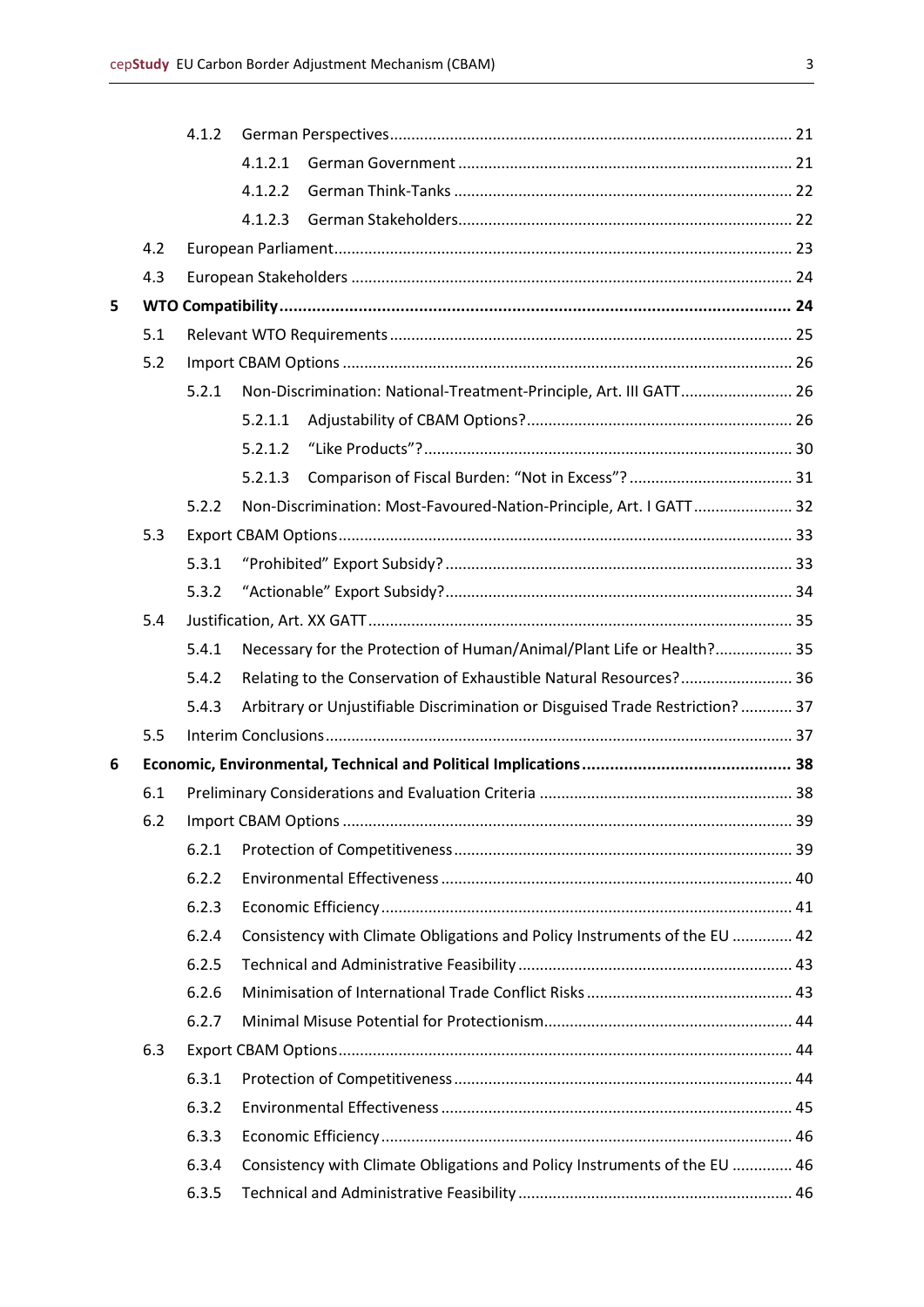- 4.1.2 German Perspectives ... 21
  - 4.1.2.1 German Government ... 21
  - 4.1.2.2 German Think-Tanks ... 22
  - 4.1.2.3 German Stakeholders ... 22
- 4.2 European Parliament ... 23
- 4.3 European Stakeholders ... 24

**5 WTO Compatibility ... 24**

- 5.1 Relevant WTO Requirements ... 25
- 5.2 Import CBAM Options ... 26
  - 5.2.1 Non-Discrimination: National-Treatment-Principle, Art. III GATT ... 26
    - 5.2.1.1 Adjustability of CBAM Options? ... 26
    - 5.2.1.2 "Like Products"? ... 30
    - 5.2.1.3 Comparison of Fiscal Burden: "Not in Excess"? ... 31
  - 5.2.2 Non-Discrimination: Most-Favoured-Nation-Principle, Art. I GATT ... 32
- 5.3 Export CBAM Options ... 33
  - 5.3.1 "Prohibited" Export Subsidy? ... 33
  - 5.3.2 "Actionable" Export Subsidy? ... 34
- 5.4 Justification, Art. XX GATT ... 35
  - 5.4.1 Necessary for the Protection of Human/Animal/Plant Life or Health? ... 35
  - 5.4.2 Relating to the Conservation of Exhaustible Natural Resources? ... 36
  - 5.4.3 Arbitrary or Unjustifiable Discrimination or Disguised Trade Restriction? ... 37
- 5.5 Interim Conclusions ... 37

**6 Economic, Environmental, Technical and Political Implications ... 38**

- 6.1 Preliminary Considerations and Evaluation Criteria ... 38
- 6.2 Import CBAM Options ... 39
  - 6.2.1 Protection of Competitiveness ... 39
  - 6.2.2 Environmental Effectiveness ... 40
  - 6.2.3 Economic Efficiency ... 41
  - 6.2.4 Consistency with Climate Obligations and Policy Instruments of the EU ... 42
  - 6.2.5 Technical and Administrative Feasibility ... 43
  - 6.2.6 Minimisation of International Trade Conflict Risks ... 43
  - 6.2.7 Minimal Misuse Potential for Protectionism ... 44
- 6.3 Export CBAM Options ... 44
  - 6.3.1 Protection of Competitiveness ... 44
  - 6.3.2 Environmental Effectiveness ... 45
  - 6.3.3 Economic Efficiency ... 46
  - 6.3.4 Consistency with Climate Obligations and Policy Instruments of the EU ... 46
  - 6.3.5 Technical and Administrative Feasibility ... 46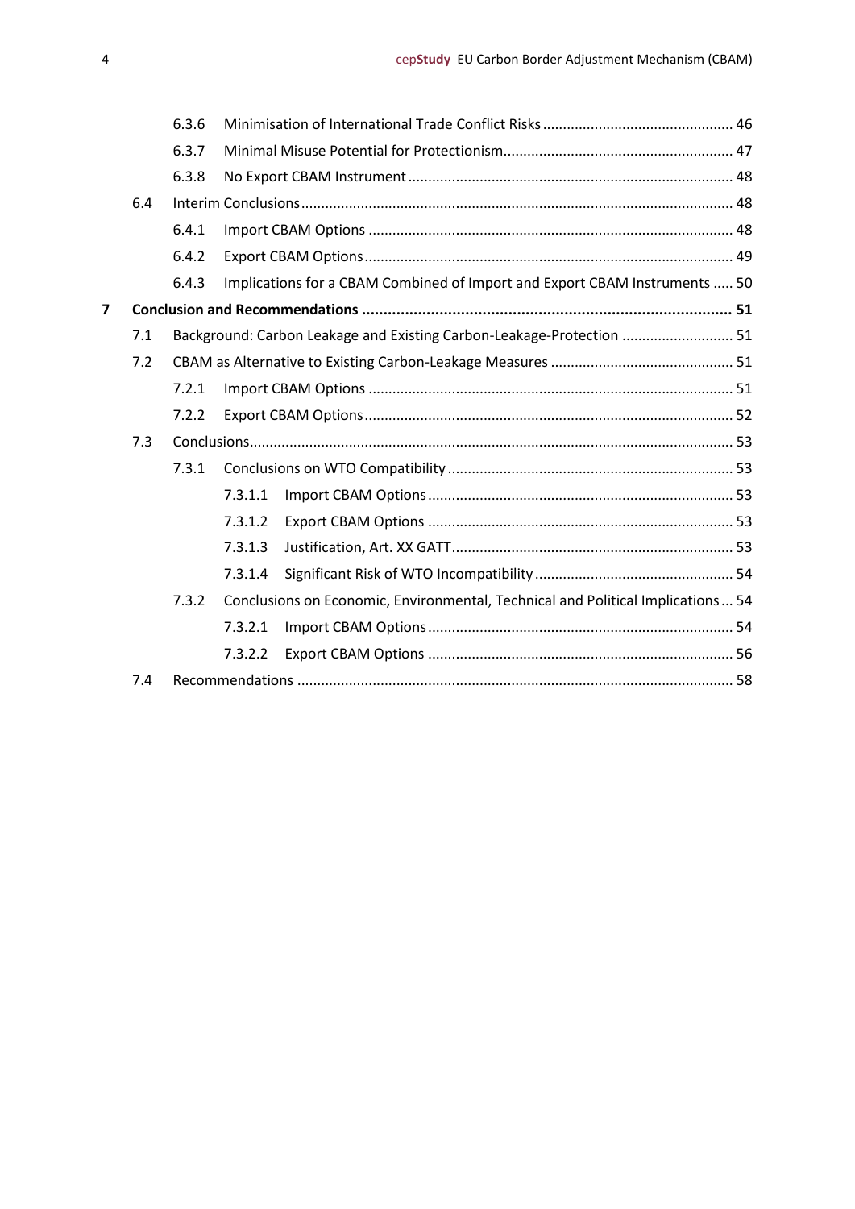| | | | |
|---|---|---|---|
| | 6.3.6 | Minimisation of International Trade Conflict Risks | 46 |
| | 6.3.7 | Minimal Misuse Potential for Protectionism | 47 |
| | 6.3.8 | No Export CBAM Instrument | 48 |
| 6.4 | | Interim Conclusions | 48 |
| | 6.4.1 | Import CBAM Options | 48 |
| | 6.4.2 | Export CBAM Options | 49 |
| | 6.4.3 | Implications for a CBAM Combined of Import and Export CBAM Instruments | 50 |
| **7** | | **Conclusion and Recommendations** | **51** |
| 7.1 | | Background: Carbon Leakage and Existing Carbon-Leakage-Protection | 51 |
| 7.2 | | CBAM as Alternative to Existing Carbon-Leakage Measures | 51 |
| | 7.2.1 | Import CBAM Options | 51 |
| | 7.2.2 | Export CBAM Options | 52 |
| 7.3 | | Conclusions | 53 |
| | 7.3.1 | Conclusions on WTO Compatibility | 53 |
| | 7.3.1.1 | Import CBAM Options | 53 |
| | 7.3.1.2 | Export CBAM Options | 53 |
| | 7.3.1.3 | Justification, Art. XX GATT | 53 |
| | 7.3.1.4 | Significant Risk of WTO Incompatibility | 54 |
| | 7.3.2 | Conclusions on Economic, Environmental, Technical and Political Implications | 54 |
| | 7.3.2.1 | Import CBAM Options | 54 |
| | 7.3.2.2 | Export CBAM Options | 56 |
| 7.4 | | Recommendations | 58 |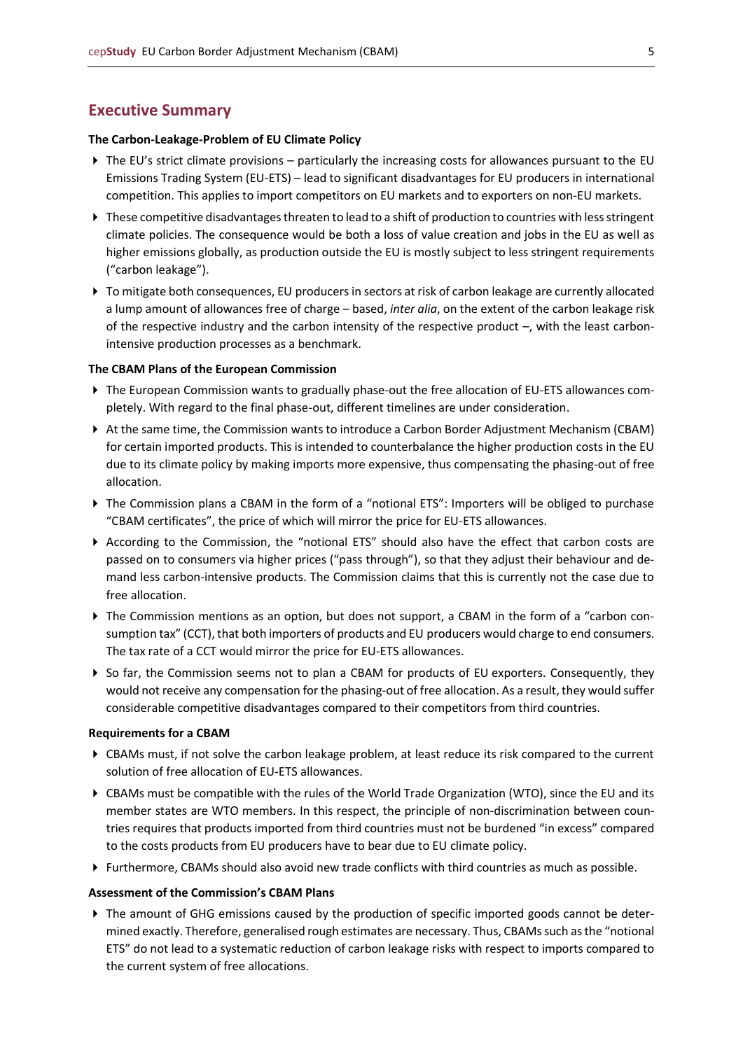## Executive Summary

### The Carbon-Leakage-Problem of EU Climate Policy

- The EU's strict climate provisions – particularly the increasing costs for allowances pursuant to the EU Emissions Trading System (EU-ETS) – lead to significant disadvantages for EU producers in international competition. This applies to import competitors on EU markets and to exporters on non-EU markets.
- These competitive disadvantages threaten to lead to a shift of production to countries with less stringent climate policies. The consequence would be both a loss of value creation and jobs in the EU as well as higher emissions globally, as production outside the EU is mostly subject to less stringent requirements ("carbon leakage").
- To mitigate both consequences, EU producers in sectors at risk of carbon leakage are currently allocated a lump amount of allowances free of charge – based, *inter alia*, on the extent of the carbon leakage risk of the respective industry and the carbon intensity of the respective product –, with the least carbon-intensive production processes as a benchmark.

### The CBAM Plans of the European Commission

- The European Commission wants to gradually phase-out the free allocation of EU-ETS allowances completely. With regard to the final phase-out, different timelines are under consideration.
- At the same time, the Commission wants to introduce a Carbon Border Adjustment Mechanism (CBAM) for certain imported products. This is intended to counterbalance the higher production costs in the EU due to its climate policy by making imports more expensive, thus compensating the phasing-out of free allocation.
- The Commission plans a CBAM in the form of a "notional ETS": Importers will be obliged to purchase "CBAM certificates", the price of which will mirror the price for EU-ETS allowances.
- According to the Commission, the "notional ETS" should also have the effect that carbon costs are passed on to consumers via higher prices ("pass through"), so that they adjust their behaviour and demand less carbon-intensive products. The Commission claims that this is currently not the case due to free allocation.
- The Commission mentions as an option, but does not support, a CBAM in the form of a "carbon consumption tax" (CCT), that both importers of products and EU producers would charge to end consumers. The tax rate of a CCT would mirror the price for EU-ETS allowances.
- So far, the Commission seems not to plan a CBAM for products of EU exporters. Consequently, they would not receive any compensation for the phasing-out of free allocation. As a result, they would suffer considerable competitive disadvantages compared to their competitors from third countries.

### Requirements for a CBAM

- CBAMs must, if not solve the carbon leakage problem, at least reduce its risk compared to the current solution of free allocation of EU-ETS allowances.
- CBAMs must be compatible with the rules of the World Trade Organization (WTO), since the EU and its member states are WTO members. In this respect, the principle of non-discrimination between countries requires that products imported from third countries must not be burdened "in excess" compared to the costs products from EU producers have to bear due to EU climate policy.
- Furthermore, CBAMs should also avoid new trade conflicts with third countries as much as possible.

### Assessment of the Commission's CBAM Plans

- The amount of GHG emissions caused by the production of specific imported goods cannot be determined exactly. Therefore, generalised rough estimates are necessary. Thus, CBAMs such as the "notional ETS" do not lead to a systematic reduction of carbon leakage risks with respect to imports compared to the current system of free allocations.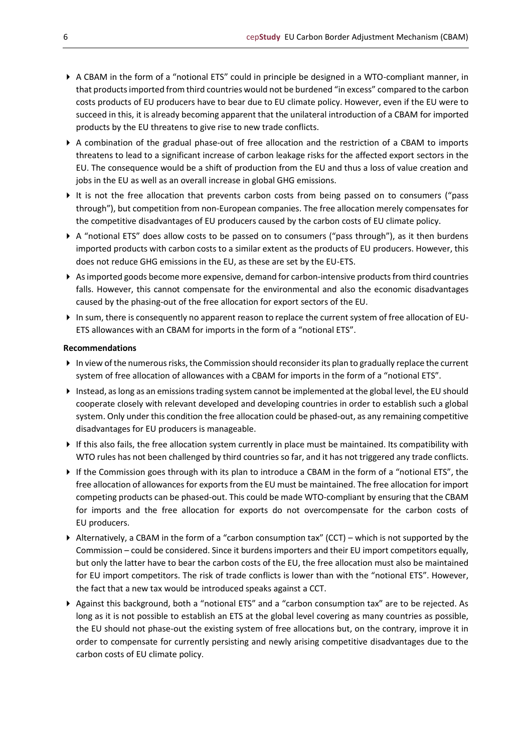- A CBAM in the form of a "notional ETS" could in principle be designed in a WTO-compliant manner, in that products imported from third countries would not be burdened "in excess" compared to the carbon costs products of EU producers have to bear due to EU climate policy. However, even if the EU were to succeed in this, it is already becoming apparent that the unilateral introduction of a CBAM for imported products by the EU threatens to give rise to new trade conflicts.
- A combination of the gradual phase-out of free allocation and the restriction of a CBAM to imports threatens to lead to a significant increase of carbon leakage risks for the affected export sectors in the EU. The consequence would be a shift of production from the EU and thus a loss of value creation and jobs in the EU as well as an overall increase in global GHG emissions.
- It is not the free allocation that prevents carbon costs from being passed on to consumers ("pass through"), but competition from non-European companies. The free allocation merely compensates for the competitive disadvantages of EU producers caused by the carbon costs of EU climate policy.
- A "notional ETS" does allow costs to be passed on to consumers ("pass through"), as it then burdens imported products with carbon costs to a similar extent as the products of EU producers. However, this does not reduce GHG emissions in the EU, as these are set by the EU-ETS.
- As imported goods become more expensive, demand for carbon-intensive products from third countries falls. However, this cannot compensate for the environmental and also the economic disadvantages caused by the phasing-out of the free allocation for export sectors of the EU.
- In sum, there is consequently no apparent reason to replace the current system of free allocation of EU-ETS allowances with an CBAM for imports in the form of a "notional ETS".

**Recommendations**

- In view of the numerous risks, the Commission should reconsider its plan to gradually replace the current system of free allocation of allowances with a CBAM for imports in the form of a "notional ETS".
- Instead, as long as an emissions trading system cannot be implemented at the global level, the EU should cooperate closely with relevant developed and developing countries in order to establish such a global system. Only under this condition the free allocation could be phased-out, as any remaining competitive disadvantages for EU producers is manageable.
- If this also fails, the free allocation system currently in place must be maintained. Its compatibility with WTO rules has not been challenged by third countries so far, and it has not triggered any trade conflicts.
- If the Commission goes through with its plan to introduce a CBAM in the form of a "notional ETS", the free allocation of allowances for exports from the EU must be maintained. The free allocation for import competing products can be phased-out. This could be made WTO-compliant by ensuring that the CBAM for imports and the free allocation for exports do not overcompensate for the carbon costs of EU producers.
- Alternatively, a CBAM in the form of a "carbon consumption tax" (CCT) – which is not supported by the Commission – could be considered. Since it burdens importers and their EU import competitors equally, but only the latter have to bear the carbon costs of the EU, the free allocation must also be maintained for EU import competitors. The risk of trade conflicts is lower than with the "notional ETS". However, the fact that a new tax would be introduced speaks against a CCT.
- Against this background, both a "notional ETS" and a "carbon consumption tax" are to be rejected. As long as it is not possible to establish an ETS at the global level covering as many countries as possible, the EU should not phase-out the existing system of free allocations but, on the contrary, improve it in order to compensate for currently persisting and newly arising competitive disadvantages due to the carbon costs of EU climate policy.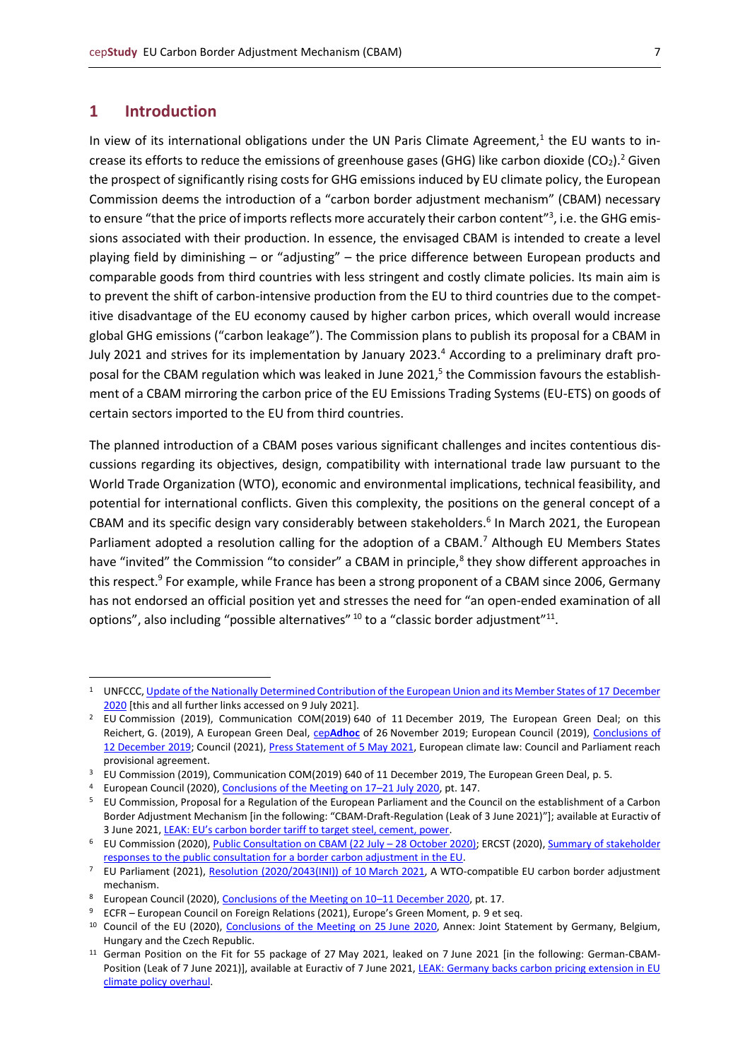## 1 Introduction

In view of its international obligations under the UN Paris Climate Agreement,[1] the EU wants to increase its efforts to reduce the emissions of greenhouse gases (GHG) like carbon dioxide ($CO_2$).[2] Given the prospect of significantly rising costs for GHG emissions induced by EU climate policy, the European Commission deems the introduction of a "carbon border adjustment mechanism" (CBAM) necessary to ensure "that the price of imports reflects more accurately their carbon content"[3], i.e. the GHG emissions associated with their production. In essence, the envisaged CBAM is intended to create a level playing field by diminishing – or "adjusting" – the price difference between European products and comparable goods from third countries with less stringent and costly climate policies. Its main aim is to prevent the shift of carbon-intensive production from the EU to third countries due to the competitive disadvantage of the EU economy caused by higher carbon prices, which overall would increase global GHG emissions ("carbon leakage"). The Commission plans to publish its proposal for a CBAM in July 2021 and strives for its implementation by January 2023.[4] According to a preliminary draft proposal for the CBAM regulation which was leaked in June 2021,[5] the Commission favours the establishment of a CBAM mirroring the carbon price of the EU Emissions Trading Systems (EU-ETS) on goods of certain sectors imported to the EU from third countries.

The planned introduction of a CBAM poses various significant challenges and incites contentious discussions regarding its objectives, design, compatibility with international trade law pursuant to the World Trade Organization (WTO), economic and environmental implications, technical feasibility, and potential for international conflicts. Given this complexity, the positions on the general concept of a CBAM and its specific design vary considerably between stakeholders.[6] In March 2021, the European Parliament adopted a resolution calling for the adoption of a CBAM.[7] Although EU Members States have "invited" the Commission "to consider" a CBAM in principle,[8] they show different approaches in this respect.[9] For example, while France has been a strong proponent of a CBAM since 2006, Germany has not endorsed an official position yet and stresses the need for "an open-ended examination of all options", also including "possible alternatives" [10] to a "classic border adjustment"[11].

---

[1] UNFCCC, Update of the Nationally Determined Contribution of the European Union and its Member States of 17 December 2020 [this and all further links accessed on 9 July 2021].

[2] EU Commission (2019), Communication COM(2019) 640 of 11 December 2019, The European Green Deal; on this Reichert, G. (2019), A European Green Deal, cep**Adhoc** of 26 November 2019; European Council (2019), Conclusions of 12 December 2019; Council (2021), Press Statement of 5 May 2021, European climate law: Council and Parliament reach provisional agreement.

[3] EU Commission (2019), Communication COM(2019) 640 of 11 December 2019, The European Green Deal, p. 5.

[4] European Council (2020), Conclusions of the Meeting on 17–21 July 2020, pt. 147.

[5] EU Commission, Proposal for a Regulation of the European Parliament and the Council on the establishment of a Carbon Border Adjustment Mechanism [in the following: "CBAM-Draft-Regulation (Leak of 3 June 2021)"]; available at Euractiv of 3 June 2021, LEAK: EU's carbon border tariff to target steel, cement, power.

[6] EU Commission (2020), Public Consultation on CBAM (22 July – 28 October 2020); ERCST (2020), Summary of stakeholder responses to the public consultation for a border carbon adjustment in the EU.

[7] EU Parliament (2021), Resolution (2020/2043(INI)) of 10 March 2021, A WTO-compatible EU carbon border adjustment mechanism.

[8] European Council (2020), Conclusions of the Meeting on 10–11 December 2020, pt. 17.

[9] ECFR – European Council on Foreign Relations (2021), Europe's Green Moment, p. 9 et seq.

[10] Council of the EU (2020), Conclusions of the Meeting on 25 June 2020, Annex: Joint Statement by Germany, Belgium, Hungary and the Czech Republic.

[11] German Position on the Fit for 55 package of 27 May 2021, leaked on 7 June 2021 [in the following: German-CBAM-Position (Leak of 7 June 2021)], available at Euractiv of 7 June 2021, LEAK: Germany backs carbon pricing extension in EU climate policy overhaul.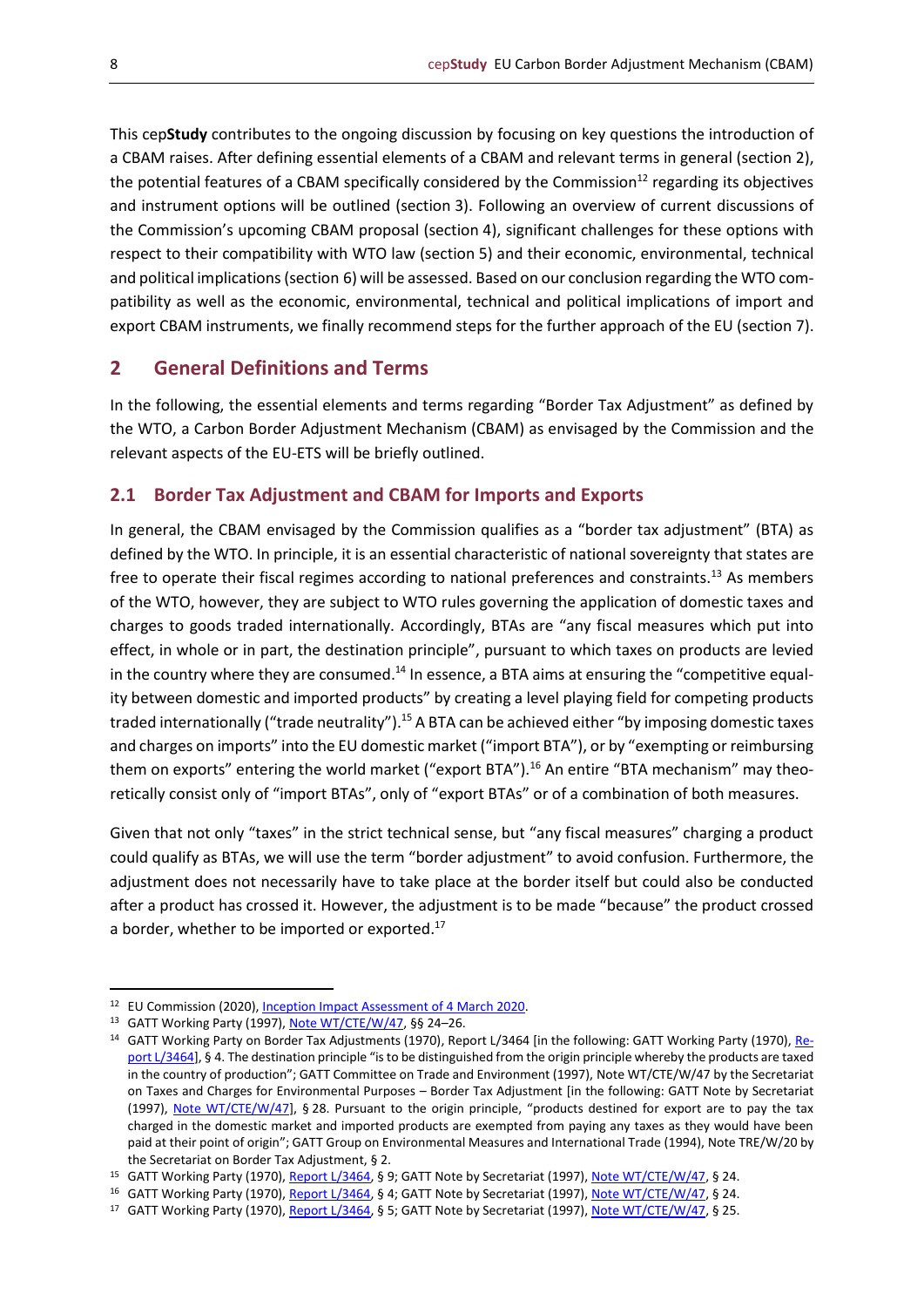This cep**Study** contributes to the ongoing discussion by focusing on key questions the introduction of a CBAM raises. After defining essential elements of a CBAM and relevant terms in general (section 2), the potential features of a CBAM specifically considered by the Commission[12] regarding its objectives and instrument options will be outlined (section 3). Following an overview of current discussions of the Commission's upcoming CBAM proposal (section 4), significant challenges for these options with respect to their compatibility with WTO law (section 5) and their economic, environmental, technical and political implications (section 6) will be assessed. Based on our conclusion regarding the WTO compatibility as well as the economic, environmental, technical and political implications of import and export CBAM instruments, we finally recommend steps for the further approach of the EU (section 7).

## 2 General Definitions and Terms

In the following, the essential elements and terms regarding "Border Tax Adjustment" as defined by the WTO, a Carbon Border Adjustment Mechanism (CBAM) as envisaged by the Commission and the relevant aspects of the EU-ETS will be briefly outlined.

### 2.1 Border Tax Adjustment and CBAM for Imports and Exports

In general, the CBAM envisaged by the Commission qualifies as a "border tax adjustment" (BTA) as defined by the WTO. In principle, it is an essential characteristic of national sovereignty that states are free to operate their fiscal regimes according to national preferences and constraints.[13] As members of the WTO, however, they are subject to WTO rules governing the application of domestic taxes and charges to goods traded internationally. Accordingly, BTAs are "any fiscal measures which put into effect, in whole or in part, the destination principle", pursuant to which taxes on products are levied in the country where they are consumed.[14] In essence, a BTA aims at ensuring the "competitive equality between domestic and imported products" by creating a level playing field for competing products traded internationally ("trade neutrality").[15] A BTA can be achieved either "by imposing domestic taxes and charges on imports" into the EU domestic market ("import BTA"), or by "exempting or reimbursing them on exports" entering the world market ("export BTA").[16] An entire "BTA mechanism" may theoretically consist only of "import BTAs", only of "export BTAs" or of a combination of both measures.

Given that not only "taxes" in the strict technical sense, but "any fiscal measures" charging a product could qualify as BTAs, we will use the term "border adjustment" to avoid confusion. Furthermore, the adjustment does not necessarily have to take place at the border itself but could also be conducted after a product has crossed it. However, the adjustment is to be made "because" the product crossed a border, whether to be imported or exported.[17]

---

[12] EU Commission (2020), Inception Impact Assessment of 4 March 2020.

[13] GATT Working Party (1997), Note WT/CTE/W/47, §§ 24–26.

[14] GATT Working Party on Border Tax Adjustments (1970), Report L/3464 [in the following: GATT Working Party (1970), Report L/3464], § 4. The destination principle "is to be distinguished from the origin principle whereby the products are taxed in the country of production"; GATT Committee on Trade and Environment (1997), Note WT/CTE/W/47 by the Secretariat on Taxes and Charges for Environmental Purposes – Border Tax Adjustment [in the following: GATT Note by Secretariat (1997), Note WT/CTE/W/47], § 28. Pursuant to the origin principle, "products destined for export are to pay the tax charged in the domestic market and imported products are exempted from paying any taxes as they would have been paid at their point of origin"; GATT Group on Environmental Measures and International Trade (1994), Note TRE/W/20 by the Secretariat on Border Tax Adjustment, § 2.

[15] GATT Working Party (1970), Report L/3464, § 9; GATT Note by Secretariat (1997), Note WT/CTE/W/47, § 24.

[16] GATT Working Party (1970), Report L/3464, § 4; GATT Note by Secretariat (1997), Note WT/CTE/W/47, § 24.

[17] GATT Working Party (1970), Report L/3464, § 5; GATT Note by Secretariat (1997), Note WT/CTE/W/47, § 25.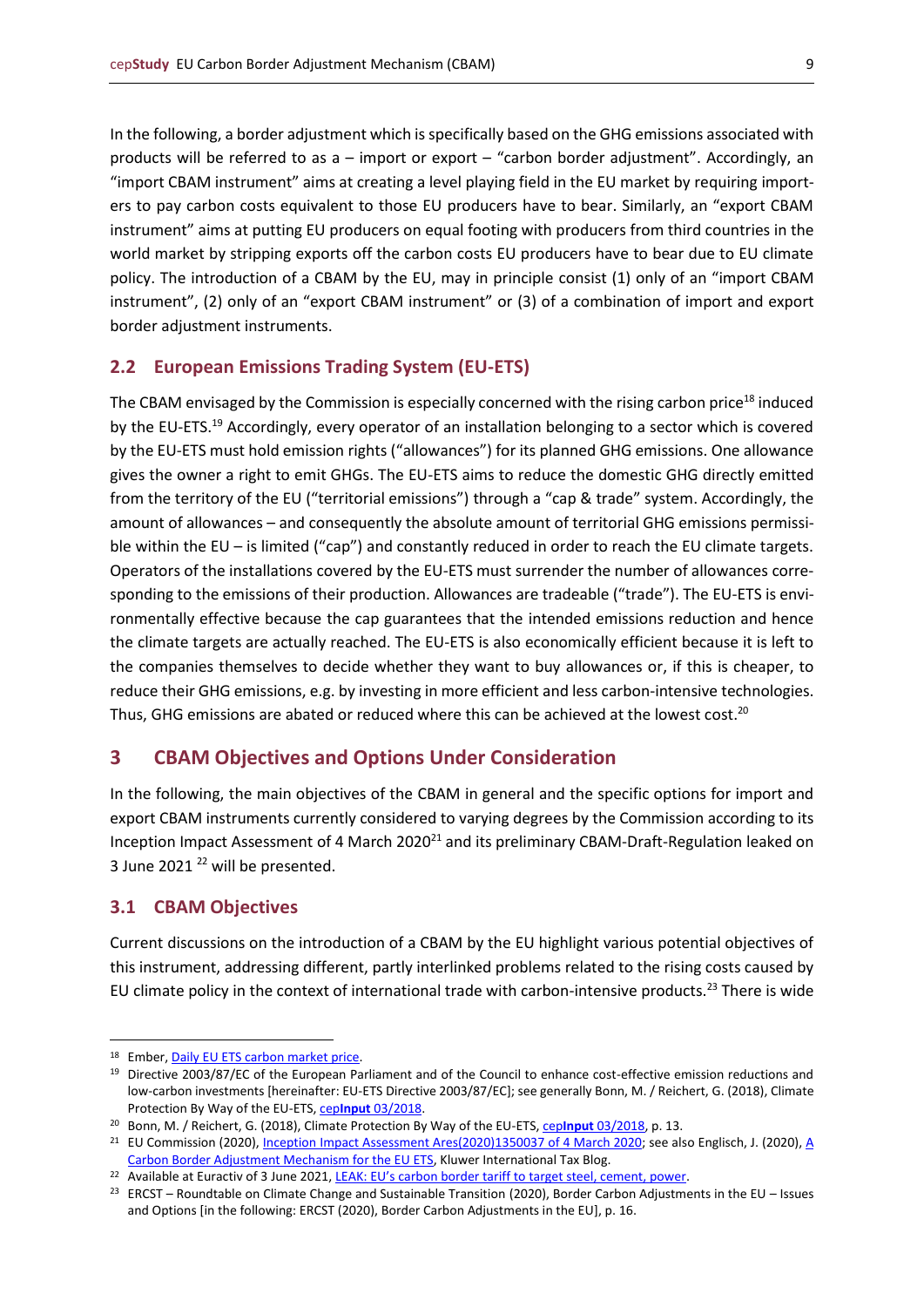In the following, a border adjustment which is specifically based on the GHG emissions associated with products will be referred to as a – import or export – "carbon border adjustment". Accordingly, an "import CBAM instrument" aims at creating a level playing field in the EU market by requiring importers to pay carbon costs equivalent to those EU producers have to bear. Similarly, an "export CBAM instrument" aims at putting EU producers on equal footing with producers from third countries in the world market by stripping exports off the carbon costs EU producers have to bear due to EU climate policy. The introduction of a CBAM by the EU, may in principle consist (1) only of an "import CBAM instrument", (2) only of an "export CBAM instrument" or (3) of a combination of import and export border adjustment instruments.

### 2.2 European Emissions Trading System (EU-ETS)

The CBAM envisaged by the Commission is especially concerned with the rising carbon price[18] induced by the EU-ETS.[19] Accordingly, every operator of an installation belonging to a sector which is covered by the EU-ETS must hold emission rights ("allowances") for its planned GHG emissions. One allowance gives the owner a right to emit GHGs. The EU-ETS aims to reduce the domestic GHG directly emitted from the territory of the EU ("territorial emissions") through a "cap & trade" system. Accordingly, the amount of allowances – and consequently the absolute amount of territorial GHG emissions permissible within the EU – is limited ("cap") and constantly reduced in order to reach the EU climate targets. Operators of the installations covered by the EU-ETS must surrender the number of allowances corresponding to the emissions of their production. Allowances are tradeable ("trade"). The EU-ETS is environmentally effective because the cap guarantees that the intended emissions reduction and hence the climate targets are actually reached. The EU-ETS is also economically efficient because it is left to the companies themselves to decide whether they want to buy allowances or, if this is cheaper, to reduce their GHG emissions, e.g. by investing in more efficient and less carbon-intensive technologies. Thus, GHG emissions are abated or reduced where this can be achieved at the lowest cost.[20]

## 3 CBAM Objectives and Options Under Consideration

In the following, the main objectives of the CBAM in general and the specific options for import and export CBAM instruments currently considered to varying degrees by the Commission according to its Inception Impact Assessment of 4 March 2020[21] and its preliminary CBAM-Draft-Regulation leaked on 3 June 2021 [22] will be presented.

### 3.1 CBAM Objectives

Current discussions on the introduction of a CBAM by the EU highlight various potential objectives of this instrument, addressing different, partly interlinked problems related to the rising costs caused by EU climate policy in the context of international trade with carbon-intensive products.[23] There is wide

---

[18] Ember, Daily EU ETS carbon market price.

[19] Directive 2003/87/EC of the European Parliament and of the Council to enhance cost-effective emission reductions and low-carbon investments [hereinafter: EU-ETS Directive 2003/87/EC]; see generally Bonn, M. / Reichert, G. (2018), Climate Protection By Way of the EU-ETS, cep**Input** 03/2018.

[20] Bonn, M. / Reichert, G. (2018), Climate Protection By Way of the EU-ETS, cep**Input** 03/2018, p. 13.

[21] EU Commission (2020), Inception Impact Assessment Ares(2020)1350037 of 4 March 2020; see also Englisch, J. (2020), A Carbon Border Adjustment Mechanism for the EU ETS, Kluwer International Tax Blog.

[22] Available at Euractiv of 3 June 2021, LEAK: EU's carbon border tariff to target steel, cement, power.

[23] ERCST – Roundtable on Climate Change and Sustainable Transition (2020), Border Carbon Adjustments in the EU – Issues and Options [in the following: ERCST (2020), Border Carbon Adjustments in the EU], p. 16.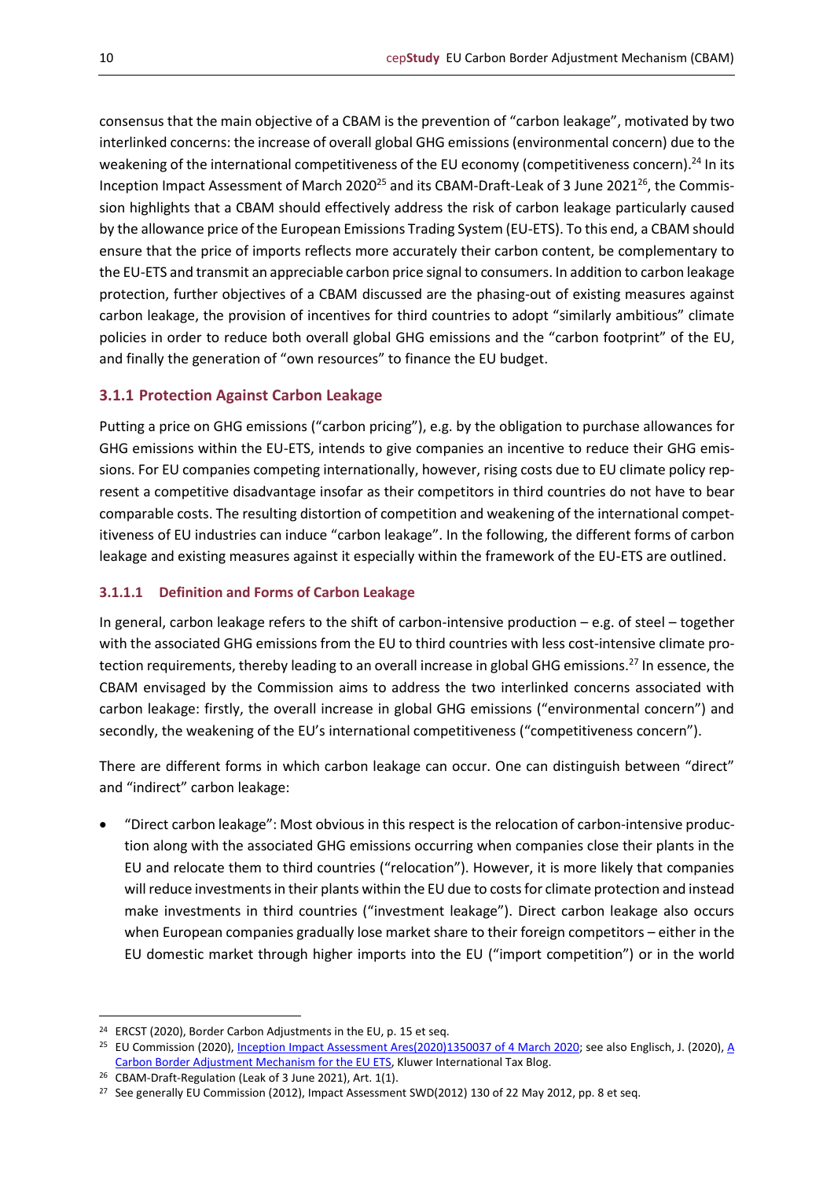consensus that the main objective of a CBAM is the prevention of "carbon leakage", motivated by two interlinked concerns: the increase of overall global GHG emissions (environmental concern) due to the weakening of the international competitiveness of the EU economy (competitiveness concern).[24] In its Inception Impact Assessment of March 2020[25] and its CBAM-Draft-Leak of 3 June 2021[26], the Commission highlights that a CBAM should effectively address the risk of carbon leakage particularly caused by the allowance price of the European Emissions Trading System (EU-ETS). To this end, a CBAM should ensure that the price of imports reflects more accurately their carbon content, be complementary to the EU-ETS and transmit an appreciable carbon price signal to consumers. In addition to carbon leakage protection, further objectives of a CBAM discussed are the phasing-out of existing measures against carbon leakage, the provision of incentives for third countries to adopt "similarly ambitious" climate policies in order to reduce both overall global GHG emissions and the "carbon footprint" of the EU, and finally the generation of "own resources" to finance the EU budget.

### 3.1.1 Protection Against Carbon Leakage

Putting a price on GHG emissions ("carbon pricing"), e.g. by the obligation to purchase allowances for GHG emissions within the EU-ETS, intends to give companies an incentive to reduce their GHG emissions. For EU companies competing internationally, however, rising costs due to EU climate policy represent a competitive disadvantage insofar as their competitors in third countries do not have to bear comparable costs. The resulting distortion of competition and weakening of the international competitiveness of EU industries can induce "carbon leakage". In the following, the different forms of carbon leakage and existing measures against it especially within the framework of the EU-ETS are outlined.

#### 3.1.1.1 Definition and Forms of Carbon Leakage

In general, carbon leakage refers to the shift of carbon-intensive production – e.g. of steel – together with the associated GHG emissions from the EU to third countries with less cost-intensive climate protection requirements, thereby leading to an overall increase in global GHG emissions.[27] In essence, the CBAM envisaged by the Commission aims to address the two interlinked concerns associated with carbon leakage: firstly, the overall increase in global GHG emissions ("environmental concern") and secondly, the weakening of the EU's international competitiveness ("competitiveness concern").

There are different forms in which carbon leakage can occur. One can distinguish between "direct" and "indirect" carbon leakage:

- "Direct carbon leakage": Most obvious in this respect is the relocation of carbon-intensive production along with the associated GHG emissions occurring when companies close their plants in the EU and relocate them to third countries ("relocation"). However, it is more likely that companies will reduce investments in their plants within the EU due to costs for climate protection and instead make investments in third countries ("investment leakage"). Direct carbon leakage also occurs when European companies gradually lose market share to their foreign competitors – either in the EU domestic market through higher imports into the EU ("import competition") or in the world

---

[24] ERCST (2020), Border Carbon Adjustments in the EU, p. 15 et seq.

[25] EU Commission (2020), Inception Impact Assessment Ares(2020)1350037 of 4 March 2020; see also Englisch, J. (2020), A Carbon Border Adjustment Mechanism for the EU ETS, Kluwer International Tax Blog.

[26] CBAM-Draft-Regulation (Leak of 3 June 2021), Art. 1(1).

[27] See generally EU Commission (2012), Impact Assessment SWD(2012) 130 of 22 May 2012, pp. 8 et seq.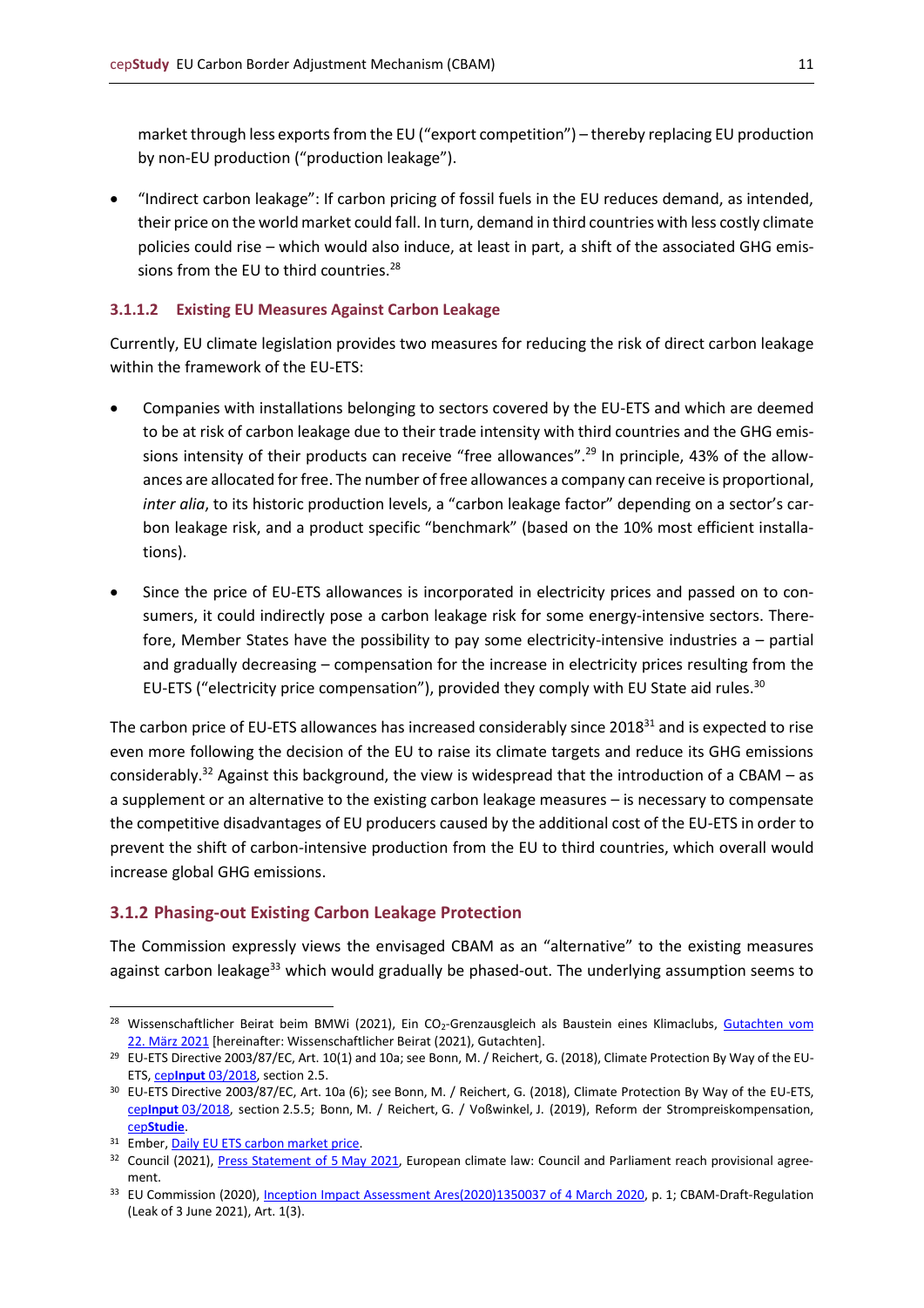market through less exports from the EU ("export competition") – thereby replacing EU production by non-EU production ("production leakage").

- "Indirect carbon leakage": If carbon pricing of fossil fuels in the EU reduces demand, as intended, their price on the world market could fall. In turn, demand in third countries with less costly climate policies could rise – which would also induce, at least in part, a shift of the associated GHG emissions from the EU to third countries.[28]

#### 3.1.1.2 Existing EU Measures Against Carbon Leakage

Currently, EU climate legislation provides two measures for reducing the risk of direct carbon leakage within the framework of the EU-ETS:

- Companies with installations belonging to sectors covered by the EU-ETS and which are deemed to be at risk of carbon leakage due to their trade intensity with third countries and the GHG emissions intensity of their products can receive "free allowances".[29] In principle, 43% of the allowances are allocated for free. The number of free allowances a company can receive is proportional, *inter alia*, to its historic production levels, a "carbon leakage factor" depending on a sector's carbon leakage risk, and a product specific "benchmark" (based on the 10% most efficient installations).
- Since the price of EU-ETS allowances is incorporated in electricity prices and passed on to consumers, it could indirectly pose a carbon leakage risk for some energy-intensive sectors. Therefore, Member States have the possibility to pay some electricity-intensive industries a – partial and gradually decreasing – compensation for the increase in electricity prices resulting from the EU-ETS ("electricity price compensation"), provided they comply with EU State aid rules.[30]

The carbon price of EU-ETS allowances has increased considerably since 2018[31] and is expected to rise even more following the decision of the EU to raise its climate targets and reduce its GHG emissions considerably.[32] Against this background, the view is widespread that the introduction of a CBAM – as a supplement or an alternative to the existing carbon leakage measures – is necessary to compensate the competitive disadvantages of EU producers caused by the additional cost of the EU-ETS in order to prevent the shift of carbon-intensive production from the EU to third countries, which overall would increase global GHG emissions.

### 3.1.2 Phasing-out Existing Carbon Leakage Protection

The Commission expressly views the envisaged CBAM as an "alternative" to the existing measures against carbon leakage[33] which would gradually be phased-out. The underlying assumption seems to

---

[28] Wissenschaftlicher Beirat beim BMWi (2021), Ein $CO_2$-Grenzausgleich als Baustein eines Klimaclubs, Gutachten vom 22. März 2021 [hereinafter: Wissenschaftlicher Beirat (2021), Gutachten].

[29] EU-ETS Directive 2003/87/EC, Art. 10(1) and 10a; see Bonn, M. / Reichert, G. (2018), Climate Protection By Way of the EU-ETS, cep**Input** 03/2018, section 2.5.

[30] EU-ETS Directive 2003/87/EC, Art. 10a (6); see Bonn, M. / Reichert, G. (2018), Climate Protection By Way of the EU-ETS, cep**Input** 03/2018, section 2.5.5; Bonn, M. / Reichert, G. / Voßwinkel, J. (2019), Reform der Strompreiskompensation, cep**Studie**.

[31] Ember, Daily EU ETS carbon market price.

[32] Council (2021), Press Statement of 5 May 2021, European climate law: Council and Parliament reach provisional agreement.

[33] EU Commission (2020), Inception Impact Assessment Ares(2020)1350037 of 4 March 2020, p. 1; CBAM-Draft-Regulation (Leak of 3 June 2021), Art. 1(3).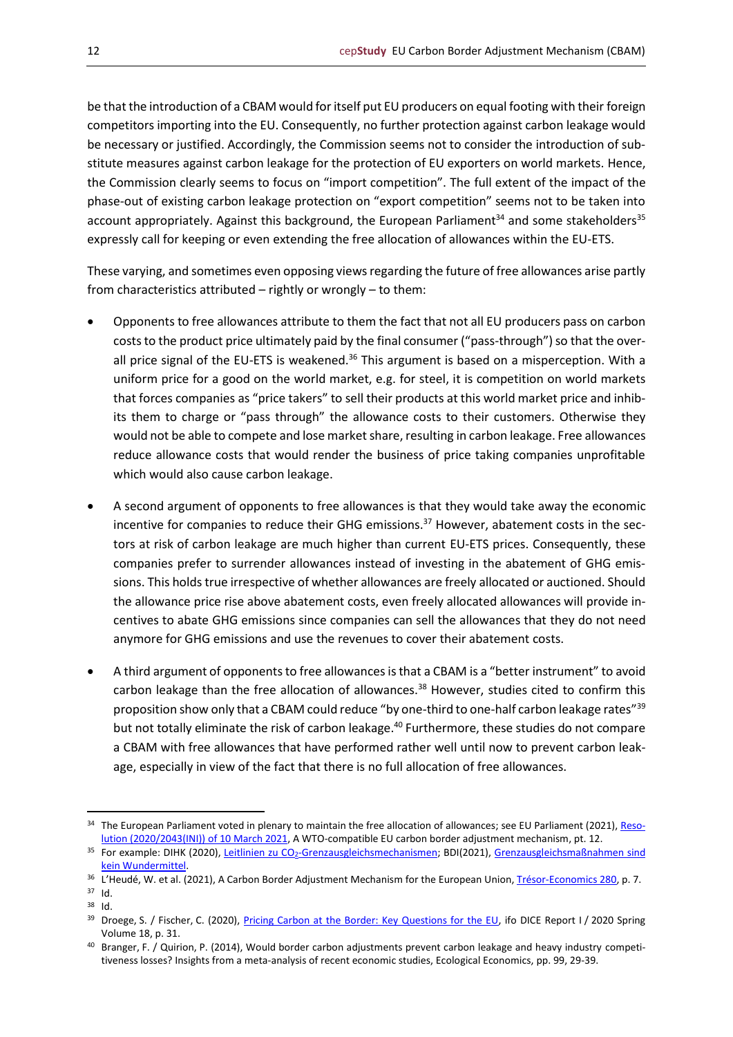be that the introduction of a CBAM would for itself put EU producers on equal footing with their foreign competitors importing into the EU. Consequently, no further protection against carbon leakage would be necessary or justified. Accordingly, the Commission seems not to consider the introduction of substitute measures against carbon leakage for the protection of EU exporters on world markets. Hence, the Commission clearly seems to focus on "import competition". The full extent of the impact of the phase-out of existing carbon leakage protection on "export competition" seems not to be taken into account appropriately. Against this background, the European Parliament[34] and some stakeholders[35] expressly call for keeping or even extending the free allocation of allowances within the EU-ETS.

These varying, and sometimes even opposing views regarding the future of free allowances arise partly from characteristics attributed – rightly or wrongly – to them:

- Opponents to free allowances attribute to them the fact that not all EU producers pass on carbon costs to the product price ultimately paid by the final consumer ("pass-through") so that the overall price signal of the EU-ETS is weakened.[36] This argument is based on a misperception. With a uniform price for a good on the world market, e.g. for steel, it is competition on world markets that forces companies as "price takers" to sell their products at this world market price and inhibits them to charge or "pass through" the allowance costs to their customers. Otherwise they would not be able to compete and lose market share, resulting in carbon leakage. Free allowances reduce allowance costs that would render the business of price taking companies unprofitable which would also cause carbon leakage.

- A second argument of opponents to free allowances is that they would take away the economic incentive for companies to reduce their GHG emissions.[37] However, abatement costs in the sectors at risk of carbon leakage are much higher than current EU-ETS prices. Consequently, these companies prefer to surrender allowances instead of investing in the abatement of GHG emissions. This holds true irrespective of whether allowances are freely allocated or auctioned. Should the allowance price rise above abatement costs, even freely allocated allowances will provide incentives to abate GHG emissions since companies can sell the allowances that they do not need anymore for GHG emissions and use the revenues to cover their abatement costs.

- A third argument of opponents to free allowances is that a CBAM is a "better instrument" to avoid carbon leakage than the free allocation of allowances.[38] However, studies cited to confirm this proposition show only that a CBAM could reduce "by one-third to one-half carbon leakage rates"[39] but not totally eliminate the risk of carbon leakage.[40] Furthermore, these studies do not compare a CBAM with free allowances that have performed rather well until now to prevent carbon leakage, especially in view of the fact that there is no full allocation of free allowances.

---

[34] The European Parliament voted in plenary to maintain the free allocation of allowances; see EU Parliament (2021), Resolution (2020/2043(INI)) of 10 March 2021, A WTO-compatible EU carbon border adjustment mechanism, pt. 12.

[35] For example: DIHK (2020), Leitlinien zu $CO_2$-Grenzausgleichsmechanismen; BDI(2021), Grenzausgleichsmaßnahmen sind kein Wundermittel.

[36] L'Heudé, W. et al. (2021), A Carbon Border Adjustment Mechanism for the European Union, Trésor-Economics 280, p. 7.

[37] Id.

[38] Id.

[39] Droege, S. / Fischer, C. (2020), Pricing Carbon at the Border: Key Questions for the EU, ifo DICE Report I / 2020 Spring Volume 18, p. 31.

[40] Branger, F. / Quirion, P. (2014), Would border carbon adjustments prevent carbon leakage and heavy industry competitiveness losses? Insights from a meta-analysis of recent economic studies, Ecological Economics, pp. 99, 29-39.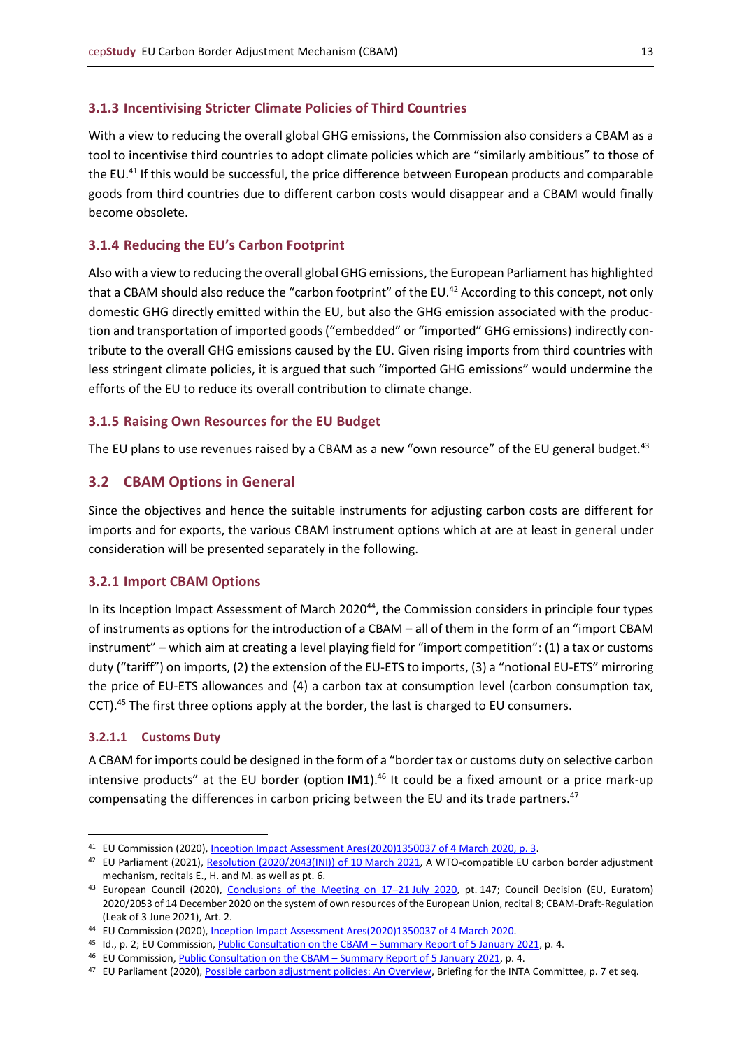### 3.1.3 Incentivising Stricter Climate Policies of Third Countries

With a view to reducing the overall global GHG emissions, the Commission also considers a CBAM as a tool to incentivise third countries to adopt climate policies which are "similarly ambitious" to those of the EU.[41] If this would be successful, the price difference between European products and comparable goods from third countries due to different carbon costs would disappear and a CBAM would finally become obsolete.

### 3.1.4 Reducing the EU's Carbon Footprint

Also with a view to reducing the overall global GHG emissions, the European Parliament has highlighted that a CBAM should also reduce the "carbon footprint" of the EU.[42] According to this concept, not only domestic GHG directly emitted within the EU, but also the GHG emission associated with the production and transportation of imported goods ("embedded" or "imported" GHG emissions) indirectly contribute to the overall GHG emissions caused by the EU. Given rising imports from third countries with less stringent climate policies, it is argued that such "imported GHG emissions" would undermine the efforts of the EU to reduce its overall contribution to climate change.

### 3.1.5 Raising Own Resources for the EU Budget

The EU plans to use revenues raised by a CBAM as a new "own resource" of the EU general budget.[43]

## 3.2 CBAM Options in General

Since the objectives and hence the suitable instruments for adjusting carbon costs are different for imports and for exports, the various CBAM instrument options which at are at least in general under consideration will be presented separately in the following.

### 3.2.1 Import CBAM Options

In its Inception Impact Assessment of March 2020[44], the Commission considers in principle four types of instruments as options for the introduction of a CBAM – all of them in the form of an "import CBAM instrument" – which aim at creating a level playing field for "import competition": (1) a tax or customs duty ("tariff") on imports, (2) the extension of the EU-ETS to imports, (3) a "notional EU-ETS" mirroring the price of EU-ETS allowances and (4) a carbon tax at consumption level (carbon consumption tax, CCT).[45] The first three options apply at the border, the last is charged to EU consumers.

#### 3.2.1.1 Customs Duty

A CBAM for imports could be designed in the form of a "border tax or customs duty on selective carbon intensive products" at the EU border (option **IM1**).[46] It could be a fixed amount or a price mark-up compensating the differences in carbon pricing between the EU and its trade partners.[47]

---

[41] EU Commission (2020), Inception Impact Assessment Ares(2020)1350037 of 4 March 2020, p. 3.

[42] EU Parliament (2021), Resolution (2020/2043(INI)) of 10 March 2021, A WTO-compatible EU carbon border adjustment mechanism, recitals E., H. and M. as well as pt. 6.

[43] European Council (2020), Conclusions of the Meeting on 17–21 July 2020, pt. 147; Council Decision (EU, Euratom) 2020/2053 of 14 December 2020 on the system of own resources of the European Union, recital 8; CBAM-Draft-Regulation (Leak of 3 June 2021), Art. 2.

[44] EU Commission (2020), Inception Impact Assessment Ares(2020)1350037 of 4 March 2020.

[45] Id., p. 2; EU Commission, Public Consultation on the CBAM – Summary Report of 5 January 2021, p. 4.

[46] EU Commission, Public Consultation on the CBAM – Summary Report of 5 January 2021, p. 4.

[47] EU Parliament (2020), Possible carbon adjustment policies: An Overview, Briefing for the INTA Committee, p. 7 et seq.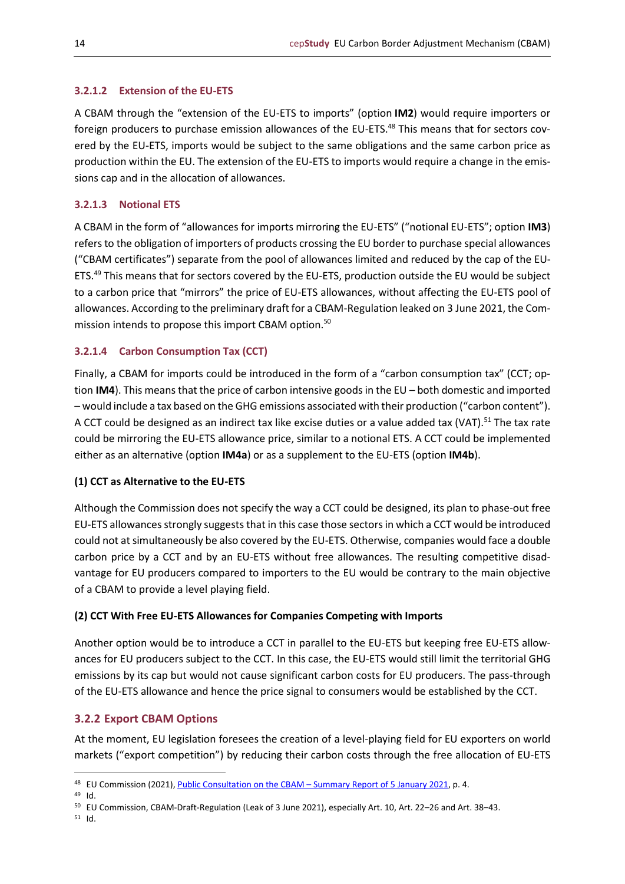#### 3.2.1.2 Extension of the EU-ETS

A CBAM through the "extension of the EU-ETS to imports" (option **IM2**) would require importers or foreign producers to purchase emission allowances of the EU-ETS.[48] This means that for sectors covered by the EU-ETS, imports would be subject to the same obligations and the same carbon price as production within the EU. The extension of the EU-ETS to imports would require a change in the emissions cap and in the allocation of allowances.

#### 3.2.1.3 Notional ETS

A CBAM in the form of "allowances for imports mirroring the EU-ETS" ("notional EU-ETS"; option **IM3**) refers to the obligation of importers of products crossing the EU border to purchase special allowances ("CBAM certificates") separate from the pool of allowances limited and reduced by the cap of the EU-ETS.[49] This means that for sectors covered by the EU-ETS, production outside the EU would be subject to a carbon price that "mirrors" the price of EU-ETS allowances, without affecting the EU-ETS pool of allowances. According to the preliminary draft for a CBAM-Regulation leaked on 3 June 2021, the Commission intends to propose this import CBAM option.[50]

#### 3.2.1.4 Carbon Consumption Tax (CCT)

Finally, a CBAM for imports could be introduced in the form of a "carbon consumption tax" (CCT; option **IM4**). This means that the price of carbon intensive goods in the EU – both domestic and imported – would include a tax based on the GHG emissions associated with their production ("carbon content"). A CCT could be designed as an indirect tax like excise duties or a value added tax (VAT).[51] The tax rate could be mirroring the EU-ETS allowance price, similar to a notional ETS. A CCT could be implemented either as an alternative (option **IM4a**) or as a supplement to the EU-ETS (option **IM4b**).

**(1) CCT as Alternative to the EU-ETS**

Although the Commission does not specify the way a CCT could be designed, its plan to phase-out free EU-ETS allowances strongly suggests that in this case those sectors in which a CCT would be introduced could not at simultaneously be also covered by the EU-ETS. Otherwise, companies would face a double carbon price by a CCT and by an EU-ETS without free allowances. The resulting competitive disadvantage for EU producers compared to importers to the EU would be contrary to the main objective of a CBAM to provide a level playing field.

**(2) CCT With Free EU-ETS Allowances for Companies Competing with Imports**

Another option would be to introduce a CCT in parallel to the EU-ETS but keeping free EU-ETS allowances for EU producers subject to the CCT. In this case, the EU-ETS would still limit the territorial GHG emissions by its cap but would not cause significant carbon costs for EU producers. The pass-through of the EU-ETS allowance and hence the price signal to consumers would be established by the CCT.

### 3.2.2 Export CBAM Options

At the moment, EU legislation foresees the creation of a level-playing field for EU exporters on world markets ("export competition") by reducing their carbon costs through the free allocation of EU-ETS

---

[48] EU Commission (2021), Public Consultation on the CBAM – Summary Report of 5 January 2021, p. 4.

[49] Id.

[50] EU Commission, CBAM-Draft-Regulation (Leak of 3 June 2021), especially Art. 10, Art. 22–26 and Art. 38–43.

[51] Id.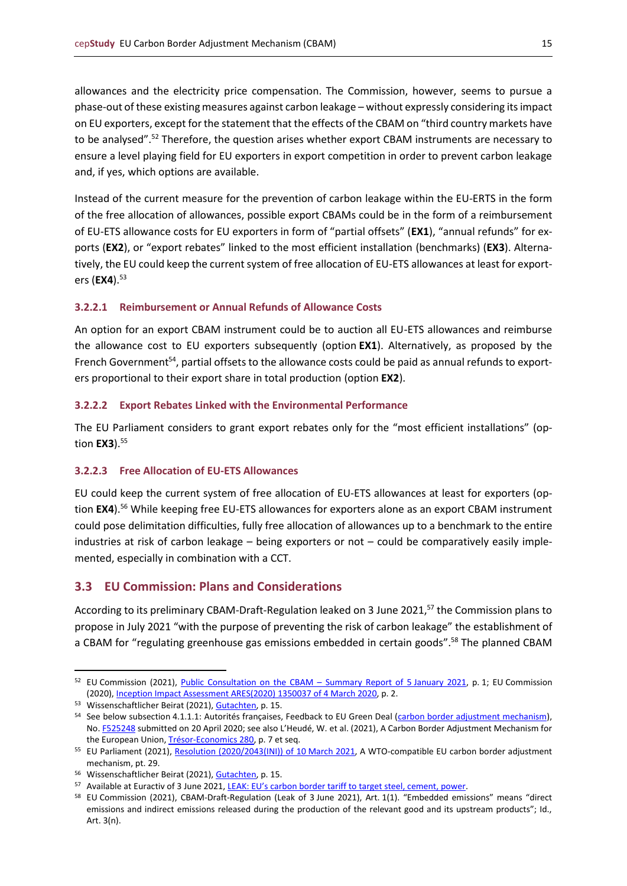allowances and the electricity price compensation. The Commission, however, seems to pursue a phase-out of these existing measures against carbon leakage – without expressly considering its impact on EU exporters, except for the statement that the effects of the CBAM on "third country markets have to be analysed".[52] Therefore, the question arises whether export CBAM instruments are necessary to ensure a level playing field for EU exporters in export competition in order to prevent carbon leakage and, if yes, which options are available.

Instead of the current measure for the prevention of carbon leakage within the EU-ERTS in the form of the free allocation of allowances, possible export CBAMs could be in the form of a reimbursement of EU-ETS allowance costs for EU exporters in form of "partial offsets" (**EX1**), "annual refunds" for exports (**EX2**), or "export rebates" linked to the most efficient installation (benchmarks) (**EX3**). Alternatively, the EU could keep the current system of free allocation of EU-ETS allowances at least for exporters (**EX4**).[53]

#### 3.2.2.1 Reimbursement or Annual Refunds of Allowance Costs

An option for an export CBAM instrument could be to auction all EU-ETS allowances and reimburse the allowance cost to EU exporters subsequently (option **EX1**). Alternatively, as proposed by the French Government[54], partial offsets to the allowance costs could be paid as annual refunds to exporters proportional to their export share in total production (option **EX2**).

#### 3.2.2.2 Export Rebates Linked with the Environmental Performance

The EU Parliament considers to grant export rebates only for the "most efficient installations" (option **EX3**).[55]

#### 3.2.2.3 Free Allocation of EU-ETS Allowances

EU could keep the current system of free allocation of EU-ETS allowances at least for exporters (option **EX4**).[56] While keeping free EU-ETS allowances for exporters alone as an export CBAM instrument could pose delimitation difficulties, fully free allocation of allowances up to a benchmark to the entire industries at risk of carbon leakage – being exporters or not – could be comparatively easily implemented, especially in combination with a CCT.

## 3.3 EU Commission: Plans and Considerations

According to its preliminary CBAM-Draft-Regulation leaked on 3 June 2021,[57] the Commission plans to propose in July 2021 "with the purpose of preventing the risk of carbon leakage" the establishment of a CBAM for "regulating greenhouse gas emissions embedded in certain goods".[58] The planned CBAM

---

[52] EU Commission (2021), Public Consultation on the CBAM – Summary Report of 5 January 2021, p. 1; EU Commission (2020), Inception Impact Assessment ARES(2020) 1350037 of 4 March 2020, p. 2.

[53] Wissenschaftlicher Beirat (2021), Gutachten, p. 15.

[54] See below subsection 4.1.1.1: Autorités françaises, Feedback to EU Green Deal (carbon border adjustment mechanism), No. F525248 submitted on 20 April 2020; see also L'Heudé, W. et al. (2021), A Carbon Border Adjustment Mechanism for the European Union, Trésor-Economics 280, p. 7 et seq.

[55] EU Parliament (2021), Resolution (2020/2043(INI)) of 10 March 2021, A WTO-compatible EU carbon border adjustment mechanism, pt. 29.

[56] Wissenschaftlicher Beirat (2021), Gutachten, p. 15.

[57] Available at Euractiv of 3 June 2021, LEAK: EU's carbon border tariff to target steel, cement, power.

[58] EU Commission (2021), CBAM-Draft-Regulation (Leak of 3 June 2021), Art. 1(1). "Embedded emissions" means "direct emissions and indirect emissions released during the production of the relevant good and its upstream products"; Id., Art. 3(n).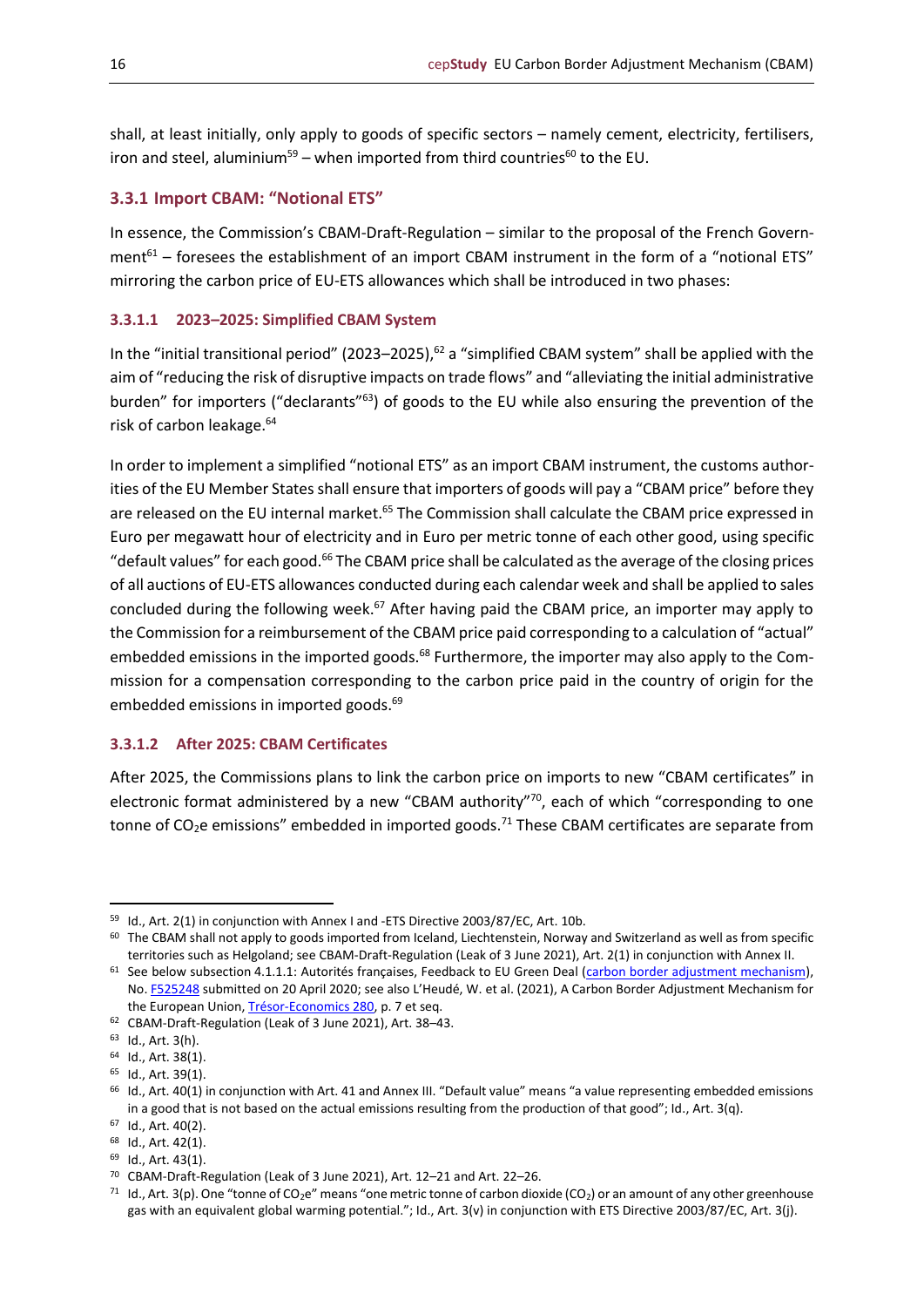shall, at least initially, only apply to goods of specific sectors – namely cement, electricity, fertilisers, iron and steel, aluminium[59] – when imported from third countries[60] to the EU.

### 3.3.1 Import CBAM: "Notional ETS"

In essence, the Commission's CBAM-Draft-Regulation – similar to the proposal of the French Government[61] – foresees the establishment of an import CBAM instrument in the form of a "notional ETS" mirroring the carbon price of EU-ETS allowances which shall be introduced in two phases:

#### 3.3.1.1 2023–2025: Simplified CBAM System

In the "initial transitional period" (2023–2025),[62] a "simplified CBAM system" shall be applied with the aim of "reducing the risk of disruptive impacts on trade flows" and "alleviating the initial administrative burden" for importers ("declarants"[63]) of goods to the EU while also ensuring the prevention of the risk of carbon leakage.[64]

In order to implement a simplified "notional ETS" as an import CBAM instrument, the customs authorities of the EU Member States shall ensure that importers of goods will pay a "CBAM price" before they are released on the EU internal market.[65] The Commission shall calculate the CBAM price expressed in Euro per megawatt hour of electricity and in Euro per metric tonne of each other good, using specific "default values" for each good.[66] The CBAM price shall be calculated as the average of the closing prices of all auctions of EU-ETS allowances conducted during each calendar week and shall be applied to sales concluded during the following week.[67] After having paid the CBAM price, an importer may apply to the Commission for a reimbursement of the CBAM price paid corresponding to a calculation of "actual" embedded emissions in the imported goods.[68] Furthermore, the importer may also apply to the Commission for a compensation corresponding to the carbon price paid in the country of origin for the embedded emissions in imported goods.[69]

#### 3.3.1.2 After 2025: CBAM Certificates

After 2025, the Commissions plans to link the carbon price on imports to new "CBAM certificates" in electronic format administered by a new "CBAM authority"[70], each of which "corresponding to one tonne of $CO_2$e emissions" embedded in imported goods.[71] These CBAM certificates are separate from

---

[59] Id., Art. 2(1) in conjunction with Annex I and -ETS Directive 2003/87/EC, Art. 10b.

[60] The CBAM shall not apply to goods imported from Iceland, Liechtenstein, Norway and Switzerland as well as from specific territories such as Helgoland; see CBAM-Draft-Regulation (Leak of 3 June 2021), Art. 2(1) in conjunction with Annex II.

[61] See below subsection 4.1.1.1: Autorités françaises, Feedback to EU Green Deal (carbon border adjustment mechanism), No. F525248 submitted on 20 April 2020; see also L'Heudé, W. et al. (2021), A Carbon Border Adjustment Mechanism for the European Union, Trésor-Economics 280, p. 7 et seq.

[62] CBAM-Draft-Regulation (Leak of 3 June 2021), Art. 38–43.

[63] Id., Art. 3(h).

[64] Id., Art. 38(1).

[65] Id., Art. 39(1).

[66] Id., Art. 40(1) in conjunction with Art. 41 and Annex III. "Default value" means "a value representing embedded emissions in a good that is not based on the actual emissions resulting from the production of that good"; Id., Art. 3(q).

[67] Id., Art. 40(2).

[68] Id., Art. 42(1).

[69] Id., Art. 43(1).

[70] CBAM-Draft-Regulation (Leak of 3 June 2021), Art. 12–21 and Art. 22–26.

[71] Id., Art. 3(p). One "tonne of $CO_2$e" means "one metric tonne of carbon dioxide ($CO_2$) or an amount of any other greenhouse gas with an equivalent global warming potential."; Id., Art. 3(v) in conjunction with ETS Directive 2003/87/EC, Art. 3(j).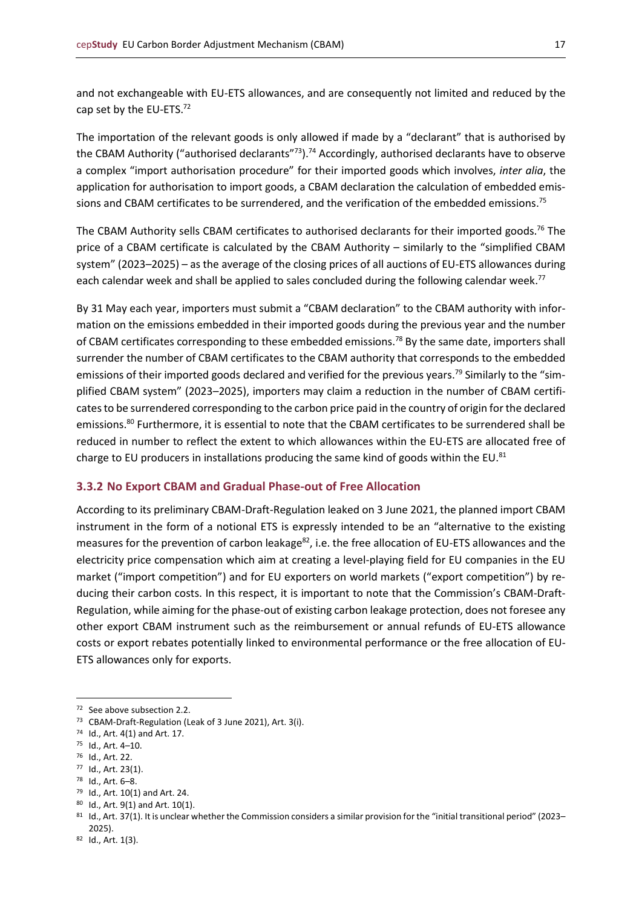and not exchangeable with EU-ETS allowances, and are consequently not limited and reduced by the cap set by the EU-ETS.[72]

The importation of the relevant goods is only allowed if made by a "declarant" that is authorised by the CBAM Authority ("authorised declarants"[73]).[74] Accordingly, authorised declarants have to observe a complex "import authorisation procedure" for their imported goods which involves, *inter alia*, the application for authorisation to import goods, a CBAM declaration the calculation of embedded emissions and CBAM certificates to be surrendered, and the verification of the embedded emissions.[75]

The CBAM Authority sells CBAM certificates to authorised declarants for their imported goods.[76] The price of a CBAM certificate is calculated by the CBAM Authority – similarly to the "simplified CBAM system" (2023–2025) – as the average of the closing prices of all auctions of EU-ETS allowances during each calendar week and shall be applied to sales concluded during the following calendar week.[77]

By 31 May each year, importers must submit a "CBAM declaration" to the CBAM authority with information on the emissions embedded in their imported goods during the previous year and the number of CBAM certificates corresponding to these embedded emissions.[78] By the same date, importers shall surrender the number of CBAM certificates to the CBAM authority that corresponds to the embedded emissions of their imported goods declared and verified for the previous years.[79] Similarly to the "simplified CBAM system" (2023–2025), importers may claim a reduction in the number of CBAM certificates to be surrendered corresponding to the carbon price paid in the country of origin for the declared emissions.[80] Furthermore, it is essential to note that the CBAM certificates to be surrendered shall be reduced in number to reflect the extent to which allowances within the EU-ETS are allocated free of charge to EU producers in installations producing the same kind of goods within the EU.[81]

### 3.3.2 No Export CBAM and Gradual Phase-out of Free Allocation

According to its preliminary CBAM-Draft-Regulation leaked on 3 June 2021, the planned import CBAM instrument in the form of a notional ETS is expressly intended to be an "alternative to the existing measures for the prevention of carbon leakage[82], i.e. the free allocation of EU-ETS allowances and the electricity price compensation which aim at creating a level-playing field for EU companies in the EU market ("import competition") and for EU exporters on world markets ("export competition") by reducing their carbon costs. In this respect, it is important to note that the Commission's CBAM-Draft-Regulation, while aiming for the phase-out of existing carbon leakage protection, does not foresee any other export CBAM instrument such as the reimbursement or annual refunds of EU-ETS allowance costs or export rebates potentially linked to environmental performance or the free allocation of EU-ETS allowances only for exports.

---

[72] See above subsection 2.2.

[73] CBAM-Draft-Regulation (Leak of 3 June 2021), Art. 3(i).

[74] Id., Art. 4(1) and Art. 17.

[75] Id., Art. 4–10.

[76] Id., Art. 22.

[77] Id., Art. 23(1).

[78] Id., Art. 6–8.

[79] Id., Art. 10(1) and Art. 24.

[80] Id., Art. 9(1) and Art. 10(1).

[81] Id., Art. 37(1). It is unclear whether the Commission considers a similar provision for the "initial transitional period" (2023–2025).

[82] Id., Art. 1(3).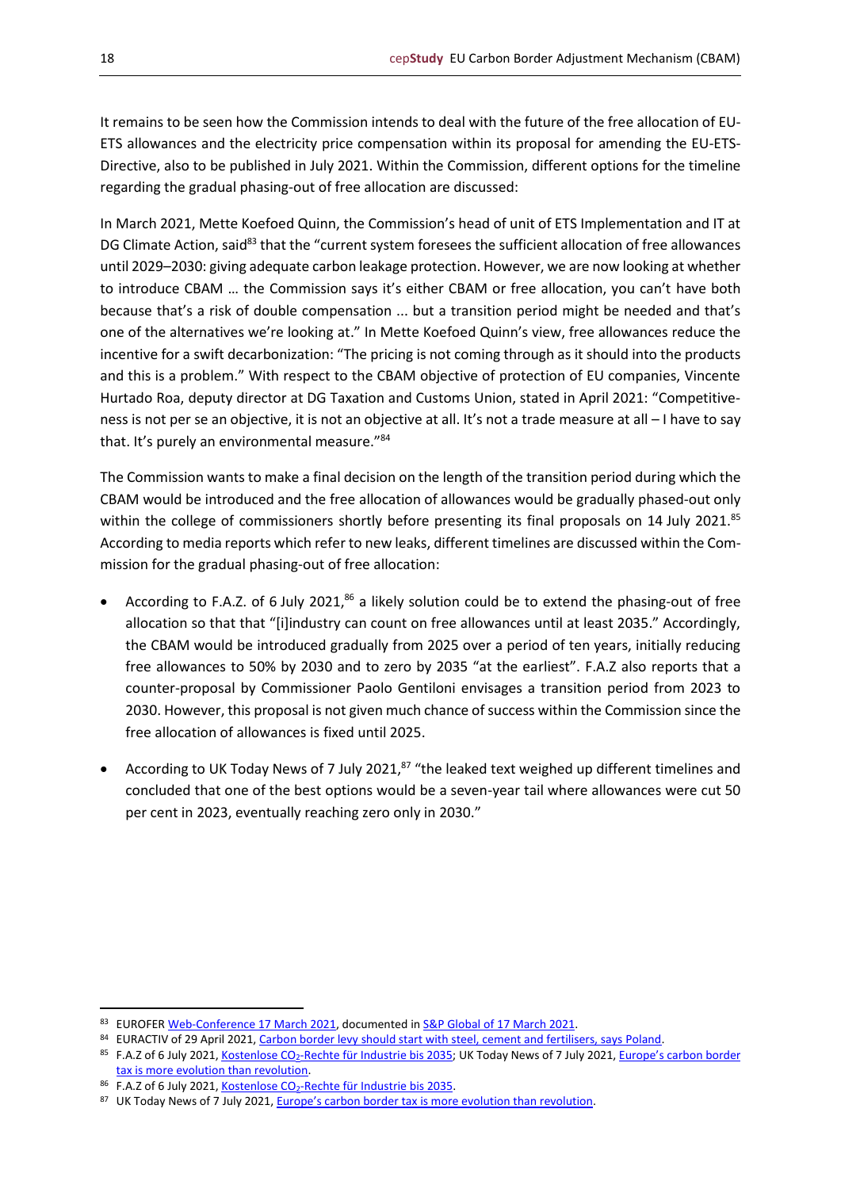It remains to be seen how the Commission intends to deal with the future of the free allocation of EU-ETS allowances and the electricity price compensation within its proposal for amending the EU-ETS-Directive, also to be published in July 2021. Within the Commission, different options for the timeline regarding the gradual phasing-out of free allocation are discussed:

In March 2021, Mette Koefoed Quinn, the Commission's head of unit of ETS Implementation and IT at DG Climate Action, said[83] that the "current system foresees the sufficient allocation of free allowances until 2029–2030: giving adequate carbon leakage protection. However, we are now looking at whether to introduce CBAM … the Commission says it's either CBAM or free allocation, you can't have both because that's a risk of double compensation ... but a transition period might be needed and that's one of the alternatives we're looking at." In Mette Koefoed Quinn's view, free allowances reduce the incentive for a swift decarbonization: "The pricing is not coming through as it should into the products and this is a problem." With respect to the CBAM objective of protection of EU companies, Vincente Hurtado Roa, deputy director at DG Taxation and Customs Union, stated in April 2021: "Competitiveness is not per se an objective, it is not an objective at all. It's not a trade measure at all – I have to say that. It's purely an environmental measure."[84]

The Commission wants to make a final decision on the length of the transition period during which the CBAM would be introduced and the free allocation of allowances would be gradually phased-out only within the college of commissioners shortly before presenting its final proposals on 14 July 2021.[85] According to media reports which refer to new leaks, different timelines are discussed within the Commission for the gradual phasing-out of free allocation:

- According to F.A.Z. of 6 July 2021,[86] a likely solution could be to extend the phasing-out of free allocation so that that "[i]industry can count on free allowances until at least 2035." Accordingly, the CBAM would be introduced gradually from 2025 over a period of ten years, initially reducing free allowances to 50% by 2030 and to zero by 2035 "at the earliest". F.A.Z also reports that a counter-proposal by Commissioner Paolo Gentiloni envisages a transition period from 2023 to 2030. However, this proposal is not given much chance of success within the Commission since the free allocation of allowances is fixed until 2025.
- According to UK Today News of 7 July 2021,[87] "the leaked text weighed up different timelines and concluded that one of the best options would be a seven-year tail where allowances were cut 50 per cent in 2023, eventually reaching zero only in 2030."

---

[83] EUROFER Web-Conference 17 March 2021, documented in S&P Global of 17 March 2021.

[84] EURACTIV of 29 April 2021, Carbon border levy should start with steel, cement and fertilisers, says Poland.

[85] F.A.Z of 6 July 2021, Kostenlose $CO_2$-Rechte für Industrie bis 2035; UK Today News of 7 July 2021, Europe's carbon border tax is more evolution than revolution.

[86] F.A.Z of 6 July 2021, Kostenlose $CO_2$-Rechte für Industrie bis 2035.

[87] UK Today News of 7 July 2021, Europe's carbon border tax is more evolution than revolution.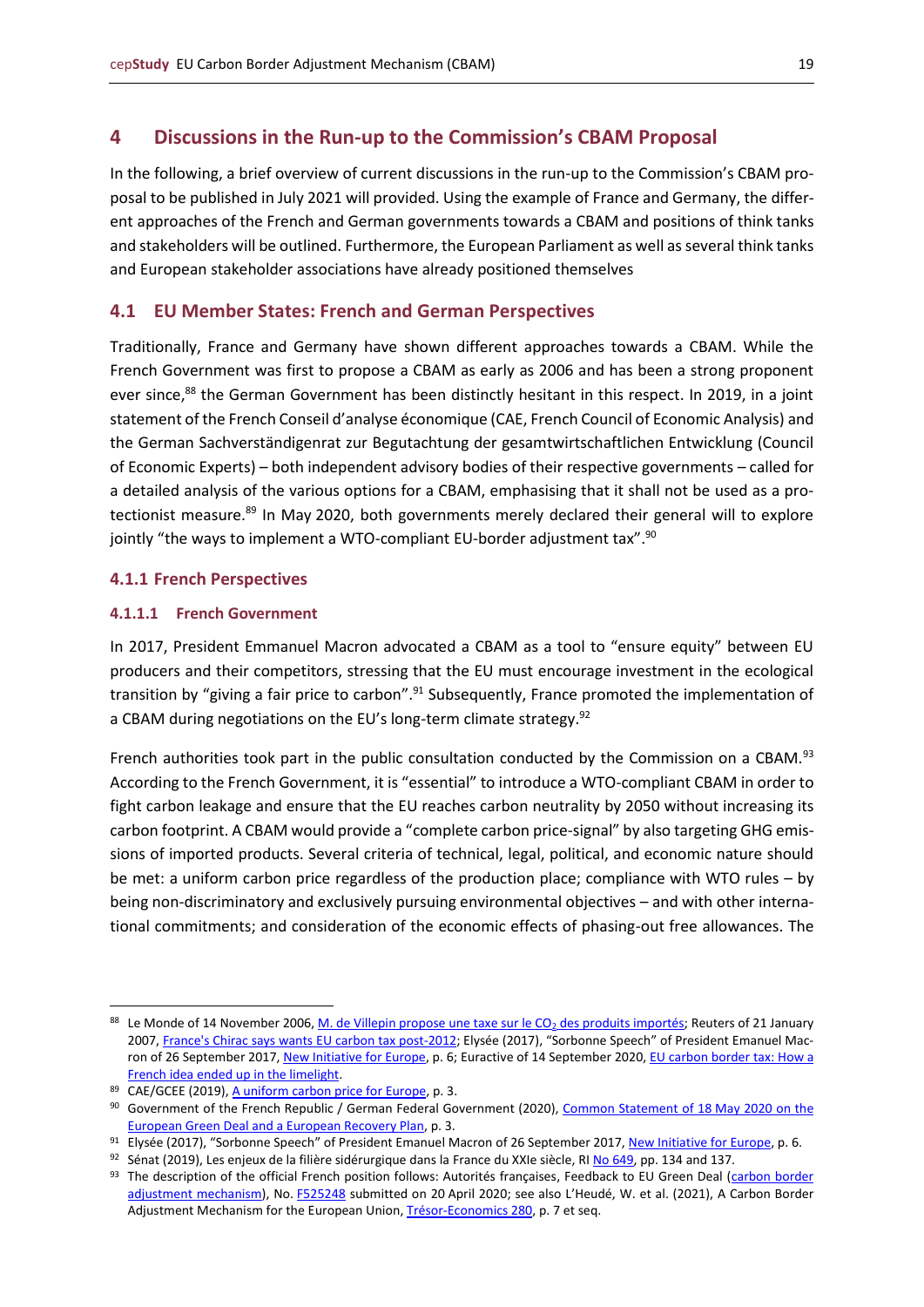# 4 Discussions in the Run-up to the Commission's CBAM Proposal

In the following, a brief overview of current discussions in the run-up to the Commission's CBAM proposal to be published in July 2021 will provided. Using the example of France and Germany, the different approaches of the French and German governments towards a CBAM and positions of think tanks and stakeholders will be outlined. Furthermore, the European Parliament as well as several think tanks and European stakeholder associations have already positioned themselves

## 4.1 EU Member States: French and German Perspectives

Traditionally, France and Germany have shown different approaches towards a CBAM. While the French Government was first to propose a CBAM as early as 2006 and has been a strong proponent ever since,[88] the German Government has been distinctly hesitant in this respect. In 2019, in a joint statement of the French Conseil d'analyse économique (CAE, French Council of Economic Analysis) and the German Sachverständigenrat zur Begutachtung der gesamtwirtschaftlichen Entwicklung (Council of Economic Experts) – both independent advisory bodies of their respective governments – called for a detailed analysis of the various options for a CBAM, emphasising that it shall not be used as a protectionist measure.[89] In May 2020, both governments merely declared their general will to explore jointly "the ways to implement a WTO-compliant EU-border adjustment tax".[90]

### 4.1.1 French Perspectives

#### 4.1.1.1 French Government

In 2017, President Emmanuel Macron advocated a CBAM as a tool to "ensure equity" between EU producers and their competitors, stressing that the EU must encourage investment in the ecological transition by "giving a fair price to carbon".[91] Subsequently, France promoted the implementation of a CBAM during negotiations on the EU's long-term climate strategy.[92]

French authorities took part in the public consultation conducted by the Commission on a CBAM.[93] According to the French Government, it is "essential" to introduce a WTO-compliant CBAM in order to fight carbon leakage and ensure that the EU reaches carbon neutrality by 2050 without increasing its carbon footprint. A CBAM would provide a "complete carbon price-signal" by also targeting GHG emissions of imported products. Several criteria of technical, legal, political, and economic nature should be met: a uniform carbon price regardless of the production place; compliance with WTO rules – by being non-discriminatory and exclusively pursuing environmental objectives – and with other international commitments; and consideration of the economic effects of phasing-out free allowances. The

---

[88] Le Monde of 14 November 2006, M. de Villepin propose une taxe sur le $CO_2$ des produits importés; Reuters of 21 January 2007, France's Chirac says wants EU carbon tax post-2012; Elysée (2017), "Sorbonne Speech" of President Emanuel Macron of 26 September 2017, New Initiative for Europe, p. 6; Euractive of 14 September 2020, EU carbon border tax: How a French idea ended up in the limelight.

[89] CAE/GCEE (2019), A uniform carbon price for Europe, p. 3.

[90] Government of the French Republic / German Federal Government (2020), Common Statement of 18 May 2020 on the European Green Deal and a European Recovery Plan, p. 3.

[91] Elysée (2017), "Sorbonne Speech" of President Emanuel Macron of 26 September 2017, New Initiative for Europe, p. 6.

[92] Sénat (2019), Les enjeux de la filière sidérurgique dans la France du XXIe siècle, RI No 649, pp. 134 and 137.

[93] The description of the official French position follows: Autorités françaises, Feedback to EU Green Deal (carbon border adjustment mechanism), No. F525248 submitted on 20 April 2020; see also L'Heudé, W. et al. (2021), A Carbon Border Adjustment Mechanism for the European Union, Trésor-Economics 280, p. 7 et seq.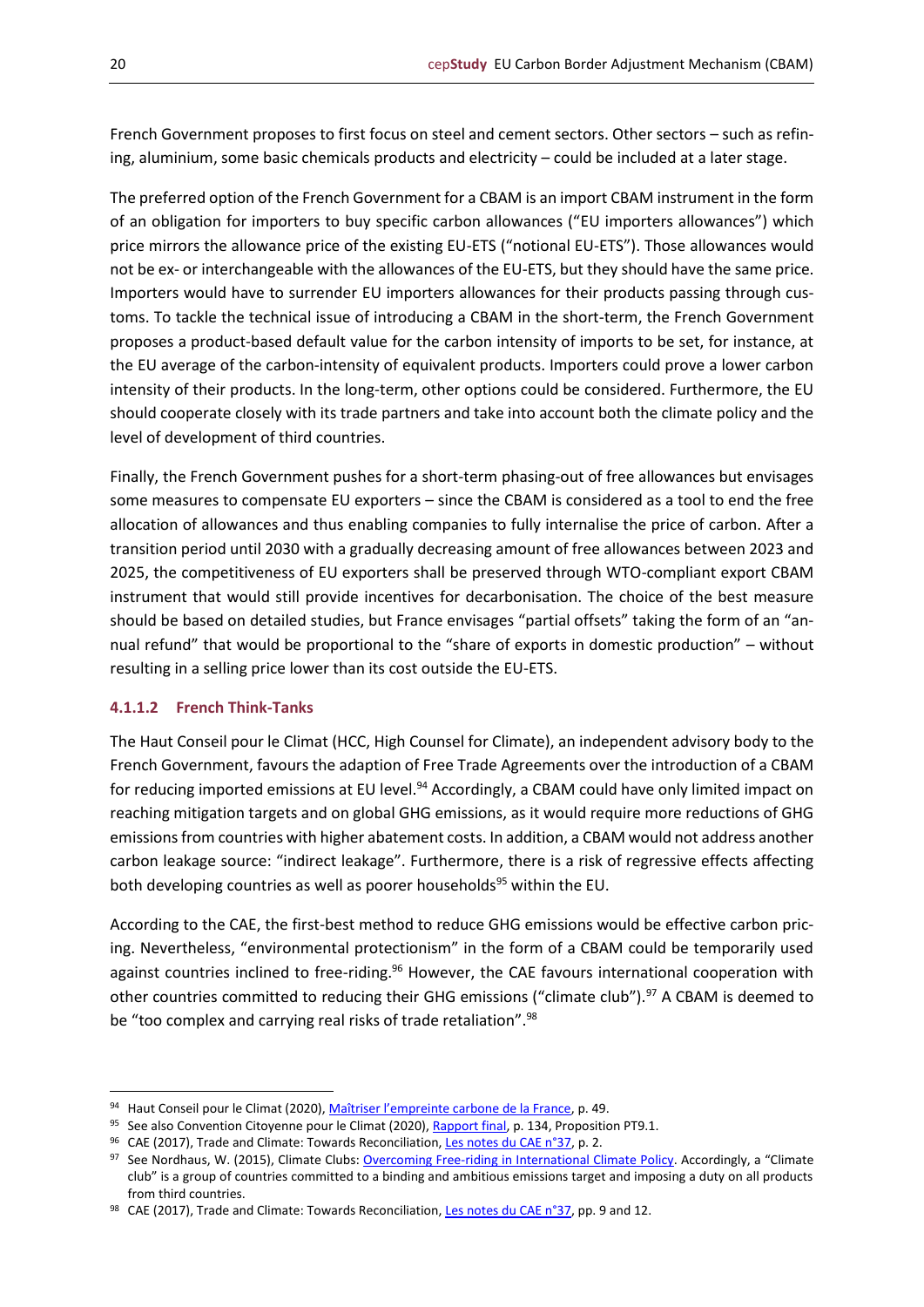French Government proposes to first focus on steel and cement sectors. Other sectors – such as refining, aluminium, some basic chemicals products and electricity – could be included at a later stage.

The preferred option of the French Government for a CBAM is an import CBAM instrument in the form of an obligation for importers to buy specific carbon allowances ("EU importers allowances") which price mirrors the allowance price of the existing EU-ETS ("notional EU-ETS"). Those allowances would not be ex- or interchangeable with the allowances of the EU-ETS, but they should have the same price. Importers would have to surrender EU importers allowances for their products passing through customs. To tackle the technical issue of introducing a CBAM in the short-term, the French Government proposes a product-based default value for the carbon intensity of imports to be set, for instance, at the EU average of the carbon-intensity of equivalent products. Importers could prove a lower carbon intensity of their products. In the long-term, other options could be considered. Furthermore, the EU should cooperate closely with its trade partners and take into account both the climate policy and the level of development of third countries.

Finally, the French Government pushes for a short-term phasing-out of free allowances but envisages some measures to compensate EU exporters – since the CBAM is considered as a tool to end the free allocation of allowances and thus enabling companies to fully internalise the price of carbon. After a transition period until 2030 with a gradually decreasing amount of free allowances between 2023 and 2025, the competitiveness of EU exporters shall be preserved through WTO-compliant export CBAM instrument that would still provide incentives for decarbonisation. The choice of the best measure should be based on detailed studies, but France envisages "partial offsets" taking the form of an "annual refund" that would be proportional to the "share of exports in domestic production" – without resulting in a selling price lower than its cost outside the EU-ETS.

#### 4.1.1.2 French Think-Tanks

The Haut Conseil pour le Climat (HCC, High Counsel for Climate), an independent advisory body to the French Government, favours the adaption of Free Trade Agreements over the introduction of a CBAM for reducing imported emissions at EU level.[94] Accordingly, a CBAM could have only limited impact on reaching mitigation targets and on global GHG emissions, as it would require more reductions of GHG emissions from countries with higher abatement costs. In addition, a CBAM would not address another carbon leakage source: "indirect leakage". Furthermore, there is a risk of regressive effects affecting both developing countries as well as poorer households[95] within the EU.

According to the CAE, the first-best method to reduce GHG emissions would be effective carbon pricing. Nevertheless, "environmental protectionism" in the form of a CBAM could be temporarily used against countries inclined to free-riding.[96] However, the CAE favours international cooperation with other countries committed to reducing their GHG emissions ("climate club").[97] A CBAM is deemed to be "too complex and carrying real risks of trade retaliation".[98]

---

[94] Haut Conseil pour le Climat (2020), Maîtriser l'empreinte carbone de la France, p. 49.

[95] See also Convention Citoyenne pour le Climat (2020), Rapport final, p. 134, Proposition PT9.1.

[96] CAE (2017), Trade and Climate: Towards Reconciliation, Les notes du CAE n°37, p. 2.

[97] See Nordhaus, W. (2015), Climate Clubs: Overcoming Free-riding in International Climate Policy. Accordingly, a "Climate club" is a group of countries committed to a binding and ambitious emissions target and imposing a duty on all products from third countries.

[98] CAE (2017), Trade and Climate: Towards Reconciliation, Les notes du CAE n°37, pp. 9 and 12.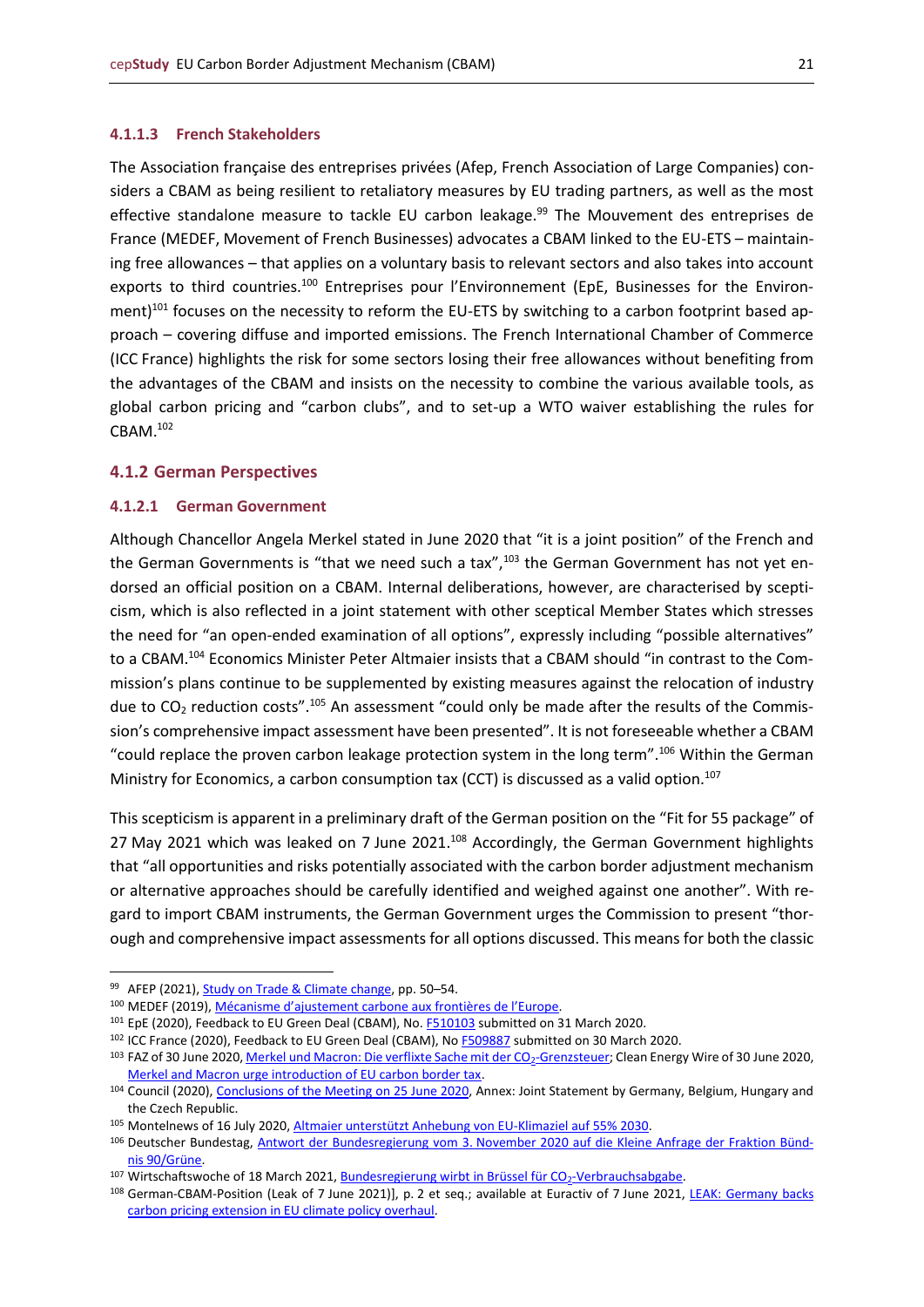#### 4.1.1.3 French Stakeholders

The Association française des entreprises privées (Afep, French Association of Large Companies) considers a CBAM as being resilient to retaliatory measures by EU trading partners, as well as the most effective standalone measure to tackle EU carbon leakage.[99] The Mouvement des entreprises de France (MEDEF, Movement of French Businesses) advocates a CBAM linked to the EU-ETS – maintaining free allowances – that applies on a voluntary basis to relevant sectors and also takes into account exports to third countries.[100] Entreprises pour l'Environnement (EpE, Businesses for the Environment)[101] focuses on the necessity to reform the EU-ETS by switching to a carbon footprint based approach – covering diffuse and imported emissions. The French International Chamber of Commerce (ICC France) highlights the risk for some sectors losing their free allowances without benefiting from the advantages of the CBAM and insists on the necessity to combine the various available tools, as global carbon pricing and "carbon clubs", and to set-up a WTO waiver establishing the rules for CBAM.[102]

### 4.1.2 German Perspectives

#### 4.1.2.1 German Government

Although Chancellor Angela Merkel stated in June 2020 that "it is a joint position" of the French and the German Governments is "that we need such a tax",[103] the German Government has not yet endorsed an official position on a CBAM. Internal deliberations, however, are characterised by scepticism, which is also reflected in a joint statement with other sceptical Member States which stresses the need for "an open-ended examination of all options", expressly including "possible alternatives" to a CBAM.[104] Economics Minister Peter Altmaier insists that a CBAM should "in contrast to the Commission's plans continue to be supplemented by existing measures against the relocation of industry due to $CO_2$ reduction costs".[105] An assessment "could only be made after the results of the Commission's comprehensive impact assessment have been presented". It is not foreseeable whether a CBAM "could replace the proven carbon leakage protection system in the long term".[106] Within the German Ministry for Economics, a carbon consumption tax (CCT) is discussed as a valid option.[107]

This scepticism is apparent in a preliminary draft of the German position on the "Fit for 55 package" of 27 May 2021 which was leaked on 7 June 2021.[108] Accordingly, the German Government highlights that "all opportunities and risks potentially associated with the carbon border adjustment mechanism or alternative approaches should be carefully identified and weighed against one another". With regard to import CBAM instruments, the German Government urges the Commission to present "thorough and comprehensive impact assessments for all options discussed. This means for both the classic

---

[99] AFEP (2021), Study on Trade & Climate change, pp. 50–54.

[100] MEDEF (2019), Mécanisme d'ajustement carbone aux frontières de l'Europe.

[101] EpE (2020), Feedback to EU Green Deal (CBAM), No. F510103 submitted on 31 March 2020.

[102] ICC France (2020), Feedback to EU Green Deal (CBAM), No F509887 submitted on 30 March 2020.

[103] FAZ of 30 June 2020, Merkel und Macron: Die verflixte Sache mit der $CO_2$-Grenzsteuer; Clean Energy Wire of 30 June 2020, Merkel and Macron urge introduction of EU carbon border tax.

[104] Council (2020), Conclusions of the Meeting on 25 June 2020, Annex: Joint Statement by Germany, Belgium, Hungary and the Czech Republic.

[105] Montelnews of 16 July 2020, Altmaier unterstützt Anhebung von EU-Klimaziel auf 55% 2030.

[106] Deutscher Bundestag, Antwort der Bundesregierung vom 3. November 2020 auf die Kleine Anfrage der Fraktion Bündnis 90/Grüne.

[107] Wirtschaftswoche of 18 March 2021, Bundesregierung wirbt in Brüssel für $CO_2$-Verbrauchsabgabe.

[108] German-CBAM-Position (Leak of 7 June 2021)], p. 2 et seq.; available at Euractiv of 7 June 2021, LEAK: Germany backs carbon pricing extension in EU climate policy overhaul.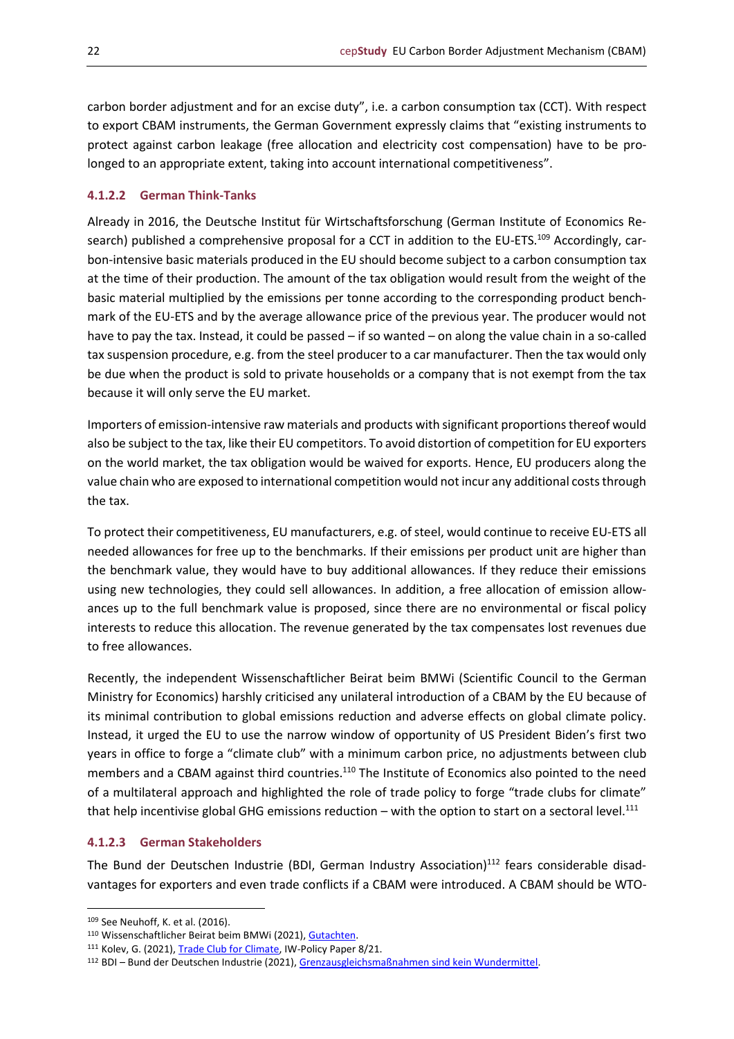carbon border adjustment and for an excise duty", i.e. a carbon consumption tax (CCT). With respect to export CBAM instruments, the German Government expressly claims that "existing instruments to protect against carbon leakage (free allocation and electricity cost compensation) have to be prolonged to an appropriate extent, taking into account international competitiveness".

#### 4.1.2.2 German Think-Tanks

Already in 2016, the Deutsche Institut für Wirtschaftsforschung (German Institute of Economics Research) published a comprehensive proposal for a CCT in addition to the EU-ETS.[109] Accordingly, carbon-intensive basic materials produced in the EU should become subject to a carbon consumption tax at the time of their production. The amount of the tax obligation would result from the weight of the basic material multiplied by the emissions per tonne according to the corresponding product benchmark of the EU-ETS and by the average allowance price of the previous year. The producer would not have to pay the tax. Instead, it could be passed – if so wanted – on along the value chain in a so-called tax suspension procedure, e.g. from the steel producer to a car manufacturer. Then the tax would only be due when the product is sold to private households or a company that is not exempt from the tax because it will only serve the EU market.

Importers of emission-intensive raw materials and products with significant proportions thereof would also be subject to the tax, like their EU competitors. To avoid distortion of competition for EU exporters on the world market, the tax obligation would be waived for exports. Hence, EU producers along the value chain who are exposed to international competition would not incur any additional costs through the tax.

To protect their competitiveness, EU manufacturers, e.g. of steel, would continue to receive EU-ETS all needed allowances for free up to the benchmarks. If their emissions per product unit are higher than the benchmark value, they would have to buy additional allowances. If they reduce their emissions using new technologies, they could sell allowances. In addition, a free allocation of emission allowances up to the full benchmark value is proposed, since there are no environmental or fiscal policy interests to reduce this allocation. The revenue generated by the tax compensates lost revenues due to free allowances.

Recently, the independent Wissenschaftlicher Beirat beim BMWi (Scientific Council to the German Ministry for Economics) harshly criticised any unilateral introduction of a CBAM by the EU because of its minimal contribution to global emissions reduction and adverse effects on global climate policy. Instead, it urged the EU to use the narrow window of opportunity of US President Biden's first two years in office to forge a "climate club" with a minimum carbon price, no adjustments between club members and a CBAM against third countries.[110] The Institute of Economics also pointed to the need of a multilateral approach and highlighted the role of trade policy to forge "trade clubs for climate" that help incentivise global GHG emissions reduction – with the option to start on a sectoral level.[111]

#### 4.1.2.3 German Stakeholders

The Bund der Deutschen Industrie (BDI, German Industry Association)[112] fears considerable disadvantages for exporters and even trade conflicts if a CBAM were introduced. A CBAM should be WTO-

---

[109] See Neuhoff, K. et al. (2016).

[110] Wissenschaftlicher Beirat beim BMWi (2021), Gutachten.

[111] Kolev, G. (2021), Trade Club for Climate, IW-Policy Paper 8/21.

[112] BDI – Bund der Deutschen Industrie (2021), Grenzausgleichsmaßnahmen sind kein Wundermittel.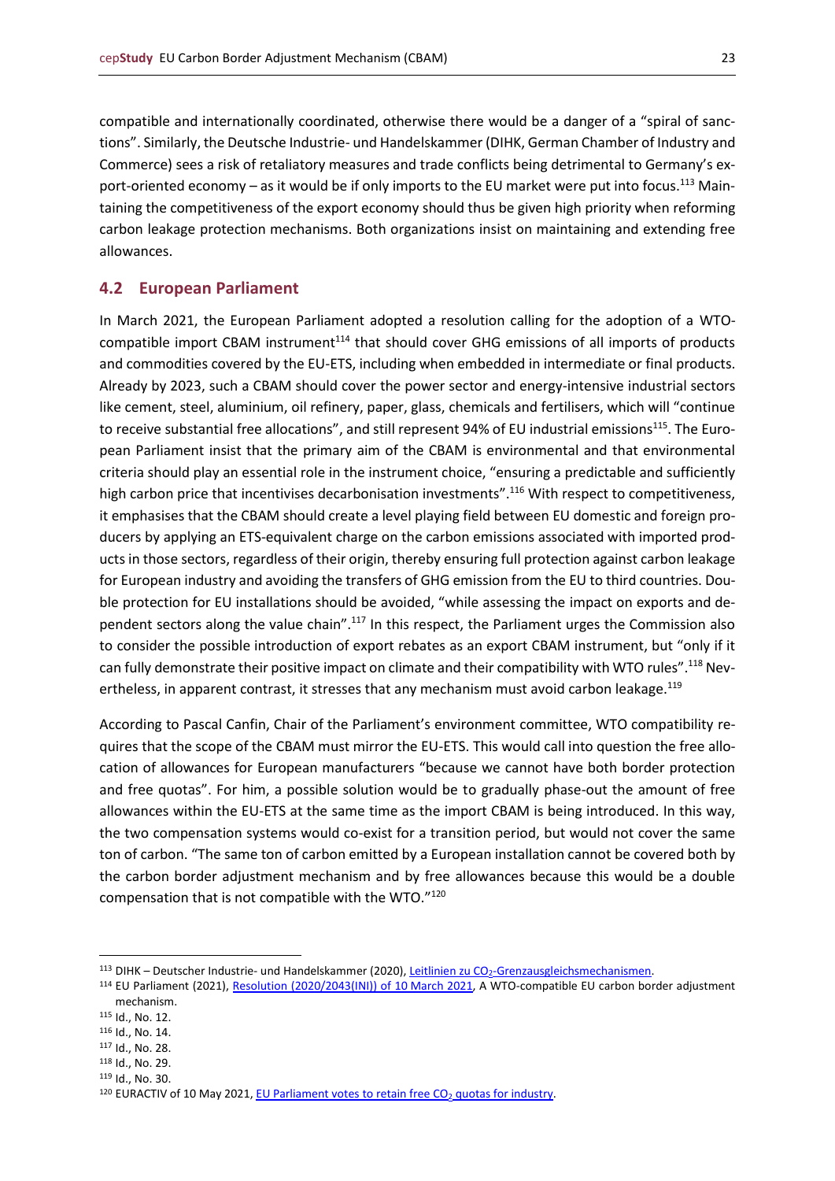compatible and internationally coordinated, otherwise there would be a danger of a "spiral of sanctions". Similarly, the Deutsche Industrie- und Handelskammer (DIHK, German Chamber of Industry and Commerce) sees a risk of retaliatory measures and trade conflicts being detrimental to Germany's export-oriented economy – as it would be if only imports to the EU market were put into focus.[113] Maintaining the competitiveness of the export economy should thus be given high priority when reforming carbon leakage protection mechanisms. Both organizations insist on maintaining and extending free allowances.

## 4.2 European Parliament

In March 2021, the European Parliament adopted a resolution calling for the adoption of a WTO-compatible import CBAM instrument[114] that should cover GHG emissions of all imports of products and commodities covered by the EU-ETS, including when embedded in intermediate or final products. Already by 2023, such a CBAM should cover the power sector and energy-intensive industrial sectors like cement, steel, aluminium, oil refinery, paper, glass, chemicals and fertilisers, which will "continue to receive substantial free allocations", and still represent 94% of EU industrial emissions[115]. The European Parliament insist that the primary aim of the CBAM is environmental and that environmental criteria should play an essential role in the instrument choice, "ensuring a predictable and sufficiently high carbon price that incentivises decarbonisation investments".[116] With respect to competitiveness, it emphasises that the CBAM should create a level playing field between EU domestic and foreign producers by applying an ETS-equivalent charge on the carbon emissions associated with imported products in those sectors, regardless of their origin, thereby ensuring full protection against carbon leakage for European industry and avoiding the transfers of GHG emission from the EU to third countries. Double protection for EU installations should be avoided, "while assessing the impact on exports and dependent sectors along the value chain".[117] In this respect, the Parliament urges the Commission also to consider the possible introduction of export rebates as an export CBAM instrument, but "only if it can fully demonstrate their positive impact on climate and their compatibility with WTO rules".[118] Nevertheless, in apparent contrast, it stresses that any mechanism must avoid carbon leakage.[119]

According to Pascal Canfin, Chair of the Parliament's environment committee, WTO compatibility requires that the scope of the CBAM must mirror the EU-ETS. This would call into question the free allocation of allowances for European manufacturers "because we cannot have both border protection and free quotas". For him, a possible solution would be to gradually phase-out the amount of free allowances within the EU-ETS at the same time as the import CBAM is being introduced. In this way, the two compensation systems would co-exist for a transition period, but would not cover the same ton of carbon. "The same ton of carbon emitted by a European installation cannot be covered both by the carbon border adjustment mechanism and by free allowances because this would be a double compensation that is not compatible with the WTO."[120]

---

[113] DIHK – Deutscher Industrie- und Handelskammer (2020), Leitlinien zu $CO_2$-Grenzausgleichsmechanismen.

[114] EU Parliament (2021), Resolution (2020/2043(INI)) of 10 March 2021, A WTO-compatible EU carbon border adjustment mechanism.

[115] Id., No. 12.

[116] Id., No. 14.

[117] Id., No. 28.

[118] Id., No. 29.

[119] Id., No. 30.

[120] EURACTIV of 10 May 2021, EU Parliament votes to retain free $CO_2$ quotas for industry.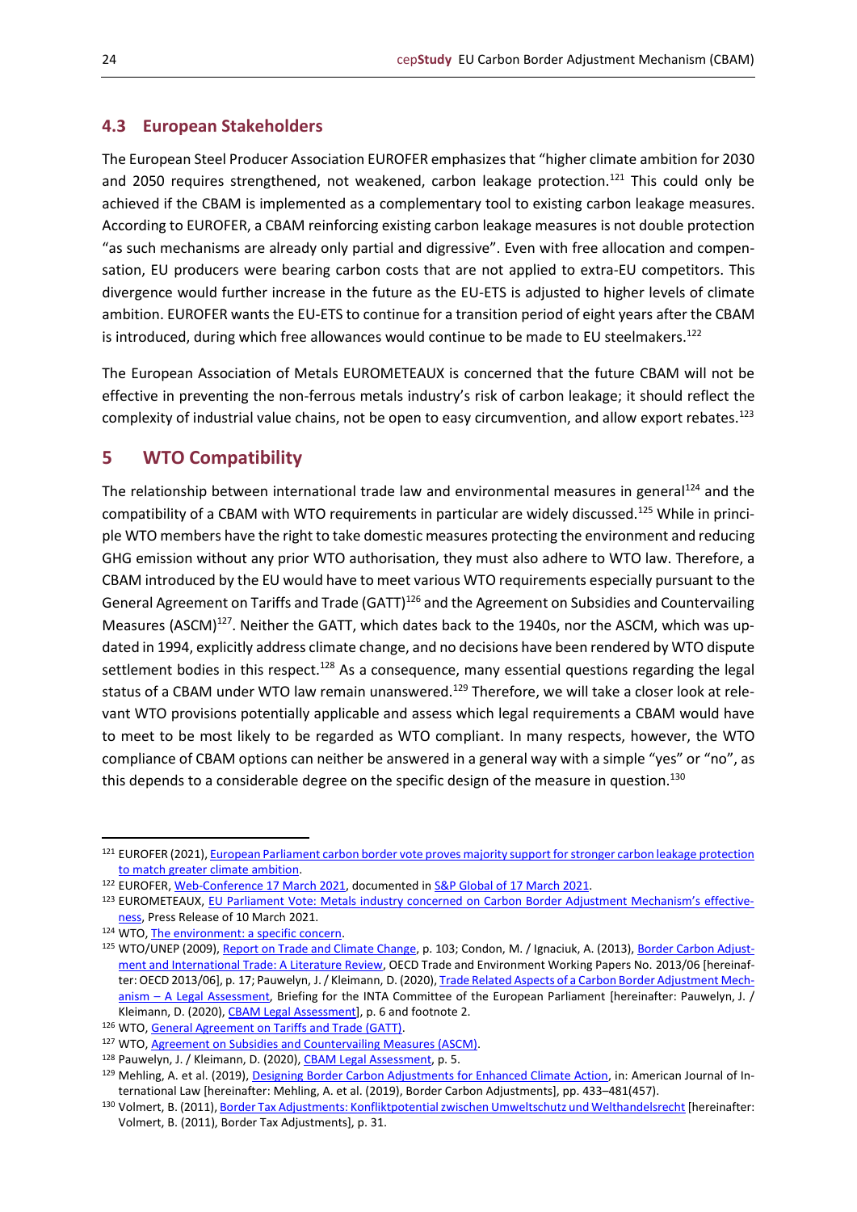## 4.3 European Stakeholders

The European Steel Producer Association EUROFER emphasizes that "higher climate ambition for 2030 and 2050 requires strengthened, not weakened, carbon leakage protection.[121] This could only be achieved if the CBAM is implemented as a complementary tool to existing carbon leakage measures. According to EUROFER, a CBAM reinforcing existing carbon leakage measures is not double protection "as such mechanisms are already only partial and digressive". Even with free allocation and compensation, EU producers were bearing carbon costs that are not applied to extra-EU competitors. This divergence would further increase in the future as the EU-ETS is adjusted to higher levels of climate ambition. EUROFER wants the EU-ETS to continue for a transition period of eight years after the CBAM is introduced, during which free allowances would continue to be made to EU steelmakers.[122]

The European Association of Metals EUROMETEAUX is concerned that the future CBAM will not be effective in preventing the non-ferrous metals industry's risk of carbon leakage; it should reflect the complexity of industrial value chains, not be open to easy circumvention, and allow export rebates.[123]

# 5 WTO Compatibility

The relationship between international trade law and environmental measures in general[124] and the compatibility of a CBAM with WTO requirements in particular are widely discussed.[125] While in principle WTO members have the right to take domestic measures protecting the environment and reducing GHG emission without any prior WTO authorisation, they must also adhere to WTO law. Therefore, a CBAM introduced by the EU would have to meet various WTO requirements especially pursuant to the General Agreement on Tariffs and Trade (GATT)[126] and the Agreement on Subsidies and Countervailing Measures (ASCM)[127]. Neither the GATT, which dates back to the 1940s, nor the ASCM, which was updated in 1994, explicitly address climate change, and no decisions have been rendered by WTO dispute settlement bodies in this respect.[128] As a consequence, many essential questions regarding the legal status of a CBAM under WTO law remain unanswered.[129] Therefore, we will take a closer look at relevant WTO provisions potentially applicable and assess which legal requirements a CBAM would have to meet to be most likely to be regarded as WTO compliant. In many respects, however, the WTO compliance of CBAM options can neither be answered in a general way with a simple "yes" or "no", as this depends to a considerable degree on the specific design of the measure in question.[130]

---

[121] EUROFER (2021), European Parliament carbon border vote proves majority support for stronger carbon leakage protection to match greater climate ambition.

[122] EUROFER, Web-Conference 17 March 2021, documented in S&P Global of 17 March 2021.

[123] EUROMETEAUX, EU Parliament Vote: Metals industry concerned on Carbon Border Adjustment Mechanism's effectiveness, Press Release of 10 March 2021.

[124] WTO, The environment: a specific concern.

[125] WTO/UNEP (2009), Report on Trade and Climate Change, p. 103; Condon, M. / Ignaciuk, A. (2013), Border Carbon Adjustment and International Trade: A Literature Review, OECD Trade and Environment Working Papers No. 2013/06 [hereinafter: OECD 2013/06], p. 17; Pauwelyn, J. / Kleimann, D. (2020), Trade Related Aspects of a Carbon Border Adjustment Mechanism – A Legal Assessment, Briefing for the INTA Committee of the European Parliament [hereinafter: Pauwelyn, J. / Kleimann, D. (2020), CBAM Legal Assessment], p. 6 and footnote 2.

[126] WTO, General Agreement on Tariffs and Trade (GATT).

[127] WTO, Agreement on Subsidies and Countervailing Measures (ASCM).

[128] Pauwelyn, J. / Kleimann, D. (2020), CBAM Legal Assessment, p. 5.

[129] Mehling, A. et al. (2019), Designing Border Carbon Adjustments for Enhanced Climate Action, in: American Journal of International Law [hereinafter: Mehling, A. et al. (2019), Border Carbon Adjustments], pp. 433–481(457).

[130] Volmert, B. (2011), Border Tax Adjustments: Konfliktpotential zwischen Umweltschutz und Welthandelsrecht [hereinafter: Volmert, B. (2011), Border Tax Adjustments], p. 31.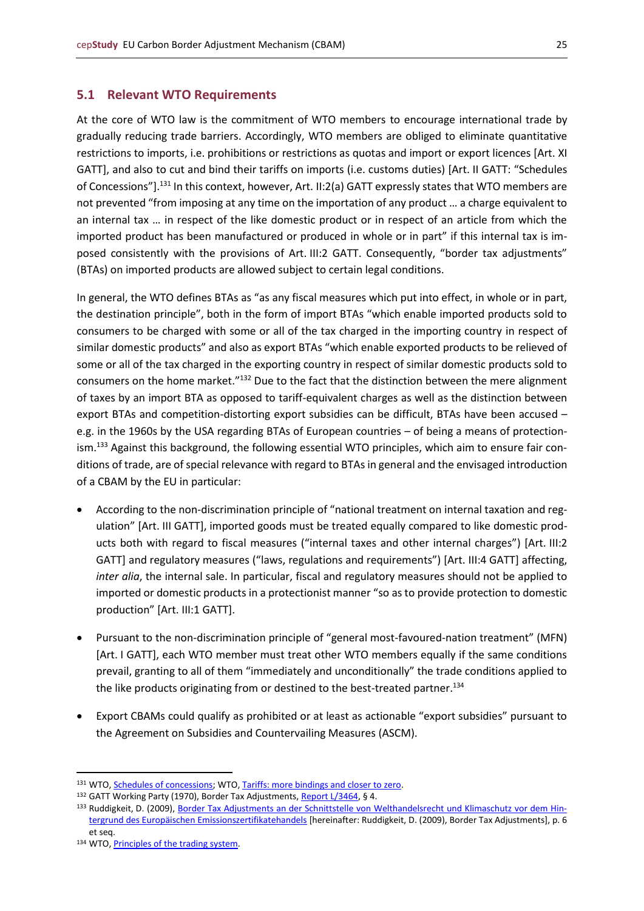## 5.1 Relevant WTO Requirements

At the core of WTO law is the commitment of WTO members to encourage international trade by gradually reducing trade barriers. Accordingly, WTO members are obliged to eliminate quantitative restrictions to imports, i.e. prohibitions or restrictions as quotas and import or export licences [Art. XI GATT], and also to cut and bind their tariffs on imports (i.e. customs duties) [Art. II GATT: "Schedules of Concessions"].[131] In this context, however, Art. II:2(a) GATT expressly states that WTO members are not prevented "from imposing at any time on the importation of any product … a charge equivalent to an internal tax … in respect of the like domestic product or in respect of an article from which the imported product has been manufactured or produced in whole or in part" if this internal tax is imposed consistently with the provisions of Art. III:2 GATT. Consequently, "border tax adjustments" (BTAs) on imported products are allowed subject to certain legal conditions.

In general, the WTO defines BTAs as "as any fiscal measures which put into effect, in whole or in part, the destination principle", both in the form of import BTAs "which enable imported products sold to consumers to be charged with some or all of the tax charged in the importing country in respect of similar domestic products" and also as export BTAs "which enable exported products to be relieved of some or all of the tax charged in the exporting country in respect of similar domestic products sold to consumers on the home market."[132] Due to the fact that the distinction between the mere alignment of taxes by an import BTA as opposed to tariff-equivalent charges as well as the distinction between export BTAs and competition-distorting export subsidies can be difficult, BTAs have been accused – e.g. in the 1960s by the USA regarding BTAs of European countries – of being a means of protectionism.[133] Against this background, the following essential WTO principles, which aim to ensure fair conditions of trade, are of special relevance with regard to BTAs in general and the envisaged introduction of a CBAM by the EU in particular:

- According to the non-discrimination principle of "national treatment on internal taxation and regulation" [Art. III GATT], imported goods must be treated equally compared to like domestic products both with regard to fiscal measures ("internal taxes and other internal charges") [Art. III:2 GATT] and regulatory measures ("laws, regulations and requirements") [Art. III:4 GATT] affecting, *inter alia*, the internal sale. In particular, fiscal and regulatory measures should not be applied to imported or domestic products in a protectionist manner "so as to provide protection to domestic production" [Art. III:1 GATT].
- Pursuant to the non-discrimination principle of "general most-favoured-nation treatment" (MFN) [Art. I GATT], each WTO member must treat other WTO members equally if the same conditions prevail, granting to all of them "immediately and unconditionally" the trade conditions applied to the like products originating from or destined to the best-treated partner.[134]
- Export CBAMs could qualify as prohibited or at least as actionable "export subsidies" pursuant to the Agreement on Subsidies and Countervailing Measures (ASCM).

---

[131] WTO, Schedules of concessions; WTO, Tariffs: more bindings and closer to zero.

[132] GATT Working Party (1970), Border Tax Adjustments, Report L/3464, § 4.

[133] Ruddigkeit, D. (2009), Border Tax Adjustments an der Schnittstelle von Welthandelsrecht und Klimaschutz vor dem Hintergrund des Europäischen Emissionszertifikatehandels [hereinafter: Ruddigkeit, D. (2009), Border Tax Adjustments], p. 6 et seq.

[134] WTO, Principles of the trading system.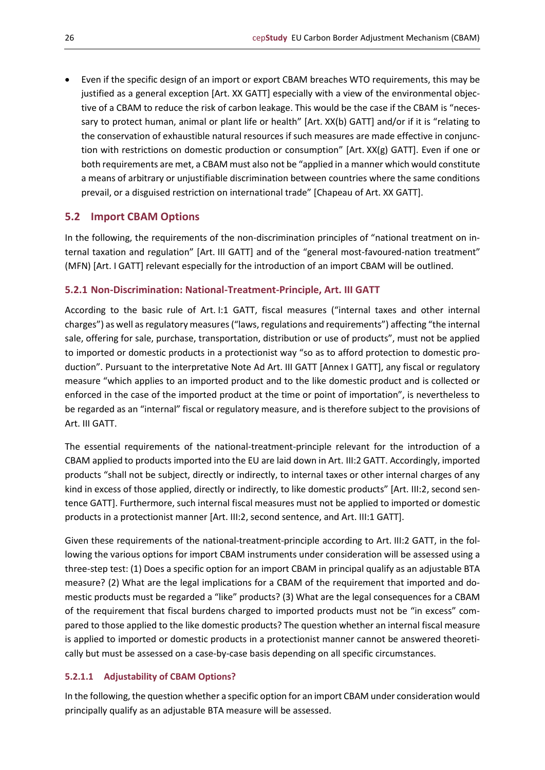- Even if the specific design of an import or export CBAM breaches WTO requirements, this may be justified as a general exception [Art. XX GATT] especially with a view of the environmental objective of a CBAM to reduce the risk of carbon leakage. This would be the case if the CBAM is "necessary to protect human, animal or plant life or health" [Art. XX(b) GATT] and/or if it is "relating to the conservation of exhaustible natural resources if such measures are made effective in conjunction with restrictions on domestic production or consumption" [Art. XX(g) GATT]. Even if one or both requirements are met, a CBAM must also not be "applied in a manner which would constitute a means of arbitrary or unjustifiable discrimination between countries where the same conditions prevail, or a disguised restriction on international trade" [Chapeau of Art. XX GATT].

## 5.2 Import CBAM Options

In the following, the requirements of the non-discrimination principles of "national treatment on internal taxation and regulation" [Art. III GATT] and of the "general most-favoured-nation treatment" (MFN) [Art. I GATT] relevant especially for the introduction of an import CBAM will be outlined.

### 5.2.1 Non-Discrimination: National-Treatment-Principle, Art. III GATT

According to the basic rule of Art. I:1 GATT, fiscal measures ("internal taxes and other internal charges") as well as regulatory measures ("laws, regulations and requirements") affecting "the internal sale, offering for sale, purchase, transportation, distribution or use of products", must not be applied to imported or domestic products in a protectionist way "so as to afford protection to domestic production". Pursuant to the interpretative Note Ad Art. III GATT [Annex I GATT], any fiscal or regulatory measure "which applies to an imported product and to the like domestic product and is collected or enforced in the case of the imported product at the time or point of importation", is nevertheless to be regarded as an "internal" fiscal or regulatory measure, and is therefore subject to the provisions of Art. III GATT.

The essential requirements of the national-treatment-principle relevant for the introduction of a CBAM applied to products imported into the EU are laid down in Art. III:2 GATT. Accordingly, imported products "shall not be subject, directly or indirectly, to internal taxes or other internal charges of any kind in excess of those applied, directly or indirectly, to like domestic products" [Art. III:2, second sentence GATT]. Furthermore, such internal fiscal measures must not be applied to imported or domestic products in a protectionist manner [Art. III:2, second sentence, and Art. III:1 GATT].

Given these requirements of the national-treatment-principle according to Art. III:2 GATT, in the following the various options for import CBAM instruments under consideration will be assessed using a three-step test: (1) Does a specific option for an import CBAM in principal qualify as an adjustable BTA measure? (2) What are the legal implications for a CBAM of the requirement that imported and domestic products must be regarded a "like" products? (3) What are the legal consequences for a CBAM of the requirement that fiscal burdens charged to imported products must not be "in excess" compared to those applied to the like domestic products? The question whether an internal fiscal measure is applied to imported or domestic products in a protectionist manner cannot be answered theoretically but must be assessed on a case-by-case basis depending on all specific circumstances.

#### 5.2.1.1 Adjustability of CBAM Options?

In the following, the question whether a specific option for an import CBAM under consideration would principally qualify as an adjustable BTA measure will be assessed.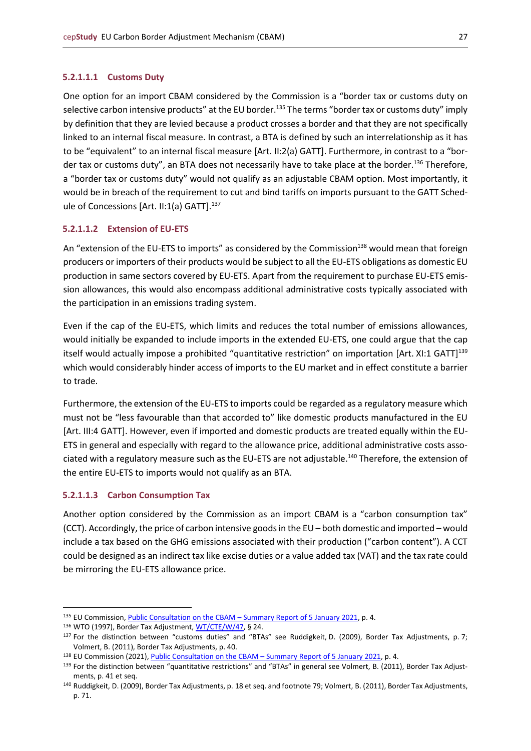##### 5.2.1.1.1 Customs Duty

One option for an import CBAM considered by the Commission is a "border tax or customs duty on selective carbon intensive products" at the EU border.[135] The terms "border tax or customs duty" imply by definition that they are levied because a product crosses a border and that they are not specifically linked to an internal fiscal measure. In contrast, a BTA is defined by such an interrelationship as it has to be "equivalent" to an internal fiscal measure [Art. II:2(a) GATT]. Furthermore, in contrast to a "border tax or customs duty", an BTA does not necessarily have to take place at the border.[136] Therefore, a "border tax or customs duty" would not qualify as an adjustable CBAM option. Most importantly, it would be in breach of the requirement to cut and bind tariffs on imports pursuant to the GATT Schedule of Concessions [Art. II:1(a) GATT].[137]

##### 5.2.1.1.2 Extension of EU-ETS

An "extension of the EU-ETS to imports" as considered by the Commission[138] would mean that foreign producers or importers of their products would be subject to all the EU-ETS obligations as domestic EU production in same sectors covered by EU-ETS. Apart from the requirement to purchase EU-ETS emission allowances, this would also encompass additional administrative costs typically associated with the participation in an emissions trading system.

Even if the cap of the EU-ETS, which limits and reduces the total number of emissions allowances, would initially be expanded to include imports in the extended EU-ETS, one could argue that the cap itself would actually impose a prohibited "quantitative restriction" on importation [Art. XI:1 GATT][139] which would considerably hinder access of imports to the EU market and in effect constitute a barrier to trade.

Furthermore, the extension of the EU-ETS to imports could be regarded as a regulatory measure which must not be "less favourable than that accorded to" like domestic products manufactured in the EU [Art. III:4 GATT]. However, even if imported and domestic products are treated equally within the EU-ETS in general and especially with regard to the allowance price, additional administrative costs associated with a regulatory measure such as the EU-ETS are not adjustable.[140] Therefore, the extension of the entire EU-ETS to imports would not qualify as an BTA.

##### 5.2.1.1.3 Carbon Consumption Tax

Another option considered by the Commission as an import CBAM is a "carbon consumption tax" (CCT). Accordingly, the price of carbon intensive goods in the EU – both domestic and imported – would include a tax based on the GHG emissions associated with their production ("carbon content"). A CCT could be designed as an indirect tax like excise duties or a value added tax (VAT) and the tax rate could be mirroring the EU-ETS allowance price.

---

[135] EU Commission, Public Consultation on the CBAM – Summary Report of 5 January 2021, p. 4.

[136] WTO (1997), Border Tax Adjustment, WT/CTE/W/47, § 24.

[137] For the distinction between "customs duties" and "BTAs" see Ruddigkeit, D. (2009), Border Tax Adjustments, p. 7; Volmert, B. (2011), Border Tax Adjustments, p. 40.

[138] EU Commission (2021), Public Consultation on the CBAM – Summary Report of 5 January 2021, p. 4.

[139] For the distinction between "quantitative restrictions" and "BTAs" in general see Volmert, B. (2011), Border Tax Adjustments, p. 41 et seq.

[140] Ruddigkeit, D. (2009), Border Tax Adjustments, p. 18 et seq. and footnote 79; Volmert, B. (2011), Border Tax Adjustments, p. 71.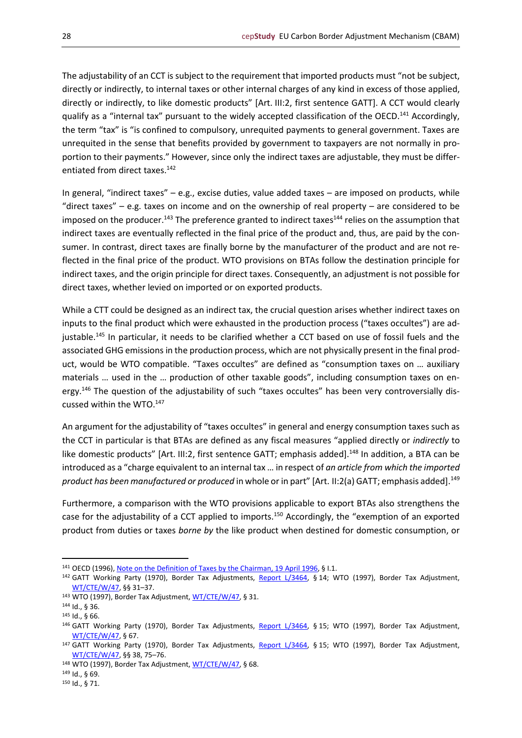The adjustability of an CCT is subject to the requirement that imported products must "not be subject, directly or indirectly, to internal taxes or other internal charges of any kind in excess of those applied, directly or indirectly, to like domestic products" [Art. III:2, first sentence GATT]. A CCT would clearly qualify as a "internal tax" pursuant to the widely accepted classification of the OECD.[141] Accordingly, the term "tax" is "is confined to compulsory, unrequited payments to general government. Taxes are unrequited in the sense that benefits provided by government to taxpayers are not normally in proportion to their payments." However, since only the indirect taxes are adjustable, they must be differentiated from direct taxes.[142]

In general, "indirect taxes" – e.g., excise duties, value added taxes – are imposed on products, while "direct taxes" – e.g. taxes on income and on the ownership of real property – are considered to be imposed on the producer.[143] The preference granted to indirect taxes[144] relies on the assumption that indirect taxes are eventually reflected in the final price of the product and, thus, are paid by the consumer. In contrast, direct taxes are finally borne by the manufacturer of the product and are not reflected in the final price of the product. WTO provisions on BTAs follow the destination principle for indirect taxes, and the origin principle for direct taxes. Consequently, an adjustment is not possible for direct taxes, whether levied on imported or on exported products.

While a CTT could be designed as an indirect tax, the crucial question arises whether indirect taxes on inputs to the final product which were exhausted in the production process ("taxes occultes") are adjustable.[145] In particular, it needs to be clarified whether a CCT based on use of fossil fuels and the associated GHG emissions in the production process, which are not physically present in the final product, would be WTO compatible. "Taxes occultes" are defined as "consumption taxes on … auxiliary materials … used in the … production of other taxable goods", including consumption taxes on energy.[146] The question of the adjustability of such "taxes occultes" has been very controversially discussed within the WTO.[147]

An argument for the adjustability of "taxes occultes" in general and energy consumption taxes such as the CCT in particular is that BTAs are defined as any fiscal measures "applied directly or *indirectly* to like domestic products" [Art. III:2, first sentence GATT; emphasis added].[148] In addition, a BTA can be introduced as a "charge equivalent to an internal tax … in respect of *an article from which the imported product has been manufactured or produced* in whole or in part" [Art. II:2(a) GATT; emphasis added].[149]

Furthermore, a comparison with the WTO provisions applicable to export BTAs also strengthens the case for the adjustability of a CCT applied to imports.[150] Accordingly, the "exemption of an exported product from duties or taxes *borne by* the like product when destined for domestic consumption, or

---

[141] OECD (1996), Note on the Definition of Taxes by the Chairman, 19 April 1996, § I.1.

[142] GATT Working Party (1970), Border Tax Adjustments, Report L/3464, § 14; WTO (1997), Border Tax Adjustment, WT/CTE/W/47, §§ 31–37.

[143] WTO (1997), Border Tax Adjustment, WT/CTE/W/47, § 31.

[144] Id., § 36.

[145] Id., § 66.

[146] GATT Working Party (1970), Border Tax Adjustments, Report L/3464, § 15; WTO (1997), Border Tax Adjustment, WT/CTE/W/47, § 67.

[147] GATT Working Party (1970), Border Tax Adjustments, Report L/3464, § 15; WTO (1997), Border Tax Adjustment, WT/CTE/W/47, §§ 38, 75–76.

[148] WTO (1997), Border Tax Adjustment, WT/CTE/W/47, § 68.

[149] Id., § 69.

[150] Id., § 71.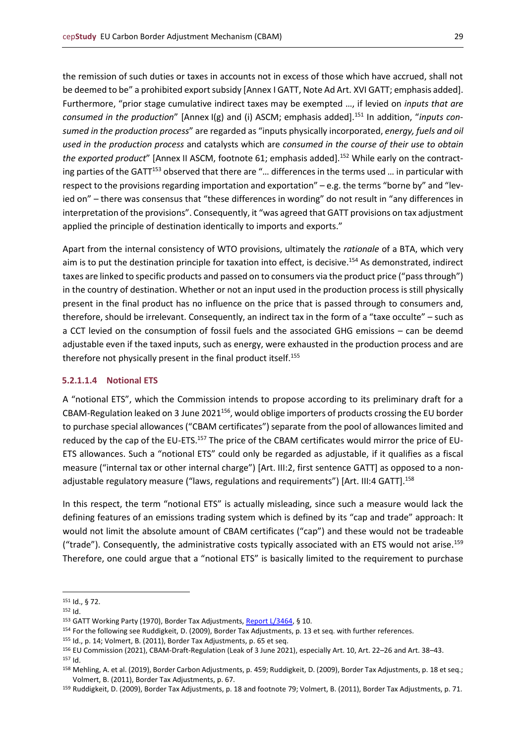the remission of such duties or taxes in accounts not in excess of those which have accrued, shall not be deemed to be" a prohibited export subsidy [Annex I GATT, Note Ad Art. XVI GATT; emphasis added]. Furthermore, "prior stage cumulative indirect taxes may be exempted …, if levied on *inputs that are consumed in the production*" [Annex I(g) and (i) ASCM; emphasis added].[151] In addition, "*inputs consumed in the production process*" are regarded as "inputs physically incorporated, *energy, fuels and oil used in the production process* and catalysts which are *consumed in the course of their use to obtain the exported product*" [Annex II ASCM, footnote 61; emphasis added].[152] While early on the contracting parties of the GATT[153] observed that there are "… differences in the terms used … in particular with respect to the provisions regarding importation and exportation" – e.g. the terms "borne by" and "levied on" – there was consensus that "these differences in wording" do not result in "any differences in interpretation of the provisions". Consequently, it "was agreed that GATT provisions on tax adjustment applied the principle of destination identically to imports and exports."

Apart from the internal consistency of WTO provisions, ultimately the *rationale* of a BTA, which very aim is to put the destination principle for taxation into effect, is decisive.[154] As demonstrated, indirect taxes are linked to specific products and passed on to consumers via the product price ("pass through") in the country of destination. Whether or not an input used in the production process is still physically present in the final product has no influence on the price that is passed through to consumers and, therefore, should be irrelevant. Consequently, an indirect tax in the form of a "taxe occulte" – such as a CCT levied on the consumption of fossil fuels and the associated GHG emissions – can be deemd adjustable even if the taxed inputs, such as energy, were exhausted in the production process and are therefore not physically present in the final product itself.[155]

#### 5.2.1.1.4 Notional ETS

A "notional ETS", which the Commission intends to propose according to its preliminary draft for a CBAM-Regulation leaked on 3 June 2021[156], would oblige importers of products crossing the EU border to purchase special allowances ("CBAM certificates") separate from the pool of allowances limited and reduced by the cap of the EU-ETS.[157] The price of the CBAM certificates would mirror the price of EU-ETS allowances. Such a "notional ETS" could only be regarded as adjustable, if it qualifies as a fiscal measure ("internal tax or other internal charge") [Art. III:2, first sentence GATT] as opposed to a non-adjustable regulatory measure ("laws, regulations and requirements") [Art. III:4 GATT].[158]

In this respect, the term "notional ETS" is actually misleading, since such a measure would lack the defining features of an emissions trading system which is defined by its "cap and trade" approach: It would not limit the absolute amount of CBAM certificates ("cap") and these would not be tradeable ("trade"). Consequently, the administrative costs typically associated with an ETS would not arise.[159] Therefore, one could argue that a "notional ETS" is basically limited to the requirement to purchase

---

[151] Id., § 72.

[152] Id.

[153] GATT Working Party (1970), Border Tax Adjustments, Report L/3464, § 10.

[154] For the following see Ruddigkeit, D. (2009), Border Tax Adjustments, p. 13 et seq. with further references.

[155] Id., p. 14; Volmert, B. (2011), Border Tax Adjustments, p. 65 et seq.

[156] EU Commission (2021), CBAM-Draft-Regulation (Leak of 3 June 2021), especially Art. 10, Art. 22–26 and Art. 38–43.

[157] Id.

[158] Mehling, A. et al. (2019), Border Carbon Adjustments, p. 459; Ruddigkeit, D. (2009), Border Tax Adjustments, p. 18 et seq.; Volmert, B. (2011), Border Tax Adjustments, p. 67.

[159] Ruddigkeit, D. (2009), Border Tax Adjustments, p. 18 and footnote 79; Volmert, B. (2011), Border Tax Adjustments, p. 71.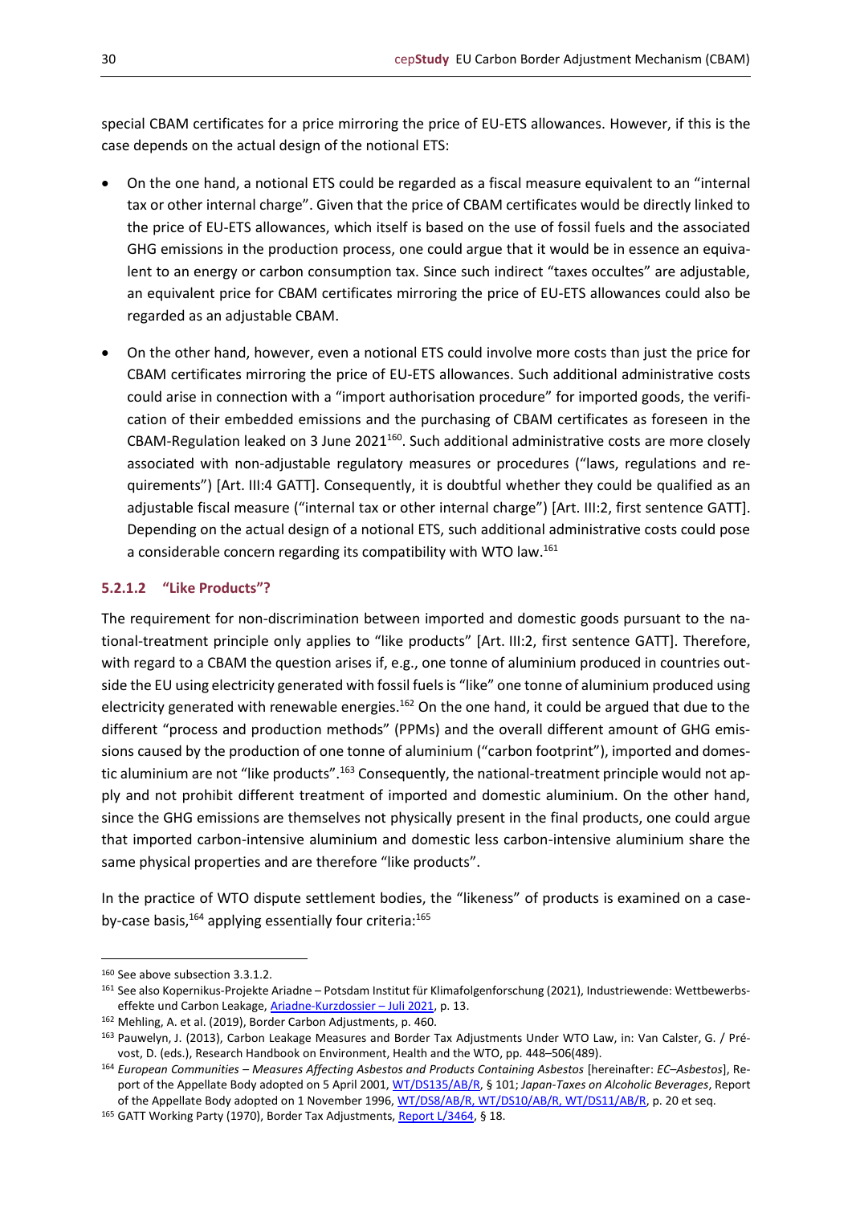special CBAM certificates for a price mirroring the price of EU-ETS allowances. However, if this is the case depends on the actual design of the notional ETS:

- On the one hand, a notional ETS could be regarded as a fiscal measure equivalent to an "internal tax or other internal charge". Given that the price of CBAM certificates would be directly linked to the price of EU-ETS allowances, which itself is based on the use of fossil fuels and the associated GHG emissions in the production process, one could argue that it would be in essence an equivalent to an energy or carbon consumption tax. Since such indirect "taxes occultes" are adjustable, an equivalent price for CBAM certificates mirroring the price of EU-ETS allowances could also be regarded as an adjustable CBAM.
- On the other hand, however, even a notional ETS could involve more costs than just the price for CBAM certificates mirroring the price of EU-ETS allowances. Such additional administrative costs could arise in connection with a "import authorisation procedure" for imported goods, the verification of their embedded emissions and the purchasing of CBAM certificates as foreseen in the CBAM-Regulation leaked on 3 June 2021[160]. Such additional administrative costs are more closely associated with non-adjustable regulatory measures or procedures ("laws, regulations and requirements") [Art. III:4 GATT]. Consequently, it is doubtful whether they could be qualified as an adjustable fiscal measure ("internal tax or other internal charge") [Art. III:2, first sentence GATT]. Depending on the actual design of a notional ETS, such additional administrative costs could pose a considerable concern regarding its compatibility with WTO law.[161]

#### 5.2.1.2 "Like Products"?

The requirement for non-discrimination between imported and domestic goods pursuant to the national-treatment principle only applies to "like products" [Art. III:2, first sentence GATT]. Therefore, with regard to a CBAM the question arises if, e.g., one tonne of aluminium produced in countries outside the EU using electricity generated with fossil fuels is "like" one tonne of aluminium produced using electricity generated with renewable energies.[162] On the one hand, it could be argued that due to the different "process and production methods" (PPMs) and the overall different amount of GHG emissions caused by the production of one tonne of aluminium ("carbon footprint"), imported and domestic aluminium are not "like products".[163] Consequently, the national-treatment principle would not apply and not prohibit different treatment of imported and domestic aluminium. On the other hand, since the GHG emissions are themselves not physically present in the final products, one could argue that imported carbon-intensive aluminium and domestic less carbon-intensive aluminium share the same physical properties and are therefore "like products".

In the practice of WTO dispute settlement bodies, the "likeness" of products is examined on a case-by-case basis,[164] applying essentially four criteria:[165]

---

[160] See above subsection 3.3.1.2.

[161] See also Kopernikus-Projekte Ariadne – Potsdam Institut für Klimafolgenforschung (2021), Industriewende: Wettbewerbseffekte und Carbon Leakage, Ariadne-Kurzdossier – Juli 2021, p. 13.

[162] Mehling, A. et al. (2019), Border Carbon Adjustments, p. 460.

[163] Pauwelyn, J. (2013), Carbon Leakage Measures and Border Tax Adjustments Under WTO Law, in: Van Calster, G. / Prévost, D. (eds.), Research Handbook on Environment, Health and the WTO, pp. 448–506(489).

[164] *European Communities – Measures Affecting Asbestos and Products Containing Asbestos* [hereinafter: *EC–Asbestos*], Report of the Appellate Body adopted on 5 April 2001, WT/DS135/AB/R, § 101; *Japan-Taxes on Alcoholic Beverages*, Report of the Appellate Body adopted on 1 November 1996, WT/DS8/AB/R, WT/DS10/AB/R, WT/DS11/AB/R, p. 20 et seq.

[165] GATT Working Party (1970), Border Tax Adjustments, Report L/3464, § 18.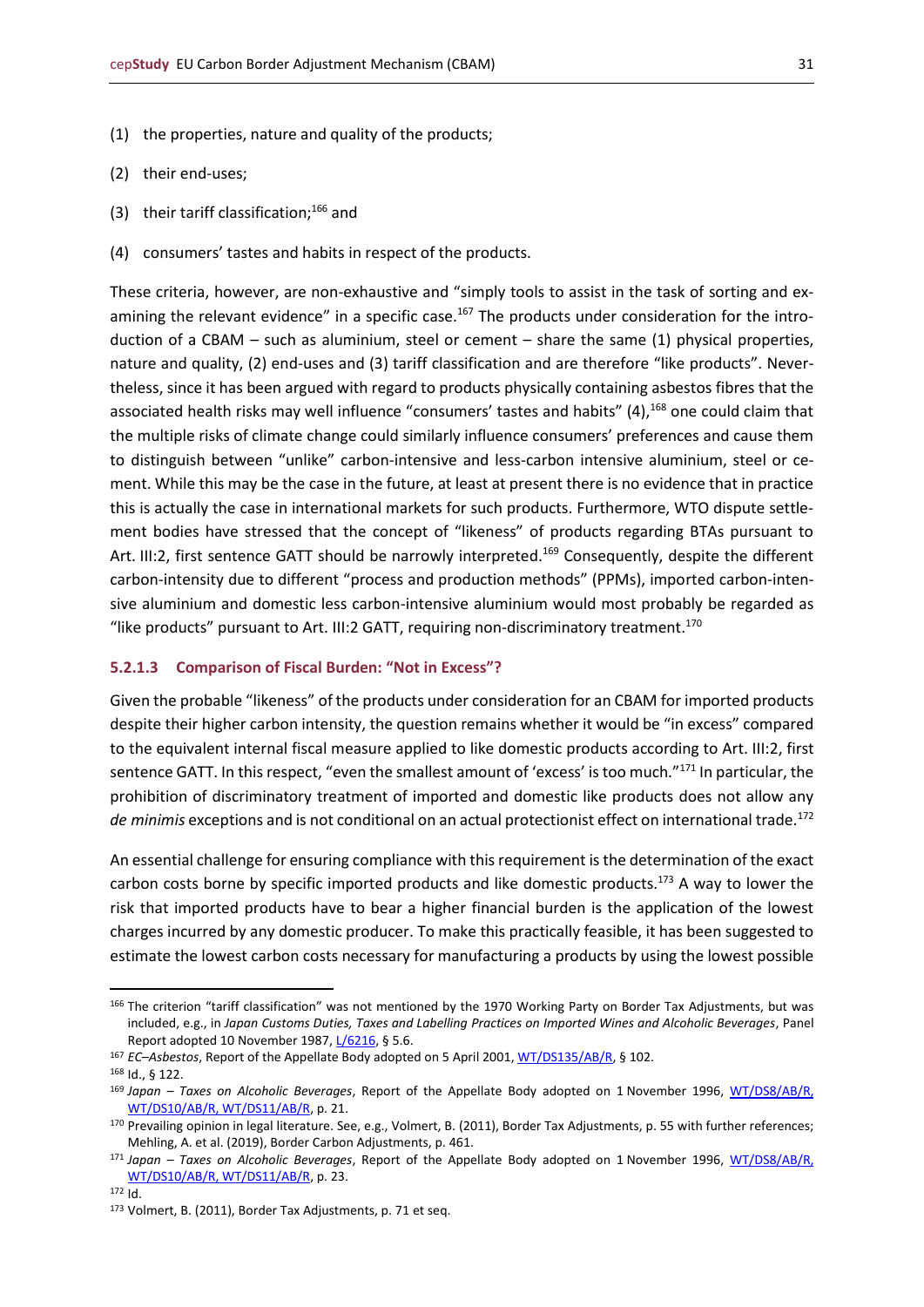(1) the properties, nature and quality of the products;

(2) their end-uses;

(3) their tariff classification;[166] and

(4) consumers' tastes and habits in respect of the products.

These criteria, however, are non-exhaustive and "simply tools to assist in the task of sorting and examining the relevant evidence" in a specific case.[167] The products under consideration for the introduction of a CBAM – such as aluminium, steel or cement – share the same (1) physical properties, nature and quality, (2) end-uses and (3) tariff classification and are therefore "like products". Nevertheless, since it has been argued with regard to products physically containing asbestos fibres that the associated health risks may well influence "consumers' tastes and habits" (4),[168] one could claim that the multiple risks of climate change could similarly influence consumers' preferences and cause them to distinguish between "unlike" carbon-intensive and less-carbon intensive aluminium, steel or cement. While this may be the case in the future, at least at present there is no evidence that in practice this is actually the case in international markets for such products. Furthermore, WTO dispute settlement bodies have stressed that the concept of "likeness" of products regarding BTAs pursuant to Art. III:2, first sentence GATT should be narrowly interpreted.[169] Consequently, despite the different carbon-intensity due to different "process and production methods" (PPMs), imported carbon-intensive aluminium and domestic less carbon-intensive aluminium would most probably be regarded as "like products" pursuant to Art. III:2 GATT, requiring non-discriminatory treatment.[170]

#### 5.2.1.3 Comparison of Fiscal Burden: "Not in Excess"?

Given the probable "likeness" of the products under consideration for an CBAM for imported products despite their higher carbon intensity, the question remains whether it would be "in excess" compared to the equivalent internal fiscal measure applied to like domestic products according to Art. III:2, first sentence GATT. In this respect, "even the smallest amount of 'excess' is too much."[171] In particular, the prohibition of discriminatory treatment of imported and domestic like products does not allow any *de minimis* exceptions and is not conditional on an actual protectionist effect on international trade.[172]

An essential challenge for ensuring compliance with this requirement is the determination of the exact carbon costs borne by specific imported products and like domestic products.[173] A way to lower the risk that imported products have to bear a higher financial burden is the application of the lowest charges incurred by any domestic producer. To make this practically feasible, it has been suggested to estimate the lowest carbon costs necessary for manufacturing a products by using the lowest possible

---

[166] The criterion "tariff classification" was not mentioned by the 1970 Working Party on Border Tax Adjustments, but was included, e.g., in *Japan Customs Duties, Taxes and Labelling Practices on Imported Wines and Alcoholic Beverages*, Panel Report adopted 10 November 1987, L/6216, § 5.6.

[167] *EC–Asbestos*, Report of the Appellate Body adopted on 5 April 2001, WT/DS135/AB/R, § 102.

[168] Id., § 122.

[169] *Japan – Taxes on Alcoholic Beverages*, Report of the Appellate Body adopted on 1 November 1996, WT/DS8/AB/R, WT/DS10/AB/R, WT/DS11/AB/R, p. 21.

[170] Prevailing opinion in legal literature. See, e.g., Volmert, B. (2011), Border Tax Adjustments, p. 55 with further references; Mehling, A. et al. (2019), Border Carbon Adjustments, p. 461.

[171] *Japan – Taxes on Alcoholic Beverages*, Report of the Appellate Body adopted on 1 November 1996, WT/DS8/AB/R, WT/DS10/AB/R, WT/DS11/AB/R, p. 23.

[172] Id.

[173] Volmert, B. (2011), Border Tax Adjustments, p. 71 et seq.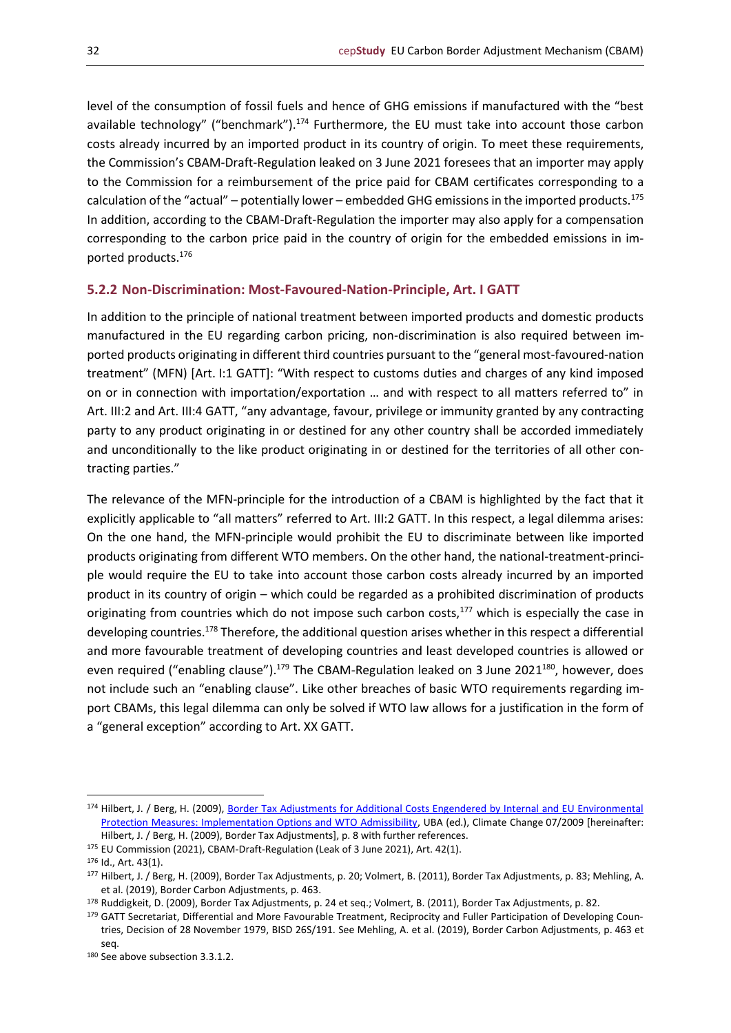level of the consumption of fossil fuels and hence of GHG emissions if manufactured with the "best available technology" ("benchmark").[174] Furthermore, the EU must take into account those carbon costs already incurred by an imported product in its country of origin. To meet these requirements, the Commission's CBAM-Draft-Regulation leaked on 3 June 2021 foresees that an importer may apply to the Commission for a reimbursement of the price paid for CBAM certificates corresponding to a calculation of the "actual" – potentially lower – embedded GHG emissions in the imported products.[175] In addition, according to the CBAM-Draft-Regulation the importer may also apply for a compensation corresponding to the carbon price paid in the country of origin for the embedded emissions in imported products.[176]

### 5.2.2 Non-Discrimination: Most-Favoured-Nation-Principle, Art. I GATT

In addition to the principle of national treatment between imported products and domestic products manufactured in the EU regarding carbon pricing, non-discrimination is also required between imported products originating in different third countries pursuant to the "general most-favoured-nation treatment" (MFN) [Art. I:1 GATT]: "With respect to customs duties and charges of any kind imposed on or in connection with importation/exportation … and with respect to all matters referred to" in Art. III:2 and Art. III:4 GATT, "any advantage, favour, privilege or immunity granted by any contracting party to any product originating in or destined for any other country shall be accorded immediately and unconditionally to the like product originating in or destined for the territories of all other contracting parties."

The relevance of the MFN-principle for the introduction of a CBAM is highlighted by the fact that it explicitly applicable to "all matters" referred to Art. III:2 GATT. In this respect, a legal dilemma arises: On the one hand, the MFN-principle would prohibit the EU to discriminate between like imported products originating from different WTO members. On the other hand, the national-treatment-principle would require the EU to take into account those carbon costs already incurred by an imported product in its country of origin – which could be regarded as a prohibited discrimination of products originating from countries which do not impose such carbon costs,[177] which is especially the case in developing countries.[178] Therefore, the additional question arises whether in this respect a differential and more favourable treatment of developing countries and least developed countries is allowed or even required ("enabling clause").[179] The CBAM-Regulation leaked on 3 June 2021[180], however, does not include such an "enabling clause". Like other breaches of basic WTO requirements regarding import CBAMs, this legal dilemma can only be solved if WTO law allows for a justification in the form of a "general exception" according to Art. XX GATT.

---

[174] Hilbert, J. / Berg, H. (2009), Border Tax Adjustments for Additional Costs Engendered by Internal and EU Environmental Protection Measures: Implementation Options and WTO Admissibility, UBA (ed.), Climate Change 07/2009 [hereinafter: Hilbert, J. / Berg, H. (2009), Border Tax Adjustments], p. 8 with further references.

[175] EU Commission (2021), CBAM-Draft-Regulation (Leak of 3 June 2021), Art. 42(1).

[176] Id., Art. 43(1).

[177] Hilbert, J. / Berg, H. (2009), Border Tax Adjustments, p. 20; Volmert, B. (2011), Border Tax Adjustments, p. 83; Mehling, A. et al. (2019), Border Carbon Adjustments, p. 463.

[178] Ruddigkeit, D. (2009), Border Tax Adjustments, p. 24 et seq.; Volmert, B. (2011), Border Tax Adjustments, p. 82.

[179] GATT Secretariat, Differential and More Favourable Treatment, Reciprocity and Fuller Participation of Developing Countries, Decision of 28 November 1979, BISD 26S/191. See Mehling, A. et al. (2019), Border Carbon Adjustments, p. 463 et seq.

[180] See above subsection 3.3.1.2.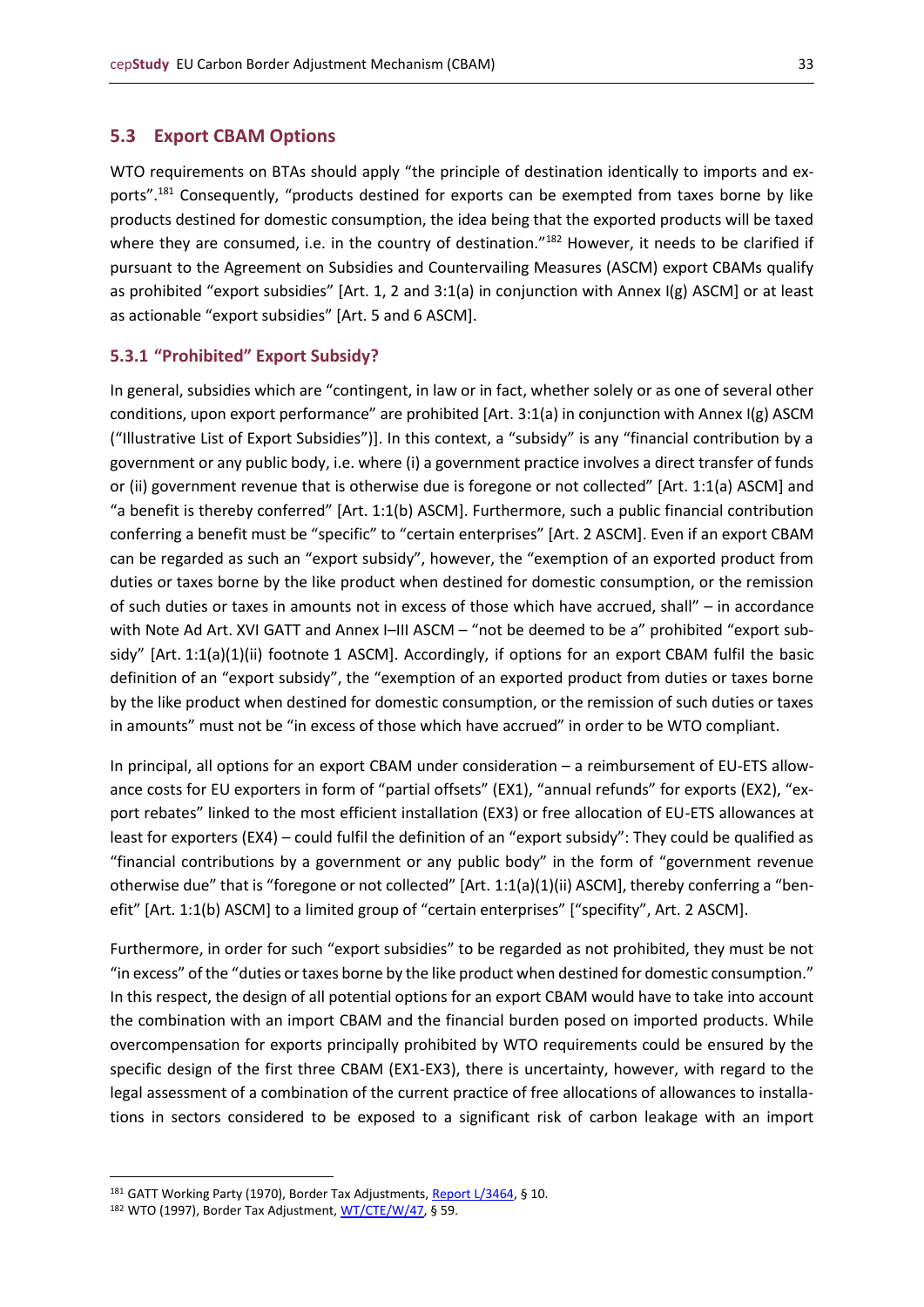## 5.3 Export CBAM Options

WTO requirements on BTAs should apply "the principle of destination identically to imports and exports".[181] Consequently, "products destined for exports can be exempted from taxes borne by like products destined for domestic consumption, the idea being that the exported products will be taxed where they are consumed, i.e. in the country of destination."[182] However, it needs to be clarified if pursuant to the Agreement on Subsidies and Countervailing Measures (ASCM) export CBAMs qualify as prohibited "export subsidies" [Art. 1, 2 and 3:1(a) in conjunction with Annex I(g) ASCM] or at least as actionable "export subsidies" [Art. 5 and 6 ASCM].

### 5.3.1 "Prohibited" Export Subsidy?

In general, subsidies which are "contingent, in law or in fact, whether solely or as one of several other conditions, upon export performance" are prohibited [Art. 3:1(a) in conjunction with Annex I(g) ASCM ("Illustrative List of Export Subsidies")]. In this context, a "subsidy" is any "financial contribution by a government or any public body, i.e. where (i) a government practice involves a direct transfer of funds or (ii) government revenue that is otherwise due is foregone or not collected" [Art. 1:1(a) ASCM] and "a benefit is thereby conferred" [Art. 1:1(b) ASCM]. Furthermore, such a public financial contribution conferring a benefit must be "specific" to "certain enterprises" [Art. 2 ASCM]. Even if an export CBAM can be regarded as such an "export subsidy", however, the "exemption of an exported product from duties or taxes borne by the like product when destined for domestic consumption, or the remission of such duties or taxes in amounts not in excess of those which have accrued, shall" – in accordance with Note Ad Art. XVI GATT and Annex I–III ASCM – "not be deemed to be a" prohibited "export subsidy" [Art. 1:1(a)(1)(ii) footnote 1 ASCM]. Accordingly, if options for an export CBAM fulfil the basic definition of an "export subsidy", the "exemption of an exported product from duties or taxes borne by the like product when destined for domestic consumption, or the remission of such duties or taxes in amounts" must not be "in excess of those which have accrued" in order to be WTO compliant.

In principal, all options for an export CBAM under consideration – a reimbursement of EU-ETS allowance costs for EU exporters in form of "partial offsets" (EX1), "annual refunds" for exports (EX2), "export rebates" linked to the most efficient installation (EX3) or free allocation of EU-ETS allowances at least for exporters (EX4) – could fulfil the definition of an "export subsidy": They could be qualified as "financial contributions by a government or any public body" in the form of "government revenue otherwise due" that is "foregone or not collected" [Art. 1:1(a)(1)(ii) ASCM], thereby conferring a "benefit" [Art. 1:1(b) ASCM] to a limited group of "certain enterprises" ["specifity", Art. 2 ASCM].

Furthermore, in order for such "export subsidies" to be regarded as not prohibited, they must be not "in excess" of the "duties or taxes borne by the like product when destined for domestic consumption." In this respect, the design of all potential options for an export CBAM would have to take into account the combination with an import CBAM and the financial burden posed on imported products. While overcompensation for exports principally prohibited by WTO requirements could be ensured by the specific design of the first three CBAM (EX1-EX3), there is uncertainty, however, with regard to the legal assessment of a combination of the current practice of free allocations of allowances to installations in sectors considered to be exposed to a significant risk of carbon leakage with an import

---

[181] GATT Working Party (1970), Border Tax Adjustments, Report L/3464, § 10.

[182] WTO (1997), Border Tax Adjustment, WT/CTE/W/47, § 59.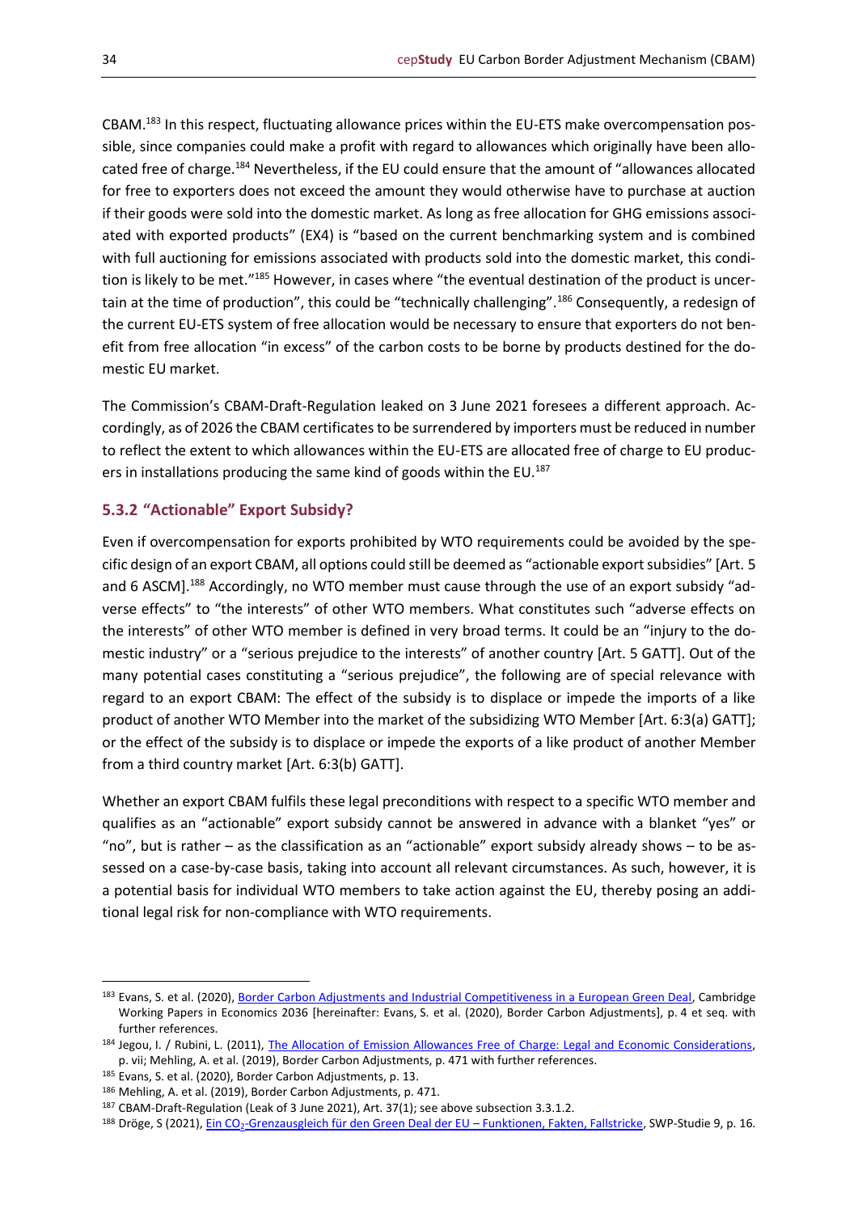CBAM.[183] In this respect, fluctuating allowance prices within the EU-ETS make overcompensation possible, since companies could make a profit with regard to allowances which originally have been allocated free of charge.[184] Nevertheless, if the EU could ensure that the amount of "allowances allocated for free to exporters does not exceed the amount they would otherwise have to purchase at auction if their goods were sold into the domestic market. As long as free allocation for GHG emissions associated with exported products" (EX4) is "based on the current benchmarking system and is combined with full auctioning for emissions associated with products sold into the domestic market, this condition is likely to be met."[185] However, in cases where "the eventual destination of the product is uncertain at the time of production", this could be "technically challenging".[186] Consequently, a redesign of the current EU-ETS system of free allocation would be necessary to ensure that exporters do not benefit from free allocation "in excess" of the carbon costs to be borne by products destined for the domestic EU market.

The Commission's CBAM-Draft-Regulation leaked on 3 June 2021 foresees a different approach. Accordingly, as of 2026 the CBAM certificates to be surrendered by importers must be reduced in number to reflect the extent to which allowances within the EU-ETS are allocated free of charge to EU producers in installations producing the same kind of goods within the EU.[187]

### 5.3.2 "Actionable" Export Subsidy?

Even if overcompensation for exports prohibited by WTO requirements could be avoided by the specific design of an export CBAM, all options could still be deemed as "actionable export subsidies" [Art. 5 and 6 ASCM].[188] Accordingly, no WTO member must cause through the use of an export subsidy "adverse effects" to "the interests" of other WTO members. What constitutes such "adverse effects on the interests" of other WTO member is defined in very broad terms. It could be an "injury to the domestic industry" or a "serious prejudice to the interests" of another country [Art. 5 GATT]. Out of the many potential cases constituting a "serious prejudice", the following are of special relevance with regard to an export CBAM: The effect of the subsidy is to displace or impede the imports of a like product of another WTO Member into the market of the subsidizing WTO Member [Art. 6:3(a) GATT]; or the effect of the subsidy is to displace or impede the exports of a like product of another Member from a third country market [Art. 6:3(b) GATT].

Whether an export CBAM fulfils these legal preconditions with respect to a specific WTO member and qualifies as an "actionable" export subsidy cannot be answered in advance with a blanket "yes" or "no", but is rather – as the classification as an "actionable" export subsidy already shows – to be assessed on a case-by-case basis, taking into account all relevant circumstances. As such, however, it is a potential basis for individual WTO members to take action against the EU, thereby posing an additional legal risk for non-compliance with WTO requirements.

---

[183] Evans, S. et al. (2020), Border Carbon Adjustments and Industrial Competitiveness in a European Green Deal, Cambridge Working Papers in Economics 2036 [hereinafter: Evans, S. et al. (2020), Border Carbon Adjustments], p. 4 et seq. with further references.

[184] Jegou, I. / Rubini, L. (2011), The Allocation of Emission Allowances Free of Charge: Legal and Economic Considerations, p. vii; Mehling, A. et al. (2019), Border Carbon Adjustments, p. 471 with further references.

[185] Evans, S. et al. (2020), Border Carbon Adjustments, p. 13.

[186] Mehling, A. et al. (2019), Border Carbon Adjustments, p. 471.

[187] CBAM-Draft-Regulation (Leak of 3 June 2021), Art. 37(1); see above subsection 3.3.1.2.

[188] Dröge, S (2021), Ein $CO_2$-Grenzausgleich für den Green Deal der EU – Funktionen, Fakten, Fallstricke, SWP-Studie 9, p. 16.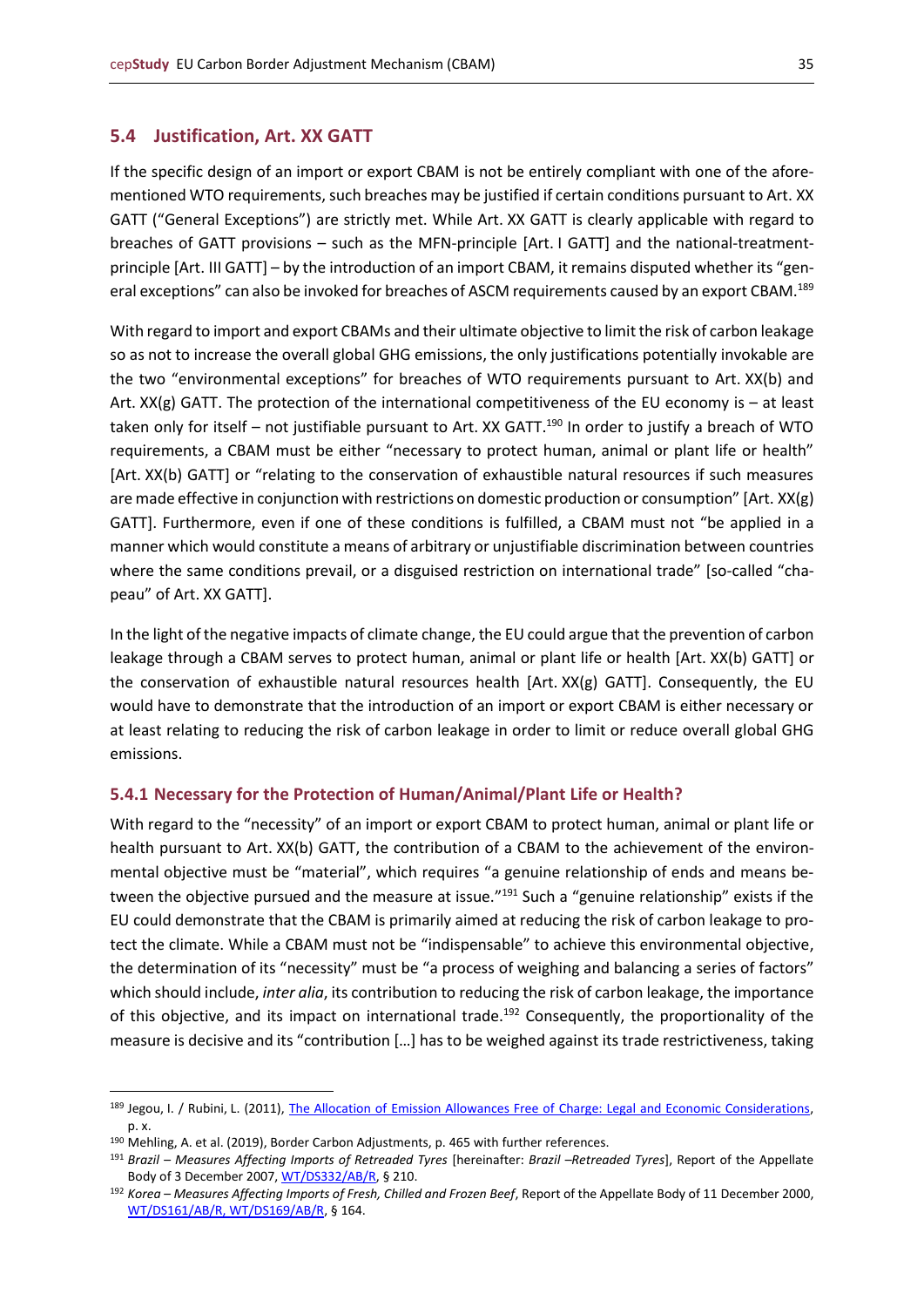## 5.4 Justification, Art. XX GATT

If the specific design of an import or export CBAM is not be entirely compliant with one of the aforementioned WTO requirements, such breaches may be justified if certain conditions pursuant to Art. XX GATT ("General Exceptions") are strictly met. While Art. XX GATT is clearly applicable with regard to breaches of GATT provisions – such as the MFN-principle [Art. I GATT] and the national-treatment-principle [Art. III GATT] – by the introduction of an import CBAM, it remains disputed whether its "general exceptions" can also be invoked for breaches of ASCM requirements caused by an export CBAM.[189]

With regard to import and export CBAMs and their ultimate objective to limit the risk of carbon leakage so as not to increase the overall global GHG emissions, the only justifications potentially invokable are the two "environmental exceptions" for breaches of WTO requirements pursuant to Art. XX(b) and Art. XX(g) GATT. The protection of the international competitiveness of the EU economy is – at least taken only for itself – not justifiable pursuant to Art. XX GATT.[190] In order to justify a breach of WTO requirements, a CBAM must be either "necessary to protect human, animal or plant life or health" [Art. XX(b) GATT] or "relating to the conservation of exhaustible natural resources if such measures are made effective in conjunction with restrictions on domestic production or consumption" [Art. XX(g) GATT]. Furthermore, even if one of these conditions is fulfilled, a CBAM must not "be applied in a manner which would constitute a means of arbitrary or unjustifiable discrimination between countries where the same conditions prevail, or a disguised restriction on international trade" [so-called "chapeau" of Art. XX GATT].

In the light of the negative impacts of climate change, the EU could argue that the prevention of carbon leakage through a CBAM serves to protect human, animal or plant life or health [Art. XX(b) GATT] or the conservation of exhaustible natural resources health [Art. XX(g) GATT]. Consequently, the EU would have to demonstrate that the introduction of an import or export CBAM is either necessary or at least relating to reducing the risk of carbon leakage in order to limit or reduce overall global GHG emissions.

### 5.4.1 Necessary for the Protection of Human/Animal/Plant Life or Health?

With regard to the "necessity" of an import or export CBAM to protect human, animal or plant life or health pursuant to Art. XX(b) GATT, the contribution of a CBAM to the achievement of the environmental objective must be "material", which requires "a genuine relationship of ends and means between the objective pursued and the measure at issue."[191] Such a "genuine relationship" exists if the EU could demonstrate that the CBAM is primarily aimed at reducing the risk of carbon leakage to protect the climate. While a CBAM must not be "indispensable" to achieve this environmental objective, the determination of its "necessity" must be "a process of weighing and balancing a series of factors" which should include, *inter alia*, its contribution to reducing the risk of carbon leakage, the importance of this objective, and its impact on international trade.[192] Consequently, the proportionality of the measure is decisive and its "contribution […] has to be weighed against its trade restrictiveness, taking

---

[189] Jegou, I. / Rubini, L. (2011), The Allocation of Emission Allowances Free of Charge: Legal and Economic Considerations, p. x.

[190] Mehling, A. et al. (2019), Border Carbon Adjustments, p. 465 with further references.

[191] *Brazil – Measures Affecting Imports of Retreaded Tyres* [hereinafter: *Brazil –Retreaded Tyres*], Report of the Appellate Body of 3 December 2007, WT/DS332/AB/R, § 210.

[192] *Korea – Measures Affecting Imports of Fresh, Chilled and Frozen Beef*, Report of the Appellate Body of 11 December 2000, WT/DS161/AB/R, WT/DS169/AB/R, § 164.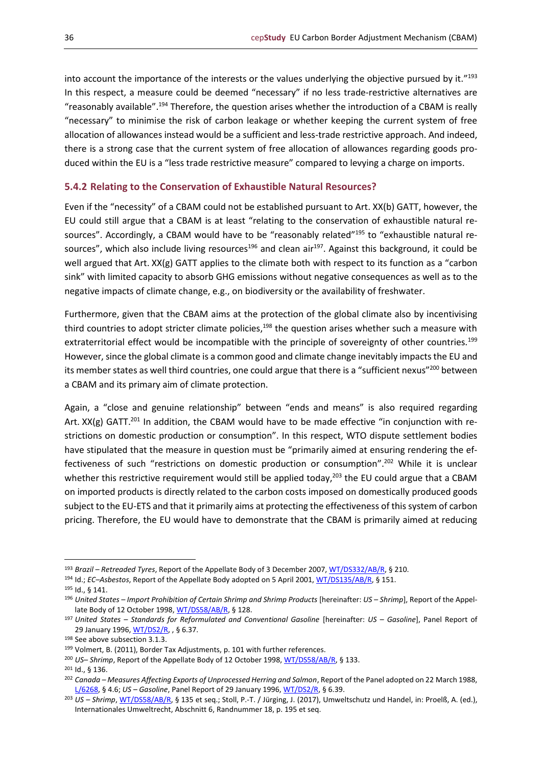into account the importance of the interests or the values underlying the objective pursued by it."[193] In this respect, a measure could be deemed "necessary" if no less trade-restrictive alternatives are "reasonably available".[194] Therefore, the question arises whether the introduction of a CBAM is really "necessary" to minimise the risk of carbon leakage or whether keeping the current system of free allocation of allowances instead would be a sufficient and less-trade restrictive approach. And indeed, there is a strong case that the current system of free allocation of allowances regarding goods produced within the EU is a "less trade restrictive measure" compared to levying a charge on imports.

### 5.4.2 Relating to the Conservation of Exhaustible Natural Resources?

Even if the "necessity" of a CBAM could not be established pursuant to Art. XX(b) GATT, however, the EU could still argue that a CBAM is at least "relating to the conservation of exhaustible natural resources". Accordingly, a CBAM would have to be "reasonably related"[195] to "exhaustible natural resources", which also include living resources[196] and clean air[197]. Against this background, it could be well argued that Art. XX(g) GATT applies to the climate both with respect to its function as a "carbon sink" with limited capacity to absorb GHG emissions without negative consequences as well as to the negative impacts of climate change, e.g., on biodiversity or the availability of freshwater.

Furthermore, given that the CBAM aims at the protection of the global climate also by incentivising third countries to adopt stricter climate policies,[198] the question arises whether such a measure with extraterritorial effect would be incompatible with the principle of sovereignty of other countries.[199] However, since the global climate is a common good and climate change inevitably impacts the EU and its member states as well third countries, one could argue that there is a "sufficient nexus"[200] between a CBAM and its primary aim of climate protection.

Again, a "close and genuine relationship" between "ends and means" is also required regarding Art. XX(g) GATT.[201] In addition, the CBAM would have to be made effective "in conjunction with restrictions on domestic production or consumption". In this respect, WTO dispute settlement bodies have stipulated that the measure in question must be "primarily aimed at ensuring rendering the effectiveness of such "restrictions on domestic production or consumption".[202] While it is unclear whether this restrictive requirement would still be applied today,[203] the EU could argue that a CBAM on imported products is directly related to the carbon costs imposed on domestically produced goods subject to the EU-ETS and that it primarily aims at protecting the effectiveness of this system of carbon pricing. Therefore, the EU would have to demonstrate that the CBAM is primarily aimed at reducing

---

[193] *Brazil – Retreaded Tyres*, Report of the Appellate Body of 3 December 2007, WT/DS332/AB/R, § 210.

[194] Id.; *EC–Asbestos*, Report of the Appellate Body adopted on 5 April 2001, WT/DS135/AB/R, § 151.

[195] Id., § 141.

[196] *United States – Import Prohibition of Certain Shrimp and Shrimp Products* [hereinafter: *US – Shrimp*], Report of the Appellate Body of 12 October 1998, WT/DS58/AB/R, § 128.

[197] *United States – Standards for Reformulated and Conventional Gasoline* [hereinafter: *US – Gasoline*], Panel Report of 29 January 1996, WT/DS2/R, , § 6.37.

[198] See above subsection 3.1.3.

[199] Volmert, B. (2011), Border Tax Adjustments, p. 101 with further references.

[200] *US– Shrimp*, Report of the Appellate Body of 12 October 1998, WT/DS58/AB/R, § 133.

[201] Id., § 136.

[202] *Canada – Measures Affecting Exports of Unprocessed Herring and Salmon*, Report of the Panel adopted on 22 March 1988, L/6268, § 4.6; *US – Gasoline*, Panel Report of 29 January 1996, WT/DS2/R, § 6.39.

[203] *US – Shrimp*, WT/DS58/AB/R, § 135 et seq.; Stoll, P.-T. / Jürging, J. (2017), Umweltschutz und Handel, in: Proelß, A. (ed.), Internationales Umweltrecht, Abschnitt 6, Randnummer 18, p. 195 et seq.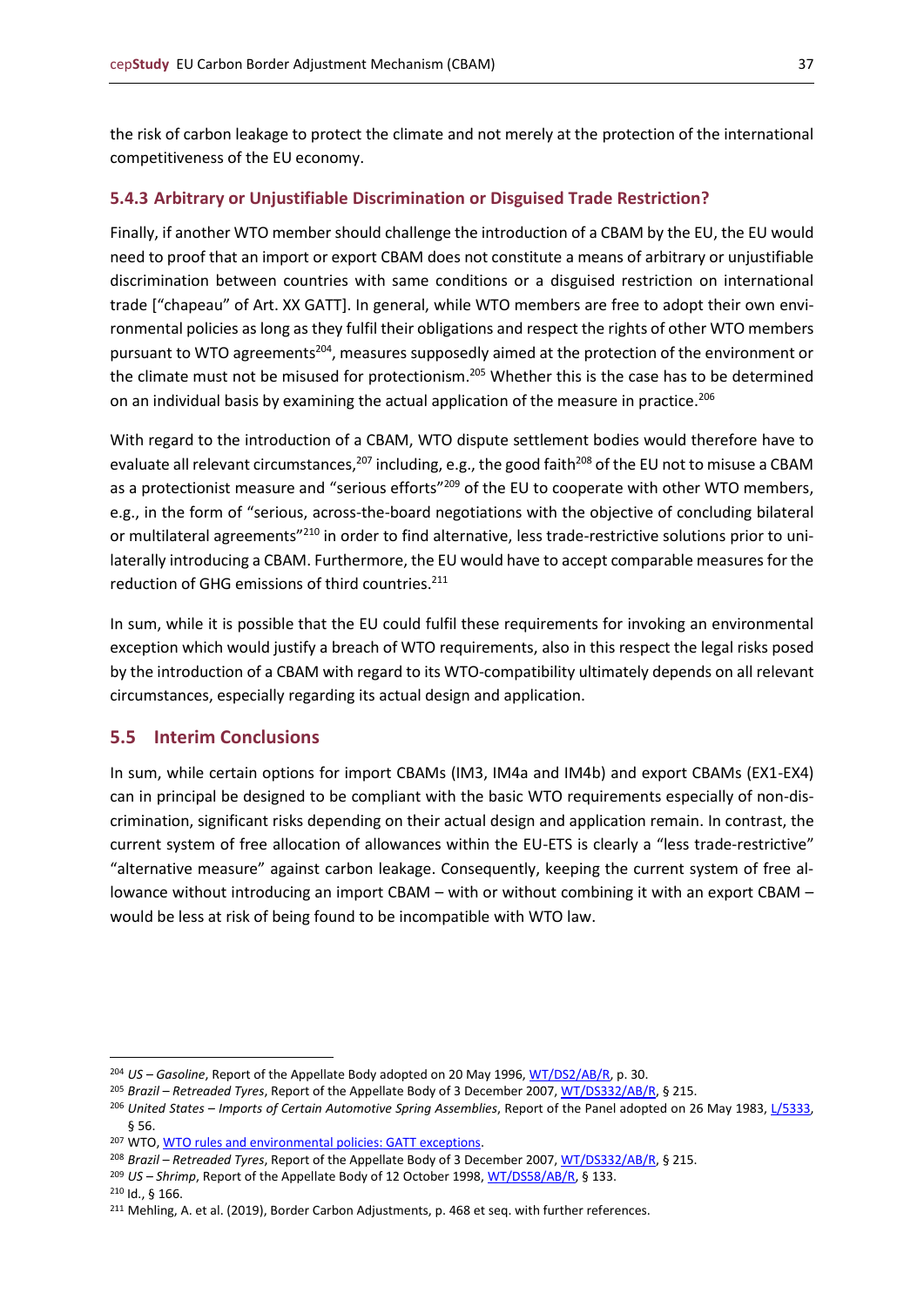the risk of carbon leakage to protect the climate and not merely at the protection of the international competitiveness of the EU economy.

### 5.4.3 Arbitrary or Unjustifiable Discrimination or Disguised Trade Restriction?

Finally, if another WTO member should challenge the introduction of a CBAM by the EU, the EU would need to proof that an import or export CBAM does not constitute a means of arbitrary or unjustifiable discrimination between countries with same conditions or a disguised restriction on international trade ["chapeau" of Art. XX GATT]. In general, while WTO members are free to adopt their own environmental policies as long as they fulfil their obligations and respect the rights of other WTO members pursuant to WTO agreements[204], measures supposedly aimed at the protection of the environment or the climate must not be misused for protectionism.[205] Whether this is the case has to be determined on an individual basis by examining the actual application of the measure in practice.[206]

With regard to the introduction of a CBAM, WTO dispute settlement bodies would therefore have to evaluate all relevant circumstances,[207] including, e.g., the good faith[208] of the EU not to misuse a CBAM as a protectionist measure and "serious efforts"[209] of the EU to cooperate with other WTO members, e.g., in the form of "serious, across-the-board negotiations with the objective of concluding bilateral or multilateral agreements"[210] in order to find alternative, less trade-restrictive solutions prior to unilaterally introducing a CBAM. Furthermore, the EU would have to accept comparable measures for the reduction of GHG emissions of third countries.[211]

In sum, while it is possible that the EU could fulfil these requirements for invoking an environmental exception which would justify a breach of WTO requirements, also in this respect the legal risks posed by the introduction of a CBAM with regard to its WTO-compatibility ultimately depends on all relevant circumstances, especially regarding its actual design and application.

## 5.5 Interim Conclusions

In sum, while certain options for import CBAMs (IM3, IM4a and IM4b) and export CBAMs (EX1-EX4) can in principle be designed to be compliant with the basic WTO requirements especially of non-discrimination, significant risks depending on their actual design and application remain. In contrast, the current system of free allocation of allowances within the EU-ETS is clearly a "less trade-restrictive" "alternative measure" against carbon leakage. Consequently, keeping the current system of free allowance without introducing an import CBAM – with or without combining it with an export CBAM – would be less at risk of being found to be incompatible with WTO law.

---

[204] *US – Gasoline*, Report of the Appellate Body adopted on 20 May 1996, WT/DS2/AB/R, p. 30.

[205] *Brazil – Retreaded Tyres*, Report of the Appellate Body of 3 December 2007, WT/DS332/AB/R, § 215.

[206] *United States – Imports of Certain Automotive Spring Assemblies*, Report of the Panel adopted on 26 May 1983, L/5333, § 56.

[207] WTO, WTO rules and environmental policies: GATT exceptions.

[208] *Brazil – Retreaded Tyres*, Report of the Appellate Body of 3 December 2007, WT/DS332/AB/R, § 215.

[209] *US – Shrimp*, Report of the Appellate Body of 12 October 1998, WT/DS58/AB/R, § 133.

[210] Id., § 166.

[211] Mehling, A. et al. (2019), Border Carbon Adjustments, p. 468 et seq. with further references.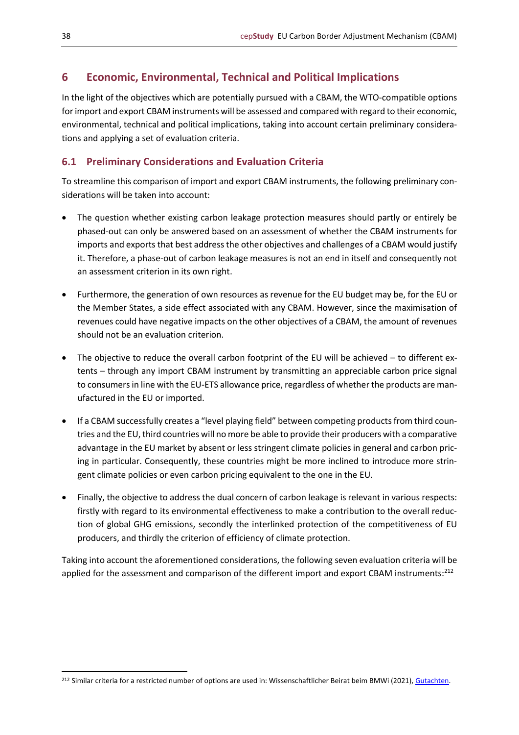# 6 Economic, Environmental, Technical and Political Implications

In the light of the objectives which are potentially pursued with a CBAM, the WTO-compatible options for import and export CBAM instruments will be assessed and compared with regard to their economic, environmental, technical and political implications, taking into account certain preliminary considerations and applying a set of evaluation criteria.

## 6.1 Preliminary Considerations and Evaluation Criteria

To streamline this comparison of import and export CBAM instruments, the following preliminary considerations will be taken into account:

- The question whether existing carbon leakage protection measures should partly or entirely be phased-out can only be answered based on an assessment of whether the CBAM instruments for imports and exports that best address the other objectives and challenges of a CBAM would justify it. Therefore, a phase-out of carbon leakage measures is not an end in itself and consequently not an assessment criterion in its own right.
- Furthermore, the generation of own resources as revenue for the EU budget may be, for the EU or the Member States, a side effect associated with any CBAM. However, since the maximisation of revenues could have negative impacts on the other objectives of a CBAM, the amount of revenues should not be an evaluation criterion.
- The objective to reduce the overall carbon footprint of the EU will be achieved – to different extents – through any import CBAM instrument by transmitting an appreciable carbon price signal to consumers in line with the EU-ETS allowance price, regardless of whether the products are manufactured in the EU or imported.
- If a CBAM successfully creates a "level playing field" between competing products from third countries and the EU, third countries will no more be able to provide their producers with a comparative advantage in the EU market by absent or less stringent climate policies in general and carbon pricing in particular. Consequently, these countries might be more inclined to introduce more stringent climate policies or even carbon pricing equivalent to the one in the EU.
- Finally, the objective to address the dual concern of carbon leakage is relevant in various respects: firstly with regard to its environmental effectiveness to make a contribution to the overall reduction of global GHG emissions, secondly the interlinked protection of the competitiveness of EU producers, and thirdly the criterion of efficiency of climate protection.

Taking into account the aforementioned considerations, the following seven evaluation criteria will be applied for the assessment and comparison of the different import and export CBAM instruments:[212]

---

[212] Similar criteria for a restricted number of options are used in: Wissenschaftlicher Beirat beim BMWi (2021), Gutachten.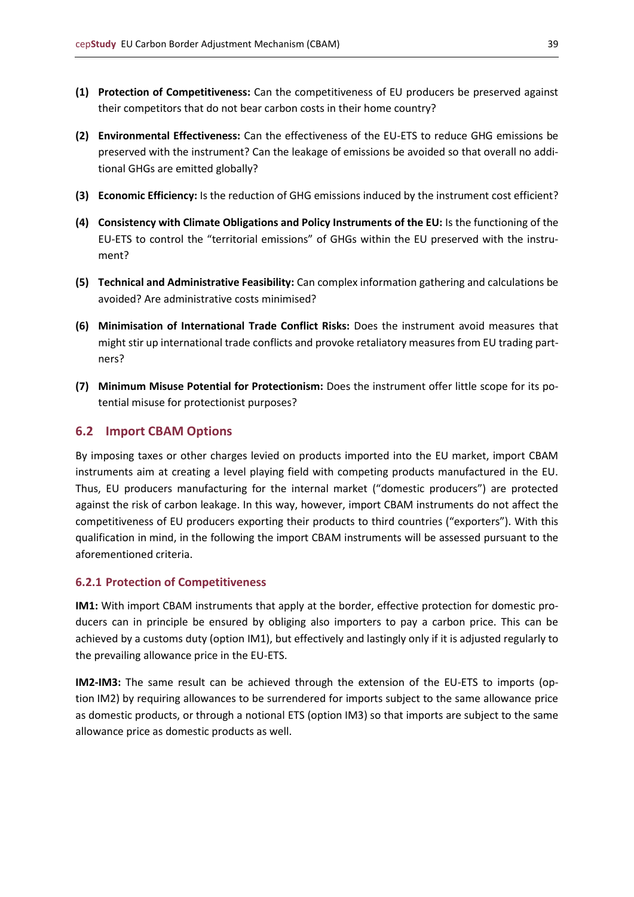**(1) Protection of Competitiveness:** Can the competitiveness of EU producers be preserved against their competitors that do not bear carbon costs in their home country?

**(2) Environmental Effectiveness:** Can the effectiveness of the EU-ETS to reduce GHG emissions be preserved with the instrument? Can the leakage of emissions be avoided so that overall no additional GHGs are emitted globally?

**(3) Economic Efficiency:** Is the reduction of GHG emissions induced by the instrument cost efficient?

**(4) Consistency with Climate Obligations and Policy Instruments of the EU:** Is the functioning of the EU-ETS to control the "territorial emissions" of GHGs within the EU preserved with the instrument?

**(5) Technical and Administrative Feasibility:** Can complex information gathering and calculations be avoided? Are administrative costs minimised?

**(6) Minimisation of International Trade Conflict Risks:** Does the instrument avoid measures that might stir up international trade conflicts and provoke retaliatory measures from EU trading partners?

**(7) Minimum Misuse Potential for Protectionism:** Does the instrument offer little scope for its potential misuse for protectionist purposes?

## 6.2 Import CBAM Options

By imposing taxes or other charges levied on products imported into the EU market, import CBAM instruments aim at creating a level playing field with competing products manufactured in the EU. Thus, EU producers manufacturing for the internal market ("domestic producers") are protected against the risk of carbon leakage. In this way, however, import CBAM instruments do not affect the competitiveness of EU producers exporting their products to third countries ("exporters"). With this qualification in mind, in the following the import CBAM instruments will be assessed pursuant to the aforementioned criteria.

### 6.2.1 Protection of Competitiveness

**IM1:** With import CBAM instruments that apply at the border, effective protection for domestic producers can in principle be ensured by obliging also importers to pay a carbon price. This can be achieved by a customs duty (option IM1), but effectively and lastingly only if it is adjusted regularly to the prevailing allowance price in the EU-ETS.

**IM2-IM3:** The same result can be achieved through the extension of the EU-ETS to imports (option IM2) by requiring allowances to be surrendered for imports subject to the same allowance price as domestic products, or through a notional ETS (option IM3) so that imports are subject to the same allowance price as domestic products as well.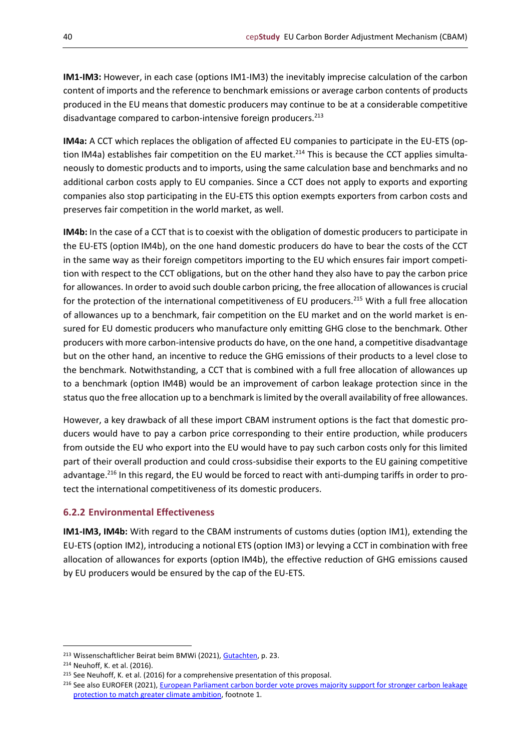**IM1-IM3:** However, in each case (options IM1-IM3) the inevitably imprecise calculation of the carbon content of imports and the reference to benchmark emissions or average carbon contents of products produced in the EU means that domestic producers may continue to be at a considerable competitive disadvantage compared to carbon-intensive foreign producers.[213]

**IM4a:** A CCT which replaces the obligation of affected EU companies to participate in the EU-ETS (option IM4a) establishes fair competition on the EU market.[214] This is because the CCT applies simultaneously to domestic products and to imports, using the same calculation base and benchmarks and no additional carbon costs apply to EU companies. Since a CCT does not apply to exports and exporting companies also stop participating in the EU-ETS this option exempts exporters from carbon costs and preserves fair competition in the world market, as well.

**IM4b:** In the case of a CCT that is to coexist with the obligation of domestic producers to participate in the EU-ETS (option IM4b), on the one hand domestic producers do have to bear the costs of the CCT in the same way as their foreign competitors importing to the EU which ensures fair import competition with respect to the CCT obligations, but on the other hand they also have to pay the carbon price for allowances. In order to avoid such double carbon pricing, the free allocation of allowances is crucial for the protection of the international competitiveness of EU producers.[215] With a full free allocation of allowances up to a benchmark, fair competition on the EU market and on the world market is ensured for EU domestic producers who manufacture only emitting GHG close to the benchmark. Other producers with more carbon-intensive products do have, on the one hand, a competitive disadvantage but on the other hand, an incentive to reduce the GHG emissions of their products to a level close to the benchmark. Notwithstanding, a CCT that is combined with a full free allocation of allowances up to a benchmark (option IM4B) would be an improvement of carbon leakage protection since in the status quo the free allocation up to a benchmark is limited by the overall availability of free allowances.

However, a key drawback of all these import CBAM instrument options is the fact that domestic producers would have to pay a carbon price corresponding to their entire production, while producers from outside the EU who export into the EU would have to pay such carbon costs only for this limited part of their overall production and could cross-subsidise their exports to the EU gaining competitive advantage.[216] In this regard, the EU would be forced to react with anti-dumping tariffs in order to protect the international competitiveness of its domestic producers.

### 6.2.2 Environmental Effectiveness

**IM1-IM3, IM4b:** With regard to the CBAM instruments of customs duties (option IM1), extending the EU-ETS (option IM2), introducing a notional ETS (option IM3) or levying a CCT in combination with free allocation of allowances for exports (option IM4b), the effective reduction of GHG emissions caused by EU producers would be ensured by the cap of the EU-ETS.

---

[213] Wissenschaftlicher Beirat beim BMWi (2021), Gutachten, p. 23.

[214] Neuhoff, K. et al. (2016).

[215] See Neuhoff, K. et al. (2016) for a comprehensive presentation of this proposal.

[216] See also EUROFER (2021), European Parliament carbon border vote proves majority support for stronger carbon leakage protection to match greater climate ambition, footnote 1.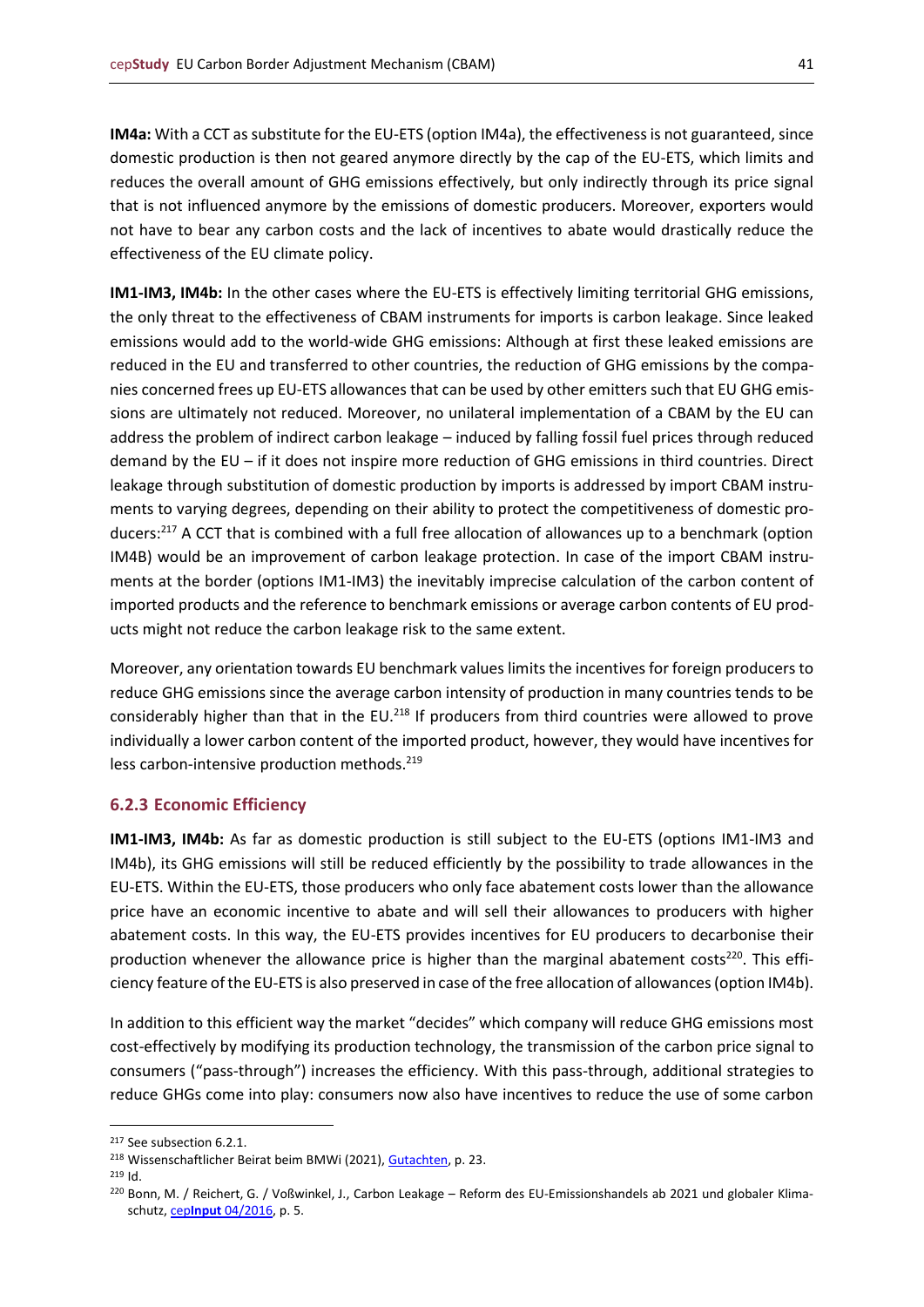**IM4a:** With a CCT as substitute for the EU-ETS (option IM4a), the effectiveness is not guaranteed, since domestic production is then not geared anymore directly by the cap of the EU-ETS, which limits and reduces the overall amount of GHG emissions effectively, but only indirectly through its price signal that is not influenced anymore by the emissions of domestic producers. Moreover, exporters would not have to bear any carbon costs and the lack of incentives to abate would drastically reduce the effectiveness of the EU climate policy.

**IM1-IM3, IM4b:** In the other cases where the EU-ETS is effectively limiting territorial GHG emissions, the only threat to the effectiveness of CBAM instruments for imports is carbon leakage. Since leaked emissions would add to the world-wide GHG emissions: Although at first these leaked emissions are reduced in the EU and transferred to other countries, the reduction of GHG emissions by the companies concerned frees up EU-ETS allowances that can be used by other emitters such that EU GHG emissions are ultimately not reduced. Moreover, no unilateral implementation of a CBAM by the EU can address the problem of indirect carbon leakage – induced by falling fossil fuel prices through reduced demand by the EU – if it does not inspire more reduction of GHG emissions in third countries. Direct leakage through substitution of domestic production by imports is addressed by import CBAM instruments to varying degrees, depending on their ability to protect the competitiveness of domestic producers:[217] A CCT that is combined with a full free allocation of allowances up to a benchmark (option IM4B) would be an improvement of carbon leakage protection. In case of the import CBAM instruments at the border (options IM1-IM3) the inevitably imprecise calculation of the carbon content of imported products and the reference to benchmark emissions or average carbon contents of EU products might not reduce the carbon leakage risk to the same extent.

Moreover, any orientation towards EU benchmark values limits the incentives for foreign producers to reduce GHG emissions since the average carbon intensity of production in many countries tends to be considerably higher than that in the EU.[218] If producers from third countries were allowed to prove individually a lower carbon content of the imported product, however, they would have incentives for less carbon-intensive production methods.[219]

### 6.2.3 Economic Efficiency

**IM1-IM3, IM4b:** As far as domestic production is still subject to the EU-ETS (options IM1-IM3 and IM4b), its GHG emissions will still be reduced efficiently by the possibility to trade allowances in the EU-ETS. Within the EU-ETS, those producers who only face abatement costs lower than the allowance price have an economic incentive to abate and will sell their allowances to producers with higher abatement costs. In this way, the EU-ETS provides incentives for EU producers to decarbonise their production whenever the allowance price is higher than the marginal abatement costs[220]. This efficiency feature of the EU-ETS is also preserved in case of the free allocation of allowances (option IM4b).

In addition to this efficient way the market "decides" which company will reduce GHG emissions most cost-effectively by modifying its production technology, the transmission of the carbon price signal to consumers ("pass-through") increases the efficiency. With this pass-through, additional strategies to reduce GHGs come into play: consumers now also have incentives to reduce the use of some carbon

---

[217] See subsection 6.2.1.

[218] Wissenschaftlicher Beirat beim BMWi (2021), Gutachten, p. 23.

[219] Id.

[220] Bonn, M. / Reichert, G. / Voßwinkel, J., Carbon Leakage – Reform des EU-Emissionshandels ab 2021 und globaler Klimaschutz, cep**Input** 04/2016, p. 5.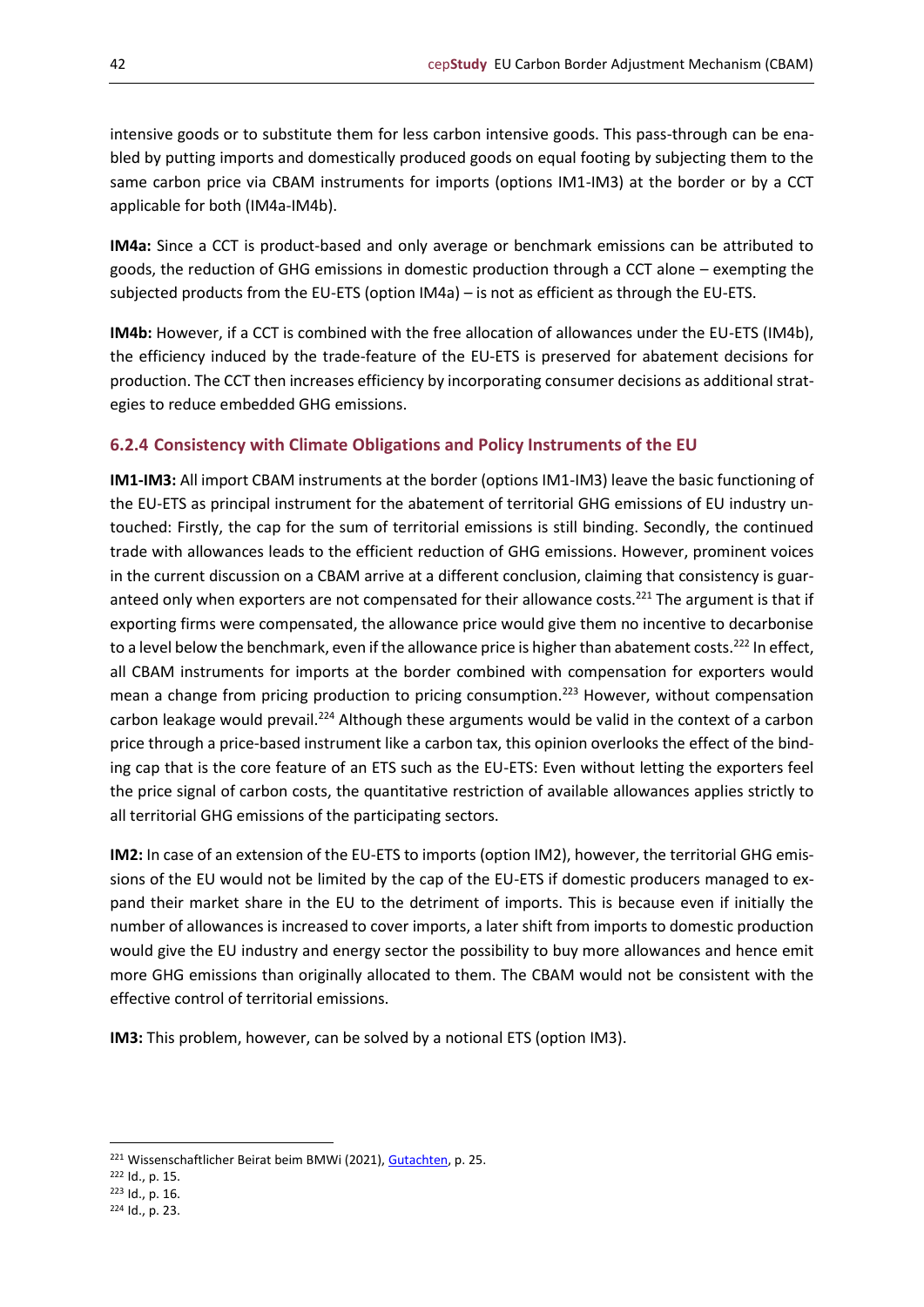intensive goods or to substitute them for less carbon intensive goods. This pass-through can be enabled by putting imports and domestically produced goods on equal footing by subjecting them to the same carbon price via CBAM instruments for imports (options IM1-IM3) at the border or by a CCT applicable for both (IM4a-IM4b).

**IM4a:** Since a CCT is product-based and only average or benchmark emissions can be attributed to goods, the reduction of GHG emissions in domestic production through a CCT alone – exempting the subjected products from the EU-ETS (option IM4a) – is not as efficient as through the EU-ETS.

**IM4b:** However, if a CCT is combined with the free allocation of allowances under the EU-ETS (IM4b), the efficiency induced by the trade-feature of the EU-ETS is preserved for abatement decisions for production. The CCT then increases efficiency by incorporating consumer decisions as additional strategies to reduce embedded GHG emissions.

### 6.2.4 Consistency with Climate Obligations and Policy Instruments of the EU

**IM1-IM3:** All import CBAM instruments at the border (options IM1-IM3) leave the basic functioning of the EU-ETS as principal instrument for the abatement of territorial GHG emissions of EU industry untouched: Firstly, the cap for the sum of territorial emissions is still binding. Secondly, the continued trade with allowances leads to the efficient reduction of GHG emissions. However, prominent voices in the current discussion on a CBAM arrive at a different conclusion, claiming that consistency is guaranteed only when exporters are not compensated for their allowance costs.[221] The argument is that if exporting firms were compensated, the allowance price would give them no incentive to decarbonise to a level below the benchmark, even if the allowance price is higher than abatement costs.[222] In effect, all CBAM instruments for imports at the border combined with compensation for exporters would mean a change from pricing production to pricing consumption.[223] However, without compensation carbon leakage would prevail.[224] Although these arguments would be valid in the context of a carbon price through a price-based instrument like a carbon tax, this opinion overlooks the effect of the binding cap that is the core feature of an ETS such as the EU-ETS: Even without letting the exporters feel the price signal of carbon costs, the quantitative restriction of available allowances applies strictly to all territorial GHG emissions of the participating sectors.

**IM2:** In case of an extension of the EU-ETS to imports (option IM2), however, the territorial GHG emissions of the EU would not be limited by the cap of the EU-ETS if domestic producers managed to expand their market share in the EU to the detriment of imports. This is because even if initially the number of allowances is increased to cover imports, a later shift from imports to domestic production would give the EU industry and energy sector the possibility to buy more allowances and hence emit more GHG emissions than originally allocated to them. The CBAM would not be consistent with the effective control of territorial emissions.

**IM3:** This problem, however, can be solved by a notional ETS (option IM3).

---

[221] Wissenschaftlicher Beirat beim BMWi (2021), Gutachten, p. 25.

[222] Id., p. 15.

[223] Id., p. 16.

[224] Id., p. 23.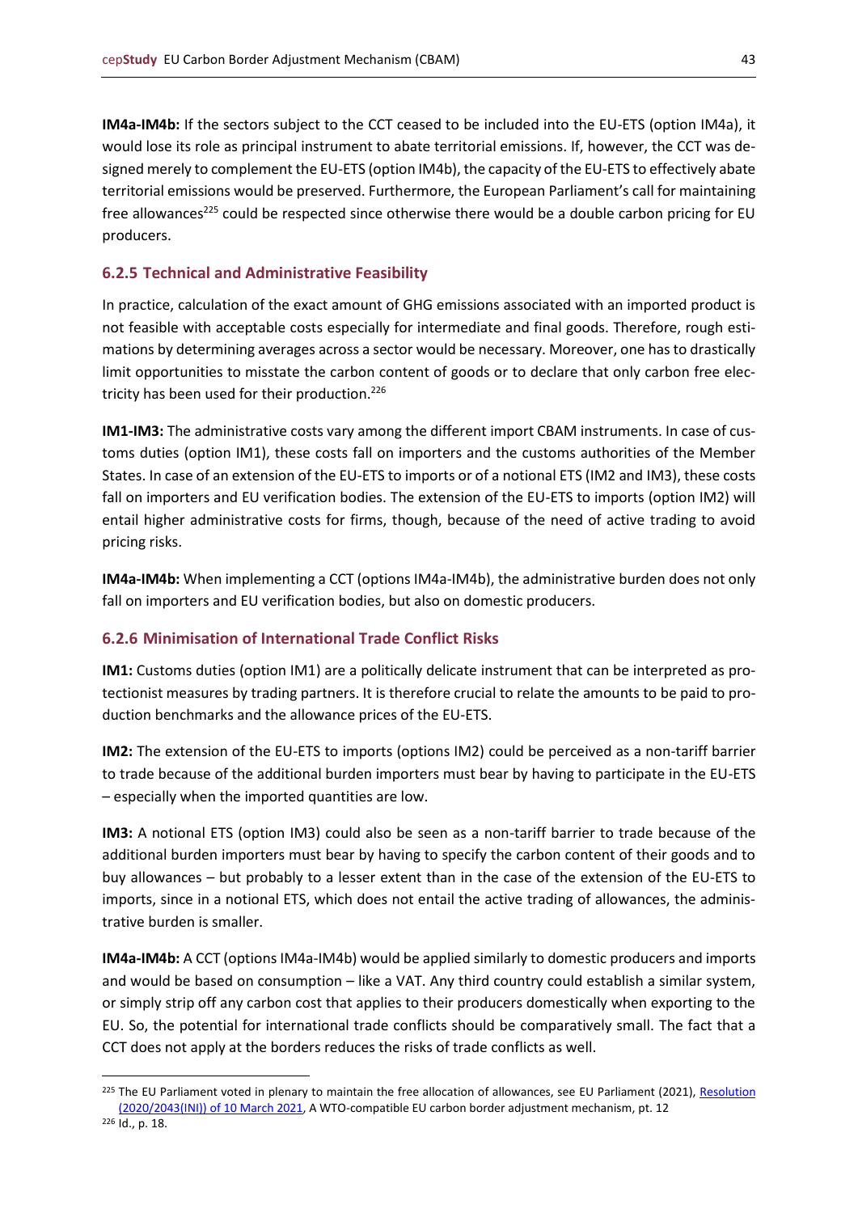**IM4a-IM4b:** If the sectors subject to the CCT ceased to be included into the EU-ETS (option IM4a), it would lose its role as principal instrument to abate territorial emissions. If, however, the CCT was designed merely to complement the EU-ETS (option IM4b), the capacity of the EU-ETS to effectively abate territorial emissions would be preserved. Furthermore, the European Parliament's call for maintaining free allowances[225] could be respected since otherwise there would be a double carbon pricing for EU producers.

### 6.2.5 Technical and Administrative Feasibility

In practice, calculation of the exact amount of GHG emissions associated with an imported product is not feasible with acceptable costs especially for intermediate and final goods. Therefore, rough estimations by determining averages across a sector would be necessary. Moreover, one has to drastically limit opportunities to misstate the carbon content of goods or to declare that only carbon free electricity has been used for their production.[226]

**IM1-IM3:** The administrative costs vary among the different import CBAM instruments. In case of customs duties (option IM1), these costs fall on importers and the customs authorities of the Member States. In case of an extension of the EU-ETS to imports or of a notional ETS (IM2 and IM3), these costs fall on importers and EU verification bodies. The extension of the EU-ETS to imports (option IM2) will entail higher administrative costs for firms, though, because of the need of active trading to avoid pricing risks.

**IM4a-IM4b:** When implementing a CCT (options IM4a-IM4b), the administrative burden does not only fall on importers and EU verification bodies, but also on domestic producers.

### 6.2.6 Minimisation of International Trade Conflict Risks

**IM1:** Customs duties (option IM1) are a politically delicate instrument that can be interpreted as protectionist measures by trading partners. It is therefore crucial to relate the amounts to be paid to production benchmarks and the allowance prices of the EU-ETS.

**IM2:** The extension of the EU-ETS to imports (options IM2) could be perceived as a non-tariff barrier to trade because of the additional burden importers must bear by having to participate in the EU-ETS – especially when the imported quantities are low.

**IM3:** A notional ETS (option IM3) could also be seen as a non-tariff barrier to trade because of the additional burden importers must bear by having to specify the carbon content of their goods and to buy allowances – but probably to a lesser extent than in the case of the extension of the EU-ETS to imports, since in a notional ETS, which does not entail the active trading of allowances, the administrative burden is smaller.

**IM4a-IM4b:** A CCT (options IM4a-IM4b) would be applied similarly to domestic producers and imports and would be based on consumption – like a VAT. Any third country could establish a similar system, or simply strip off any carbon cost that applies to their producers domestically when exporting to the EU. So, the potential for international trade conflicts should be comparatively small. The fact that a CCT does not apply at the borders reduces the risks of trade conflicts as well.

---

[225] The EU Parliament voted in plenary to maintain the free allocation of allowances, see EU Parliament (2021), Resolution (2020/2043(INI)) of 10 March 2021, A WTO-compatible EU carbon border adjustment mechanism, pt. 12

[226] Id., p. 18.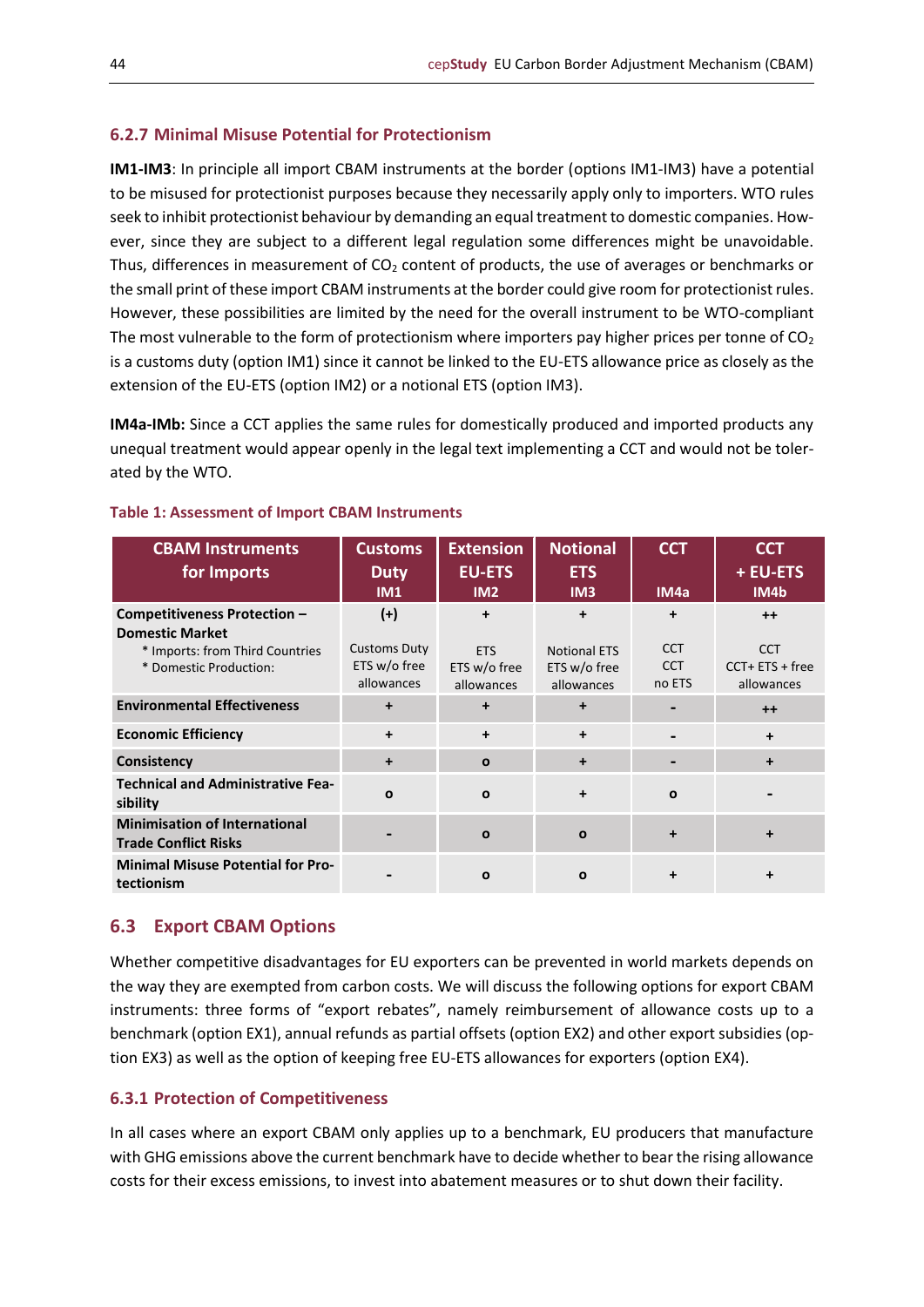### 6.2.7 Minimal Misuse Potential for Protectionism

**IM1-IM3**: In principle all import CBAM instruments at the border (options IM1-IM3) have a potential to be misused for protectionist purposes because they necessarily apply only to importers. WTO rules seek to inhibit protectionist behaviour by demanding an equal treatment to domestic companies. However, since they are subject to a different legal regulation some differences might be unavoidable. Thus, differences in measurement of $CO_2$ content of products, the use of averages or benchmarks or the small print of these import CBAM instruments at the border could give room for protectionist rules. However, these possibilities are limited by the need for the overall instrument to be WTO-compliant The most vulnerable to the form of protectionism where importers pay higher prices per tonne of $CO_2$ is a customs duty (option IM1) since it cannot be linked to the EU-ETS allowance price as closely as the extension of the EU-ETS (option IM2) or a notional ETS (option IM3).

**IM4a-IMb:** Since a CCT applies the same rules for domestically produced and imported products any unequal treatment would appear openly in the legal text implementing a CCT and would not be tolerated by the WTO.

**Table 1: Assessment of Import CBAM Instruments**

| CBAM Instruments for Imports | Customs Duty IM1 | Extension EU-ETS IM2 | Notional ETS IM3 | CCT IM4a | CCT + EU-ETS IM4b |
|---|---|---|---|---|---|
| **Competitiveness Protection – Domestic Market**<br>* Imports: from Third Countries<br>* Domestic Production: | (+)<br>Customs Duty<br>ETS w/o free allowances | +<br>ETS<br>ETS w/o free allowances | +<br>Notional ETS<br>ETS w/o free allowances | +<br>CCT<br>CCT<br>no ETS | ++<br>CCT<br>CCT+ ETS + free allowances |
| **Environmental Effectiveness** | + | + | + | - | ++ |
| **Economic Efficiency** | + | + | + | - | + |
| **Consistency** | + | o | + | - | + |
| **Technical and Administrative Feasibility** | o | o | + | o | - |
| **Minimisation of International Trade Conflict Risks** | - | o | o | + | + |
| **Minimal Misuse Potential for Protectionism** | - | o | o | + | + |

## 6.3 Export CBAM Options

Whether competitive disadvantages for EU exporters can be prevented in world markets depends on the way they are exempted from carbon costs. We will discuss the following options for export CBAM instruments: three forms of "export rebates", namely reimbursement of allowance costs up to a benchmark (option EX1), annual refunds as partial offsets (option EX2) and other export subsidies (option EX3) as well as the option of keeping free EU-ETS allowances for exporters (option EX4).

### 6.3.1 Protection of Competitiveness

In all cases where an export CBAM only applies up to a benchmark, EU producers that manufacture with GHG emissions above the current benchmark have to decide whether to bear the rising allowance costs for their excess emissions, to invest into abatement measures or to shut down their facility.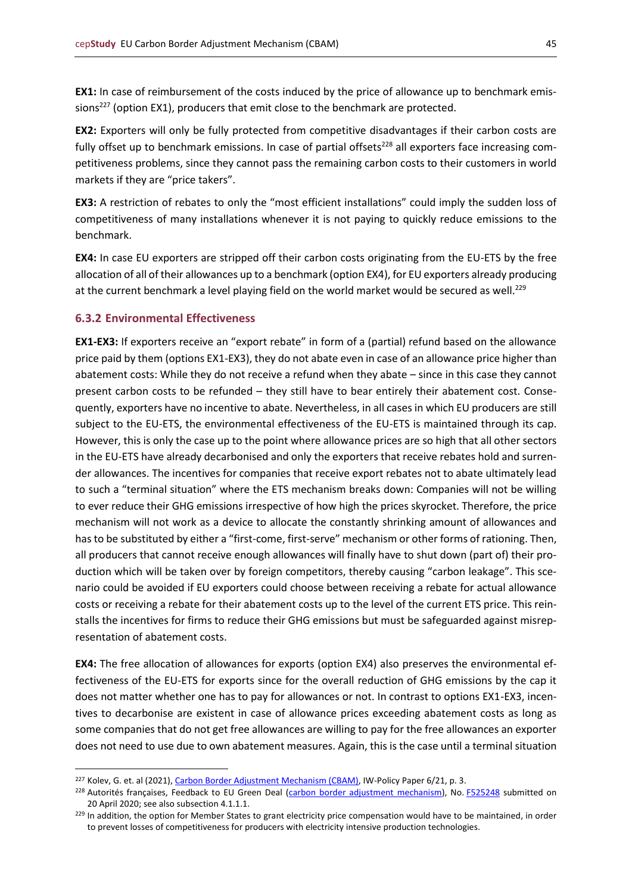**EX1:** In case of reimbursement of the costs induced by the price of allowance up to benchmark emissions[227] (option EX1), producers that emit close to the benchmark are protected.

**EX2:** Exporters will only be fully protected from competitive disadvantages if their carbon costs are fully offset up to benchmark emissions. In case of partial offsets[228] all exporters face increasing competitiveness problems, since they cannot pass the remaining carbon costs to their customers in world markets if they are "price takers".

**EX3:** A restriction of rebates to only the "most efficient installations" could imply the sudden loss of competitiveness of many installations whenever it is not paying to quickly reduce emissions to the benchmark.

**EX4:** In case EU exporters are stripped off their carbon costs originating from the EU-ETS by the free allocation of all of their allowances up to a benchmark (option EX4), for EU exporters already producing at the current benchmark a level playing field on the world market would be secured as well.[229]

### 6.3.2 Environmental Effectiveness

**EX1-EX3:** If exporters receive an "export rebate" in form of a (partial) refund based on the allowance price paid by them (options EX1-EX3), they do not abate even in case of an allowance price higher than abatement costs: While they do not receive a refund when they abate – since in this case they cannot present carbon costs to be refunded – they still have to bear entirely their abatement cost. Consequently, exporters have no incentive to abate. Nevertheless, in all cases in which EU producers are still subject to the EU-ETS, the environmental effectiveness of the EU-ETS is maintained through its cap. However, this is only the case up to the point where allowance prices are so high that all other sectors in the EU-ETS have already decarbonised and only the exporters that receive rebates hold and surrender allowances. The incentives for companies that receive export rebates not to abate ultimately lead to such a "terminal situation" where the ETS mechanism breaks down: Companies will not be willing to ever reduce their GHG emissions irrespective of how high the prices skyrocket. Therefore, the price mechanism will not work as a device to allocate the constantly shrinking amount of allowances and has to be substituted by either a "first-come, first-serve" mechanism or other forms of rationing. Then, all producers that cannot receive enough allowances will finally have to shut down (part of) their production which will be taken over by foreign competitors, thereby causing "carbon leakage". This scenario could be avoided if EU exporters could choose between receiving a rebate for actual allowance costs or receiving a rebate for their abatement costs up to the level of the current ETS price. This reinstalls the incentives for firms to reduce their GHG emissions but must be safeguarded against misrepresentation of abatement costs.

**EX4:** The free allocation of allowances for exports (option EX4) also preserves the environmental effectiveness of the EU-ETS for exports since for the overall reduction of GHG emissions by the cap it does not matter whether one has to pay for allowances or not. In contrast to options EX1-EX3, incentives to decarbonise are existent in case of allowance prices exceeding abatement costs as long as some companies that do not get free allowances are willing to pay for the free allowances an exporter does not need to use due to own abatement measures. Again, this is the case until a terminal situation

---

[227] Kolev, G. et. al (2021), Carbon Border Adjustment Mechanism (CBAM), IW-Policy Paper 6/21, p. 3.

[228] Autorités françaises, Feedback to EU Green Deal (carbon border adjustment mechanism), No. F525248 submitted on 20 April 2020; see also subsection 4.1.1.1.

[229] In addition, the option for Member States to grant electricity price compensation would have to be maintained, in order to prevent losses of competitiveness for producers with electricity intensive production technologies.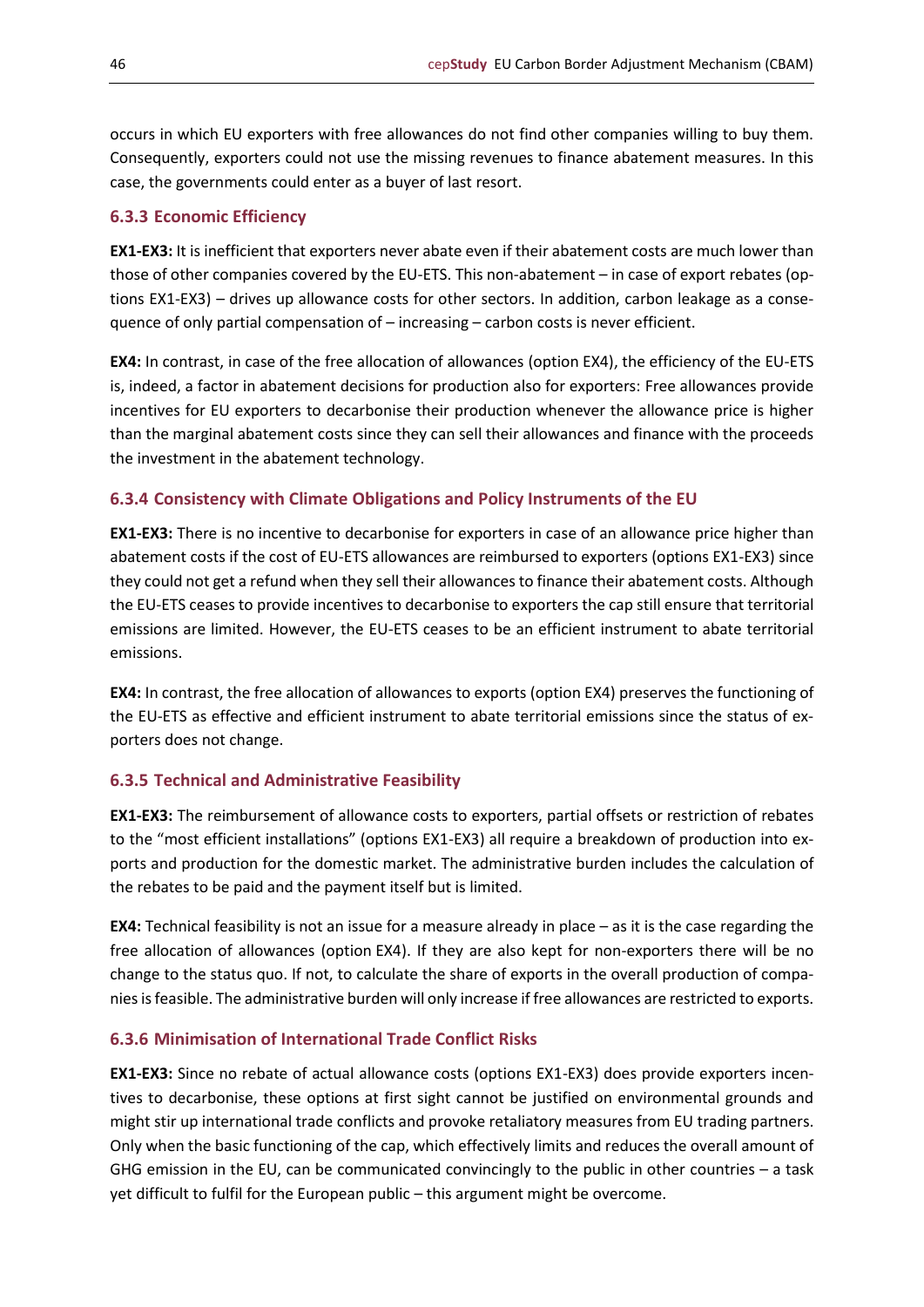occurs in which EU exporters with free allowances do not find other companies willing to buy them. Consequently, exporters could not use the missing revenues to finance abatement measures. In this case, the governments could enter as a buyer of last resort.

### 6.3.3 Economic Efficiency

**EX1-EX3:** It is inefficient that exporters never abate even if their abatement costs are much lower than those of other companies covered by the EU-ETS. This non-abatement – in case of export rebates (options EX1-EX3) – drives up allowance costs for other sectors. In addition, carbon leakage as a consequence of only partial compensation of – increasing – carbon costs is never efficient.

**EX4:** In contrast, in case of the free allocation of allowances (option EX4), the efficiency of the EU-ETS is, indeed, a factor in abatement decisions for production also for exporters: Free allowances provide incentives for EU exporters to decarbonise their production whenever the allowance price is higher than the marginal abatement costs since they can sell their allowances and finance with the proceeds the investment in the abatement technology.

### 6.3.4 Consistency with Climate Obligations and Policy Instruments of the EU

**EX1-EX3:** There is no incentive to decarbonise for exporters in case of an allowance price higher than abatement costs if the cost of EU-ETS allowances are reimbursed to exporters (options EX1-EX3) since they could not get a refund when they sell their allowances to finance their abatement costs. Although the EU-ETS ceases to provide incentives to decarbonise to exporters the cap still ensure that territorial emissions are limited. However, the EU-ETS ceases to be an efficient instrument to abate territorial emissions.

**EX4:** In contrast, the free allocation of allowances to exports (option EX4) preserves the functioning of the EU-ETS as effective and efficient instrument to abate territorial emissions since the status of exporters does not change.

### 6.3.5 Technical and Administrative Feasibility

**EX1-EX3:** The reimbursement of allowance costs to exporters, partial offsets or restriction of rebates to the "most efficient installations" (options EX1-EX3) all require a breakdown of production into exports and production for the domestic market. The administrative burden includes the calculation of the rebates to be paid and the payment itself but is limited.

**EX4:** Technical feasibility is not an issue for a measure already in place – as it is the case regarding the free allocation of allowances (option EX4). If they are also kept for non-exporters there will be no change to the status quo. If not, to calculate the share of exports in the overall production of companies is feasible. The administrative burden will only increase if free allowances are restricted to exports.

### 6.3.6 Minimisation of International Trade Conflict Risks

**EX1-EX3:** Since no rebate of actual allowance costs (options EX1-EX3) does provide exporters incentives to decarbonise, these options at first sight cannot be justified on environmental grounds and might stir up international trade conflicts and provoke retaliatory measures from EU trading partners. Only when the basic functioning of the cap, which effectively limits and reduces the overall amount of GHG emission in the EU, can be communicated convincingly to the public in other countries – a task yet difficult to fulfil for the European public – this argument might be overcome.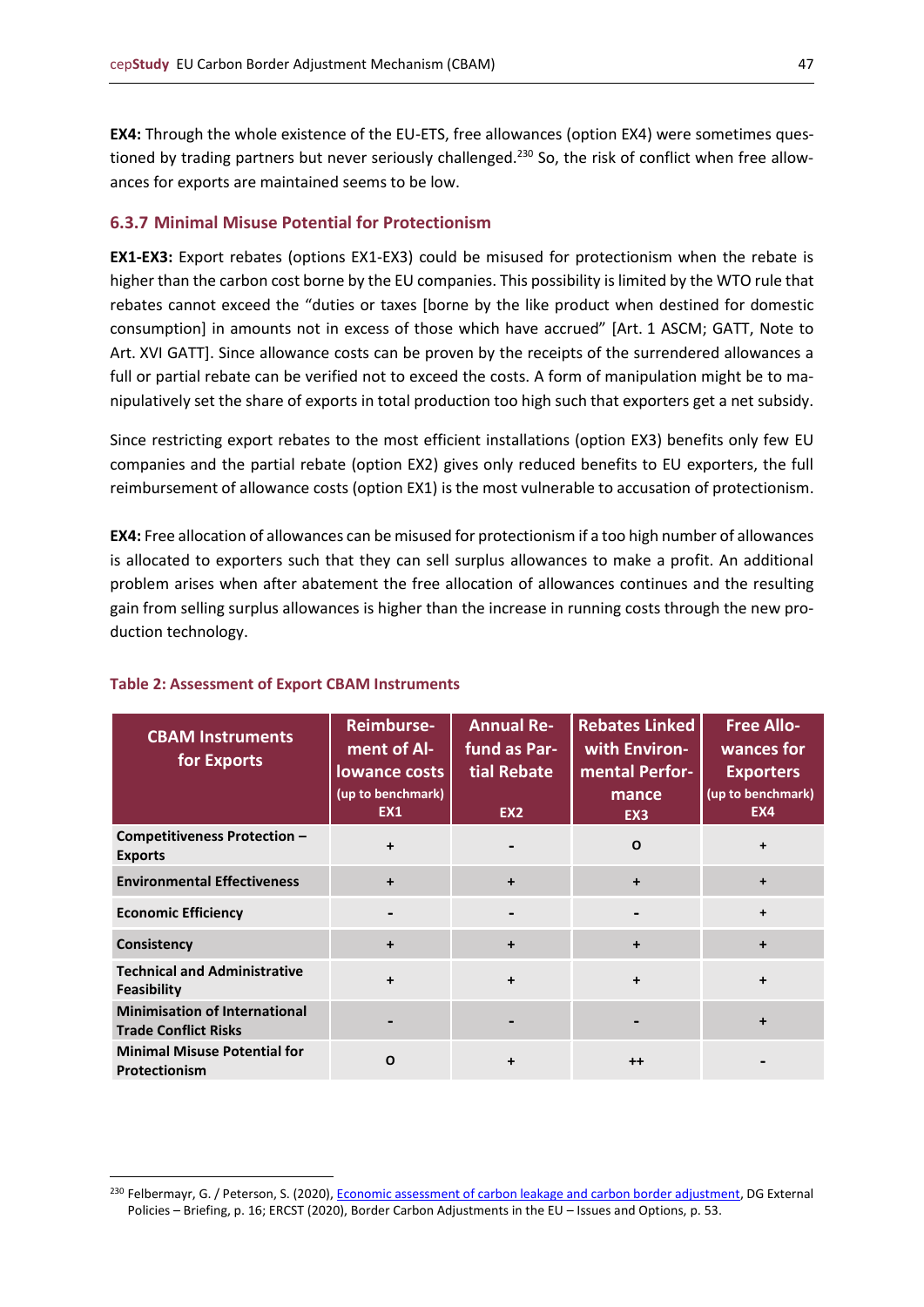**EX4:** Through the whole existence of the EU-ETS, free allowances (option EX4) were sometimes questioned by trading partners but never seriously challenged.[230] So, the risk of conflict when free allowances for exports are maintained seems to be low.

### 6.3.7 Minimal Misuse Potential for Protectionism

**EX1-EX3:** Export rebates (options EX1-EX3) could be misused for protectionism when the rebate is higher than the carbon cost borne by the EU companies. This possibility is limited by the WTO rule that rebates cannot exceed the "duties or taxes [borne by the like product when destined for domestic consumption] in amounts not in excess of those which have accrued" [Art. 1 ASCM; GATT, Note to Art. XVI GATT]. Since allowance costs can be proven by the receipts of the surrendered allowances a full or partial rebate can be verified not to exceed the costs. A form of manipulation might be to manipulatively set the share of exports in total production too high such that exporters get a net subsidy.

Since restricting export rebates to the most efficient installations (option EX3) benefits only few EU companies and the partial rebate (option EX2) gives only reduced benefits to EU exporters, the full reimbursement of allowance costs (option EX1) is the most vulnerable to accusation of protectionism.

**EX4:** Free allocation of allowances can be misused for protectionism if a too high number of allowances is allocated to exporters such that they can sell surplus allowances to make a profit. An additional problem arises when after abatement the free allocation of allowances continues and the resulting gain from selling surplus allowances is higher than the increase in running costs through the new production technology.

**Table 2: Assessment of Export CBAM Instruments**

| CBAM Instruments for Exports | Reimbursement of Allowance costs (up to benchmark) EX1 | Annual Refund as Partial Rebate EX2 | Rebates Linked with Environmental Performance EX3 | Free Allowances for Exporters (up to benchmark) EX4 |
|---|---|---|---|---|
| **Competitiveness Protection – Exports** | + | - | o | + |
| **Environmental Effectiveness** | + | + | + | + |
| **Economic Efficiency** | - | - | - | + |
| **Consistency** | + | + | + | + |
| **Technical and Administrative Feasibility** | + | + | + | + |
| **Minimisation of International Trade Conflict Risks** | - | - | - | + |
| **Minimal Misuse Potential for Protectionism** | o | + | ++ | - |

[230] Felbermayr, G. / Peterson, S. (2020), Economic assessment of carbon leakage and carbon border adjustment, DG External Policies – Briefing, p. 16; ERCST (2020), Border Carbon Adjustments in the EU – Issues and Options, p. 53.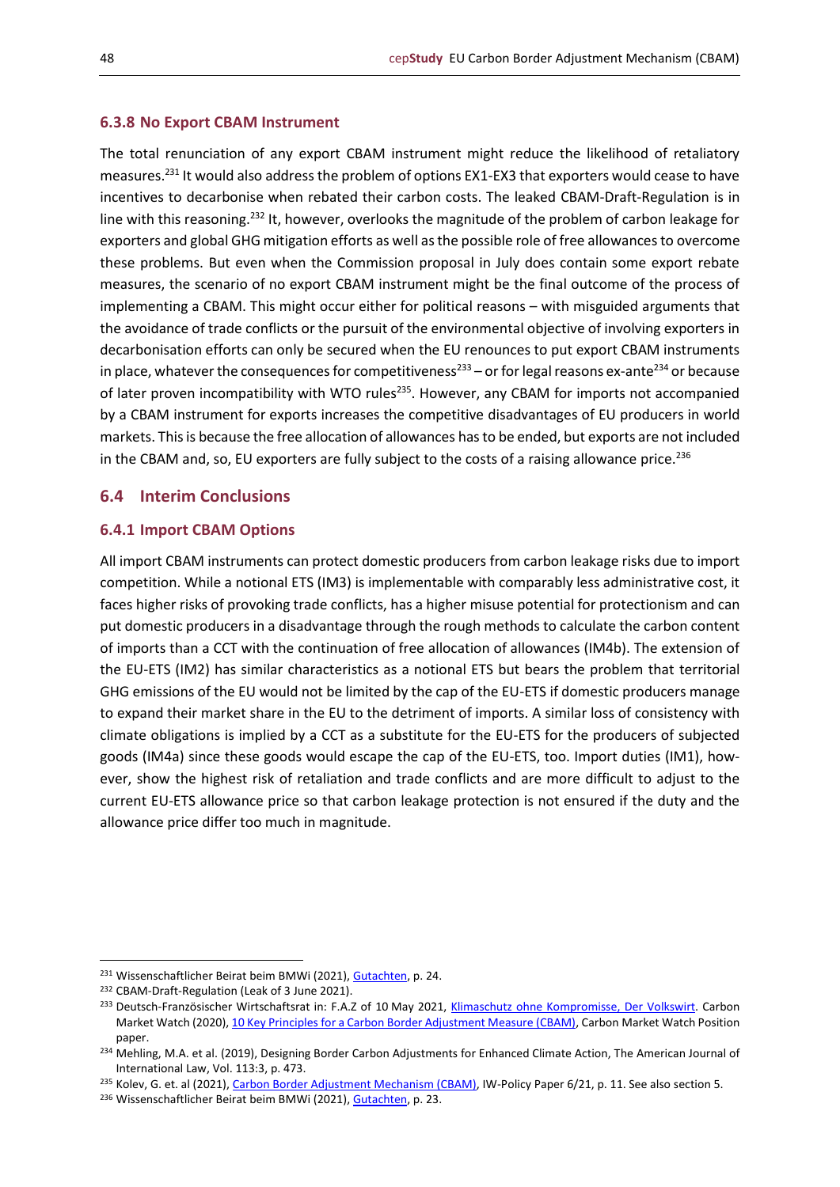### 6.3.8 No Export CBAM Instrument

The total renunciation of any export CBAM instrument might reduce the likelihood of retaliatory measures.[231] It would also address the problem of options EX1-EX3 that exporters would cease to have incentives to decarbonise when rebated their carbon costs. The leaked CBAM-Draft-Regulation is in line with this reasoning.[232] It, however, overlooks the magnitude of the problem of carbon leakage for exporters and global GHG mitigation efforts as well as the possible role of free allowances to overcome these problems. But even when the Commission proposal in July does contain some export rebate measures, the scenario of no export CBAM instrument might be the final outcome of the process of implementing a CBAM. This might occur either for political reasons – with misguided arguments that the avoidance of trade conflicts or the pursuit of the environmental objective of involving exporters in decarbonisation efforts can only be secured when the EU renounces to put export CBAM instruments in place, whatever the consequences for competitiveness[233] – or for legal reasons ex-ante[234] or because of later proven incompatibility with WTO rules[235]. However, any CBAM for imports not accompanied by a CBAM instrument for exports increases the competitive disadvantages of EU producers in world markets. This is because the free allocation of allowances has to be ended, but exports are not included in the CBAM and, so, EU exporters are fully subject to the costs of a raising allowance price.[236]

## 6.4 Interim Conclusions

### 6.4.1 Import CBAM Options

All import CBAM instruments can protect domestic producers from carbon leakage risks due to import competition. While a notional ETS (IM3) is implementable with comparably less administrative cost, it faces higher risks of provoking trade conflicts, has a higher misuse potential for protectionism and can put domestic producers in a disadvantage through the rough methods to calculate the carbon content of imports than a CCT with the continuation of free allocation of allowances (IM4b). The extension of the EU-ETS (IM2) has similar characteristics as a notional ETS but bears the problem that territorial GHG emissions of the EU would not be limited by the cap of the EU-ETS if domestic producers manage to expand their market share in the EU to the detriment of imports. A similar loss of consistency with climate obligations is implied by a CCT as a substitute for the EU-ETS for the producers of subjected goods (IM4a) since these goods would escape the cap of the EU-ETS, too. Import duties (IM1), however, show the highest risk of retaliation and trade conflicts and are more difficult to adjust to the current EU-ETS allowance price so that carbon leakage protection is not ensured if the duty and the allowance price differ too much in magnitude.

---

[231] Wissenschaftlicher Beirat beim BMWi (2021), Gutachten, p. 24.

[232] CBAM-Draft-Regulation (Leak of 3 June 2021).

[233] Deutsch-Französischer Wirtschaftsrat in: F.A.Z of 10 May 2021, Klimaschutz ohne Kompromisse, Der Volkswirt. Carbon Market Watch (2020), 10 Key Principles for a Carbon Border Adjustment Measure (CBAM), Carbon Market Watch Position paper.

[234] Mehling, M.A. et al. (2019), Designing Border Carbon Adjustments for Enhanced Climate Action, The American Journal of International Law, Vol. 113:3, p. 473.

[235] Kolev, G. et. al (2021), Carbon Border Adjustment Mechanism (CBAM), IW-Policy Paper 6/21, p. 11. See also section 5.

[236] Wissenschaftlicher Beirat beim BMWi (2021), Gutachten, p. 23.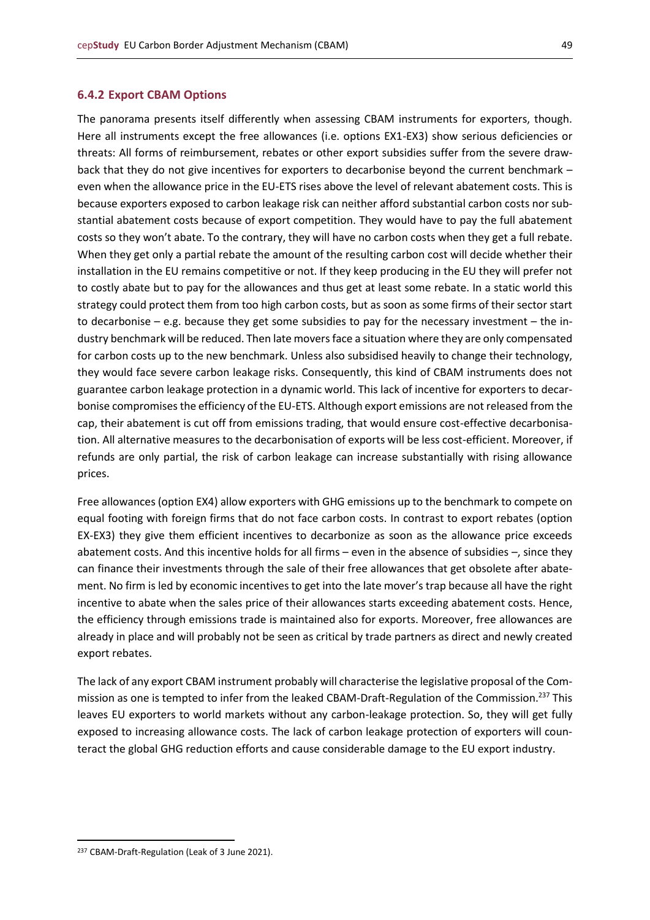### 6.4.2 Export CBAM Options

The panorama presents itself differently when assessing CBAM instruments for exporters, though. Here all instruments except the free allowances (i.e. options EX1-EX3) show serious deficiencies or threats: All forms of reimbursement, rebates or other export subsidies suffer from the severe drawback that they do not give incentives for exporters to decarbonise beyond the current benchmark – even when the allowance price in the EU-ETS rises above the level of relevant abatement costs. This is because exporters exposed to carbon leakage risk can neither afford substantial carbon costs nor substantial abatement costs because of export competition. They would have to pay the full abatement costs so they won't abate. To the contrary, they will have no carbon costs when they get a full rebate. When they get only a partial rebate the amount of the resulting carbon cost will decide whether their installation in the EU remains competitive or not. If they keep producing in the EU they will prefer not to costly abate but to pay for the allowances and thus get at least some rebate. In a static world this strategy could protect them from too high carbon costs, but as soon as some firms of their sector start to decarbonise – e.g. because they get some subsidies to pay for the necessary investment – the industry benchmark will be reduced. Then late movers face a situation where they are only compensated for carbon costs up to the new benchmark. Unless also subsidised heavily to change their technology, they would face severe carbon leakage risks. Consequently, this kind of CBAM instruments does not guarantee carbon leakage protection in a dynamic world. This lack of incentive for exporters to decarbonise compromises the efficiency of the EU-ETS. Although export emissions are not released from the cap, their abatement is cut off from emissions trading, that would ensure cost-effective decarbonisation. All alternative measures to the decarbonisation of exports will be less cost-efficient. Moreover, if refunds are only partial, the risk of carbon leakage can increase substantially with rising allowance prices.

Free allowances (option EX4) allow exporters with GHG emissions up to the benchmark to compete on equal footing with foreign firms that do not face carbon costs. In contrast to export rebates (option EX-EX3) they give them efficient incentives to decarbonize as soon as the allowance price exceeds abatement costs. And this incentive holds for all firms – even in the absence of subsidies –, since they can finance their investments through the sale of their free allowances that get obsolete after abatement. No firm is led by economic incentives to get into the late mover's trap because all have the right incentive to abate when the sales price of their allowances starts exceeding abatement costs. Hence, the efficiency through emissions trade is maintained also for exports. Moreover, free allowances are already in place and will probably not be seen as critical by trade partners as direct and newly created export rebates.

The lack of any export CBAM instrument probably will characterise the legislative proposal of the Commission as one is tempted to infer from the leaked CBAM-Draft-Regulation of the Commission.[237] This leaves EU exporters to world markets without any carbon-leakage protection. So, they will get fully exposed to increasing allowance costs. The lack of carbon leakage protection of exporters will counteract the global GHG reduction efforts and cause considerable damage to the EU export industry.

[237] CBAM-Draft-Regulation (Leak of 3 June 2021).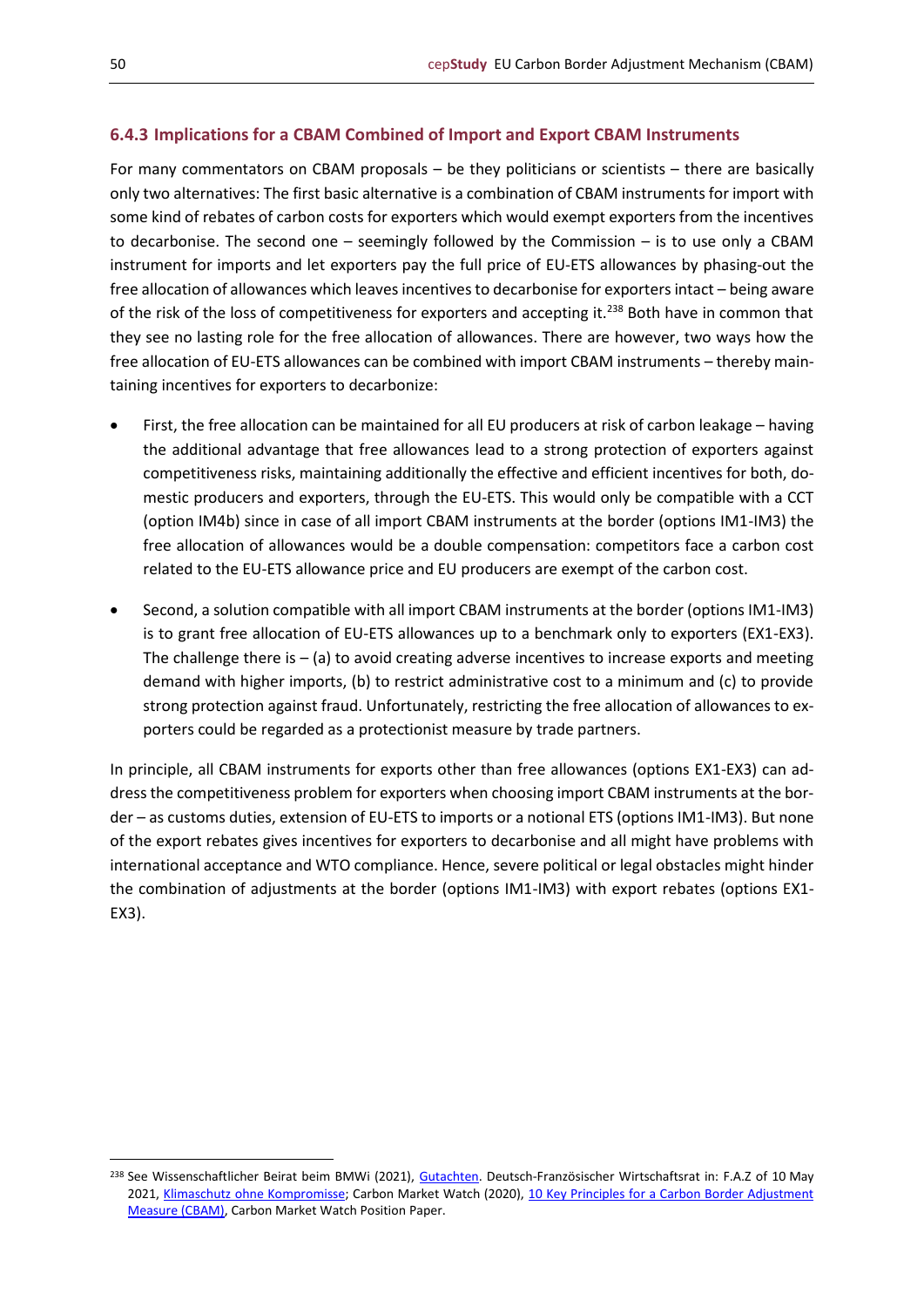### 6.4.3 Implications for a CBAM Combined of Import and Export CBAM Instruments

For many commentators on CBAM proposals – be they politicians or scientists – there are basically only two alternatives: The first basic alternative is a combination of CBAM instruments for import with some kind of rebates of carbon costs for exporters which would exempt exporters from the incentives to decarbonise. The second one – seemingly followed by the Commission – is to use only a CBAM instrument for imports and let exporters pay the full price of EU-ETS allowances by phasing-out the free allocation of allowances which leaves incentives to decarbonise for exporters intact – being aware of the risk of the loss of competitiveness for exporters and accepting it.[238] Both have in common that they see no lasting role for the free allocation of allowances. There are however, two ways how the free allocation of EU-ETS allowances can be combined with import CBAM instruments – thereby maintaining incentives for exporters to decarbonize:

- First, the free allocation can be maintained for all EU producers at risk of carbon leakage – having the additional advantage that free allowances lead to a strong protection of exporters against competitiveness risks, maintaining additionally the effective and efficient incentives for both, domestic producers and exporters, through the EU-ETS. This would only be compatible with a CCT (option IM4b) since in case of all import CBAM instruments at the border (options IM1-IM3) the free allocation of allowances would be a double compensation: competitors face a carbon cost related to the EU-ETS allowance price and EU producers are exempt of the carbon cost.
- Second, a solution compatible with all import CBAM instruments at the border (options IM1-IM3) is to grant free allocation of EU-ETS allowances up to a benchmark only to exporters (EX1-EX3). The challenge there is – (a) to avoid creating adverse incentives to increase exports and meeting demand with higher imports, (b) to restrict administrative cost to a minimum and (c) to provide strong protection against fraud. Unfortunately, restricting the free allocation of allowances to exporters could be regarded as a protectionist measure by trade partners.

In principle, all CBAM instruments for exports other than free allowances (options EX1-EX3) can address the competitiveness problem for exporters when choosing import CBAM instruments at the border – as customs duties, extension of EU-ETS to imports or a notional ETS (options IM1-IM3). But none of the export rebates gives incentives for exporters to decarbonise and all might have problems with international acceptance and WTO compliance. Hence, severe political or legal obstacles might hinder the combination of adjustments at the border (options IM1-IM3) with export rebates (options EX1-EX3).

---

[238] See Wissenschaftlicher Beirat beim BMWi (2021), Gutachten. Deutsch-Französischer Wirtschaftsrat in: F.A.Z of 10 May 2021, Klimaschutz ohne Kompromisse; Carbon Market Watch (2020), 10 Key Principles for a Carbon Border Adjustment Measure (CBAM), Carbon Market Watch Position Paper.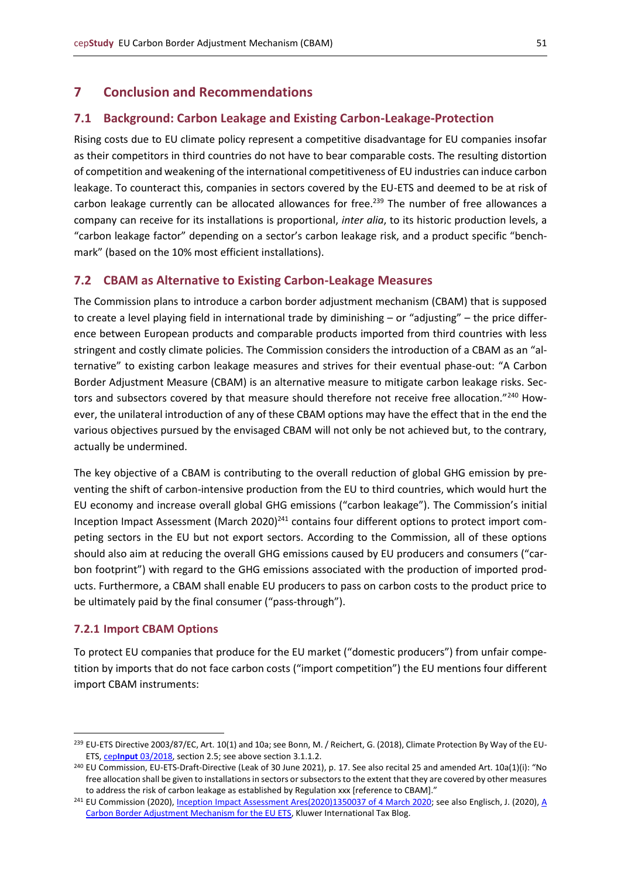# 7 Conclusion and Recommendations

## 7.1 Background: Carbon Leakage and Existing Carbon-Leakage-Protection

Rising costs due to EU climate policy represent a competitive disadvantage for EU companies insofar as their competitors in third countries do not have to bear comparable costs. The resulting distortion of competition and weakening of the international competitiveness of EU industries can induce carbon leakage. To counteract this, companies in sectors covered by the EU-ETS and deemed to be at risk of carbon leakage currently can be allocated allowances for free.[239] The number of free allowances a company can receive for its installations is proportional, *inter alia*, to its historic production levels, a "carbon leakage factor" depending on a sector's carbon leakage risk, and a product specific "benchmark" (based on the 10% most efficient installations).

## 7.2 CBAM as Alternative to Existing Carbon-Leakage Measures

The Commission plans to introduce a carbon border adjustment mechanism (CBAM) that is supposed to create a level playing field in international trade by diminishing – or "adjusting" – the price difference between European products and comparable products imported from third countries with less stringent and costly climate policies. The Commission considers the introduction of a CBAM as an "alternative" to existing carbon leakage measures and strives for their eventual phase-out: "A Carbon Border Adjustment Measure (CBAM) is an alternative measure to mitigate carbon leakage risks. Sectors and subsectors covered by that measure should therefore not receive free allocation."[240] However, the unilateral introduction of any of these CBAM options may have the effect that in the end the various objectives pursued by the envisaged CBAM will not only be not achieved but, to the contrary, actually be undermined.

The key objective of a CBAM is contributing to the overall reduction of global GHG emission by preventing the shift of carbon-intensive production from the EU to third countries, which would hurt the EU economy and increase overall global GHG emissions ("carbon leakage"). The Commission's initial Inception Impact Assessment (March 2020)[241] contains four different options to protect import competing sectors in the EU but not export sectors. According to the Commission, all of these options should also aim at reducing the overall GHG emissions caused by EU producers and consumers ("carbon footprint") with regard to the GHG emissions associated with the production of imported products. Furthermore, a CBAM shall enable EU producers to pass on carbon costs to the product price to be ultimately paid by the final consumer ("pass-through").

### 7.2.1 Import CBAM Options

To protect EU companies that produce for the EU market ("domestic producers") from unfair competition by imports that do not face carbon costs ("import competition") the EU mentions four different import CBAM instruments:

---

[239] EU-ETS Directive 2003/87/EC, Art. 10(1) and 10a; see Bonn, M. / Reichert, G. (2018), Climate Protection By Way of the EU-ETS, cep**Input** 03/2018, section 2.5; see above section 3.1.1.2.

[240] EU Commission, EU-ETS-Draft-Directive (Leak of 30 June 2021), p. 17. See also recital 25 and amended Art. 10a(1)(i): "No free allocation shall be given to installations in sectors or subsectors to the extent that they are covered by other measures to address the risk of carbon leakage as established by Regulation xxx [reference to CBAM]."

[241] EU Commission (2020), Inception Impact Assessment Ares(2020)1350037 of 4 March 2020; see also Englisch, J. (2020), A Carbon Border Adjustment Mechanism for the EU ETS, Kluwer International Tax Blog.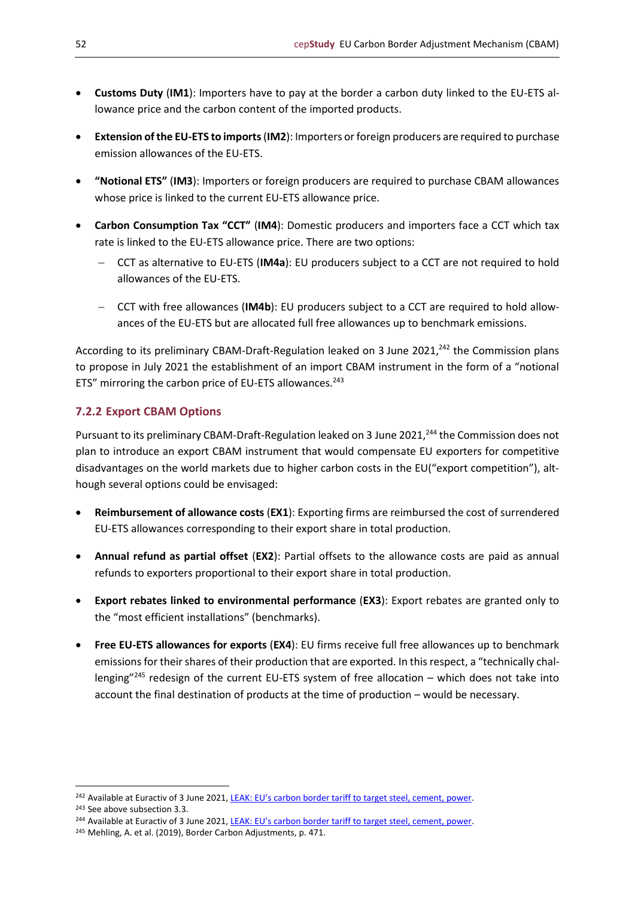- **Customs Duty** (**IM1**): Importers have to pay at the border a carbon duty linked to the EU-ETS allowance price and the carbon content of the imported products.

- **Extension of the EU-ETS to imports** (**IM2**): Importers or foreign producers are required to purchase emission allowances of the EU-ETS.

- **"Notional ETS"** (**IM3**): Importers or foreign producers are required to purchase CBAM allowances whose price is linked to the current EU-ETS allowance price.

- **Carbon Consumption Tax "CCT"** (**IM4**): Domestic producers and importers face a CCT which tax rate is linked to the EU-ETS allowance price. There are two options:

  - CCT as alternative to EU-ETS (**IM4a**): EU producers subject to a CCT are not required to hold allowances of the EU-ETS.

  - CCT with free allowances (**IM4b**): EU producers subject to a CCT are required to hold allowances of the EU-ETS but are allocated full free allowances up to benchmark emissions.

According to its preliminary CBAM-Draft-Regulation leaked on 3 June 2021,[242] the Commission plans to propose in July 2021 the establishment of an import CBAM instrument in the form of a "notional ETS" mirroring the carbon price of EU-ETS allowances.[243]

### 7.2.2 Export CBAM Options

Pursuant to its preliminary CBAM-Draft-Regulation leaked on 3 June 2021,[244] the Commission does not plan to introduce an export CBAM instrument that would compensate EU exporters for competitive disadvantages on the world markets due to higher carbon costs in the EU("export competition"), although several options could be envisaged:

- **Reimbursement of allowance costs** (**EX1**): Exporting firms are reimbursed the cost of surrendered EU-ETS allowances corresponding to their export share in total production.

- **Annual refund as partial offset** (**EX2**): Partial offsets to the allowance costs are paid as annual refunds to exporters proportional to their export share in total production.

- **Export rebates linked to environmental performance** (**EX3**): Export rebates are granted only to the "most efficient installations" (benchmarks).

- **Free EU-ETS allowances for exports** (**EX4**): EU firms receive full free allowances up to benchmark emissions for their shares of their production that are exported. In this respect, a "technically challenging"[245] redesign of the current EU-ETS system of free allocation – which does not take into account the final destination of products at the time of production – would be necessary.

---

[242] Available at Euractiv of 3 June 2021, LEAK: EU's carbon border tariff to target steel, cement, power.

[243] See above subsection 3.3.

[244] Available at Euractiv of 3 June 2021, LEAK: EU's carbon border tariff to target steel, cement, power.

[245] Mehling, A. et al. (2019), Border Carbon Adjustments, p. 471.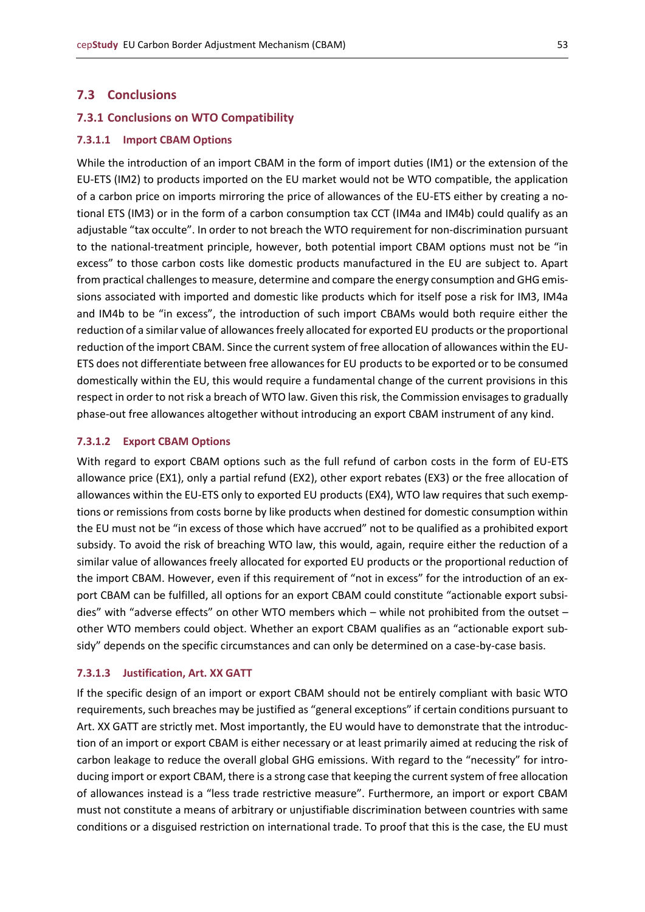## 7.3 Conclusions

### 7.3.1 Conclusions on WTO Compatibility

#### 7.3.1.1 Import CBAM Options

While the introduction of an import CBAM in the form of import duties (IM1) or the extension of the EU-ETS (IM2) to products imported on the EU market would not be WTO compatible, the application of a carbon price on imports mirroring the price of allowances of the EU-ETS either by creating a notional ETS (IM3) or in the form of a carbon consumption tax CCT (IM4a and IM4b) could qualify as an adjustable "tax occulte". In order to not breach the WTO requirement for non-discrimination pursuant to the national-treatment principle, however, both potential import CBAM options must not be "in excess" to those carbon costs like domestic products manufactured in the EU are subject to. Apart from practical challenges to measure, determine and compare the energy consumption and GHG emissions associated with imported and domestic like products which for itself pose a risk for IM3, IM4a and IM4b to be "in excess", the introduction of such import CBAMs would both require either the reduction of a similar value of allowances freely allocated for exported EU products or the proportional reduction of the import CBAM. Since the current system of free allocation of allowances within the EU-ETS does not differentiate between free allowances for EU products to be exported or to be consumed domestically within the EU, this would require a fundamental change of the current provisions in this respect in order to not risk a breach of WTO law. Given this risk, the Commission envisages to gradually phase-out free allowances altogether without introducing an export CBAM instrument of any kind.

#### 7.3.1.2 Export CBAM Options

With regard to export CBAM options such as the full refund of carbon costs in the form of EU-ETS allowance price (EX1), only a partial refund (EX2), other export rebates (EX3) or the free allocation of allowances within the EU-ETS only to exported EU products (EX4), WTO law requires that such exemptions or remissions from costs borne by like products when destined for domestic consumption within the EU must not be "in excess of those which have accrued" not to be qualified as a prohibited export subsidy. To avoid the risk of breaching WTO law, this would, again, require either the reduction of a similar value of allowances freely allocated for exported EU products or the proportional reduction of the import CBAM. However, even if this requirement of "not in excess" for the introduction of an export CBAM can be fulfilled, all options for an export CBAM could constitute "actionable export subsidies" with "adverse effects" on other WTO members which – while not prohibited from the outset – other WTO members could object. Whether an export CBAM qualifies as an "actionable export subsidy" depends on the specific circumstances and can only be determined on a case-by-case basis.

#### 7.3.1.3 Justification, Art. XX GATT

If the specific design of an import or export CBAM should not be entirely compliant with basic WTO requirements, such breaches may be justified as "general exceptions" if certain conditions pursuant to Art. XX GATT are strictly met. Most importantly, the EU would have to demonstrate that the introduction of an import or export CBAM is either necessary or at least primarily aimed at reducing the risk of carbon leakage to reduce the overall global GHG emissions. With regard to the "necessity" for introducing import or export CBAM, there is a strong case that keeping the current system of free allocation of allowances instead is a "less trade restrictive measure". Furthermore, an import or export CBAM must not constitute a means of arbitrary or unjustifiable discrimination between countries with same conditions or a disguised restriction on international trade. To proof that this is the case, the EU must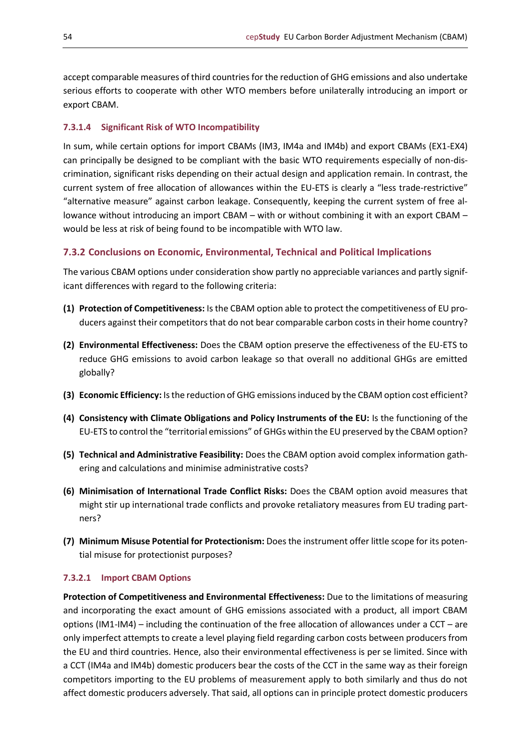accept comparable measures of third countries for the reduction of GHG emissions and also undertake serious efforts to cooperate with other WTO members before unilaterally introducing an import or export CBAM.

#### 7.3.1.4 Significant Risk of WTO Incompatibility

In sum, while certain options for import CBAMs (IM3, IM4a and IM4b) and export CBAMs (EX1-EX4) can principally be designed to be compliant with the basic WTO requirements especially of non-discrimination, significant risks depending on their actual design and application remain. In contrast, the current system of free allocation of allowances within the EU-ETS is clearly a "less trade-restrictive" "alternative measure" against carbon leakage. Consequently, keeping the current system of free allowance without introducing an import CBAM – with or without combining it with an export CBAM – would be less at risk of being found to be incompatible with WTO law.

### 7.3.2 Conclusions on Economic, Environmental, Technical and Political Implications

The various CBAM options under consideration show partly no appreciable variances and partly significant differences with regard to the following criteria:

**(1) Protection of Competitiveness:** Is the CBAM option able to protect the competitiveness of EU producers against their competitors that do not bear comparable carbon costs in their home country?

**(2) Environmental Effectiveness:** Does the CBAM option preserve the effectiveness of the EU-ETS to reduce GHG emissions to avoid carbon leakage so that overall no additional GHGs are emitted globally?

**(3) Economic Efficiency:** Is the reduction of GHG emissions induced by the CBAM option cost efficient?

**(4) Consistency with Climate Obligations and Policy Instruments of the EU:** Is the functioning of the EU-ETS to control the "territorial emissions" of GHGs within the EU preserved by the CBAM option?

**(5) Technical and Administrative Feasibility:** Does the CBAM option avoid complex information gathering and calculations and minimise administrative costs?

**(6) Minimisation of International Trade Conflict Risks:** Does the CBAM option avoid measures that might stir up international trade conflicts and provoke retaliatory measures from EU trading partners?

**(7) Minimum Misuse Potential for Protectionism:** Does the instrument offer little scope for its potential misuse for protectionist purposes?

#### 7.3.2.1 Import CBAM Options

**Protection of Competitiveness and Environmental Effectiveness:** Due to the limitations of measuring and incorporating the exact amount of GHG emissions associated with a product, all import CBAM options (IM1-IM4) – including the continuation of the free allocation of allowances under a CCT – are only imperfect attempts to create a level playing field regarding carbon costs between producers from the EU and third countries. Hence, also their environmental effectiveness is per se limited. Since with a CCT (IM4a and IM4b) domestic producers bear the costs of the CCT in the same way as their foreign competitors importing to the EU problems of measurement apply to both similarly and thus do not affect domestic producers adversely. That said, all options can in principle protect domestic producers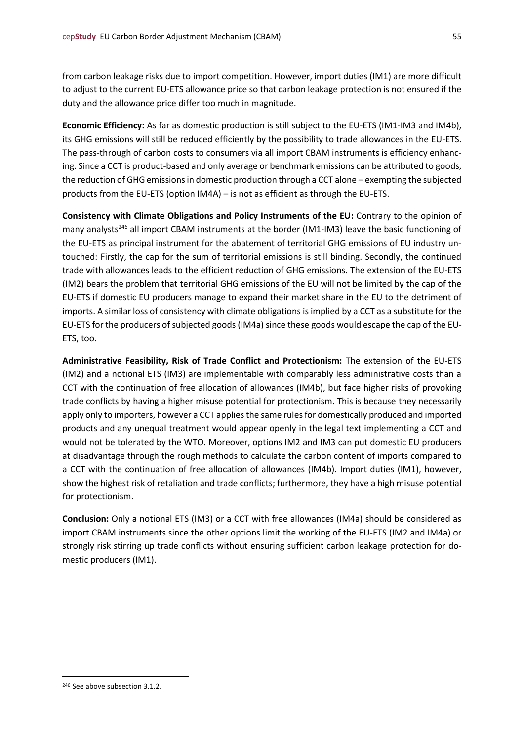from carbon leakage risks due to import competition. However, import duties (IM1) are more difficult to adjust to the current EU-ETS allowance price so that carbon leakage protection is not ensured if the duty and the allowance price differ too much in magnitude.

**Economic Efficiency:** As far as domestic production is still subject to the EU-ETS (IM1-IM3 and IM4b), its GHG emissions will still be reduced efficiently by the possibility to trade allowances in the EU-ETS. The pass-through of carbon costs to consumers via all import CBAM instruments is efficiency enhancing. Since a CCT is product-based and only average or benchmark emissions can be attributed to goods, the reduction of GHG emissions in domestic production through a CCT alone – exempting the subjected products from the EU-ETS (option IM4A) – is not as efficient as through the EU-ETS.

**Consistency with Climate Obligations and Policy Instruments of the EU:** Contrary to the opinion of many analysts[246] all import CBAM instruments at the border (IM1-IM3) leave the basic functioning of the EU-ETS as principal instrument for the abatement of territorial GHG emissions of EU industry untouched: Firstly, the cap for the sum of territorial emissions is still binding. Secondly, the continued trade with allowances leads to the efficient reduction of GHG emissions. The extension of the EU-ETS (IM2) bears the problem that territorial GHG emissions of the EU will not be limited by the cap of the EU-ETS if domestic EU producers manage to expand their market share in the EU to the detriment of imports. A similar loss of consistency with climate obligations is implied by a CCT as a substitute for the EU-ETS for the producers of subjected goods (IM4a) since these goods would escape the cap of the EU-ETS, too.

**Administrative Feasibility, Risk of Trade Conflict and Protectionism:** The extension of the EU-ETS (IM2) and a notional ETS (IM3) are implementable with comparably less administrative costs than a CCT with the continuation of free allocation of allowances (IM4b), but face higher risks of provoking trade conflicts by having a higher misuse potential for protectionism. This is because they necessarily apply only to importers, however a CCT applies the same rules for domestically produced and imported products and any unequal treatment would appear openly in the legal text implementing a CCT and would not be tolerated by the WTO. Moreover, options IM2 and IM3 can put domestic EU producers at disadvantage through the rough methods to calculate the carbon content of imports compared to a CCT with the continuation of free allocation of allowances (IM4b). Import duties (IM1), however, show the highest risk of retaliation and trade conflicts; furthermore, they have a high misuse potential for protectionism.

**Conclusion:** Only a notional ETS (IM3) or a CCT with free allowances (IM4a) should be considered as import CBAM instruments since the other options limit the working of the EU-ETS (IM2 and IM4a) or strongly risk stirring up trade conflicts without ensuring sufficient carbon leakage protection for domestic producers (IM1).

---

[246] See above subsection 3.1.2.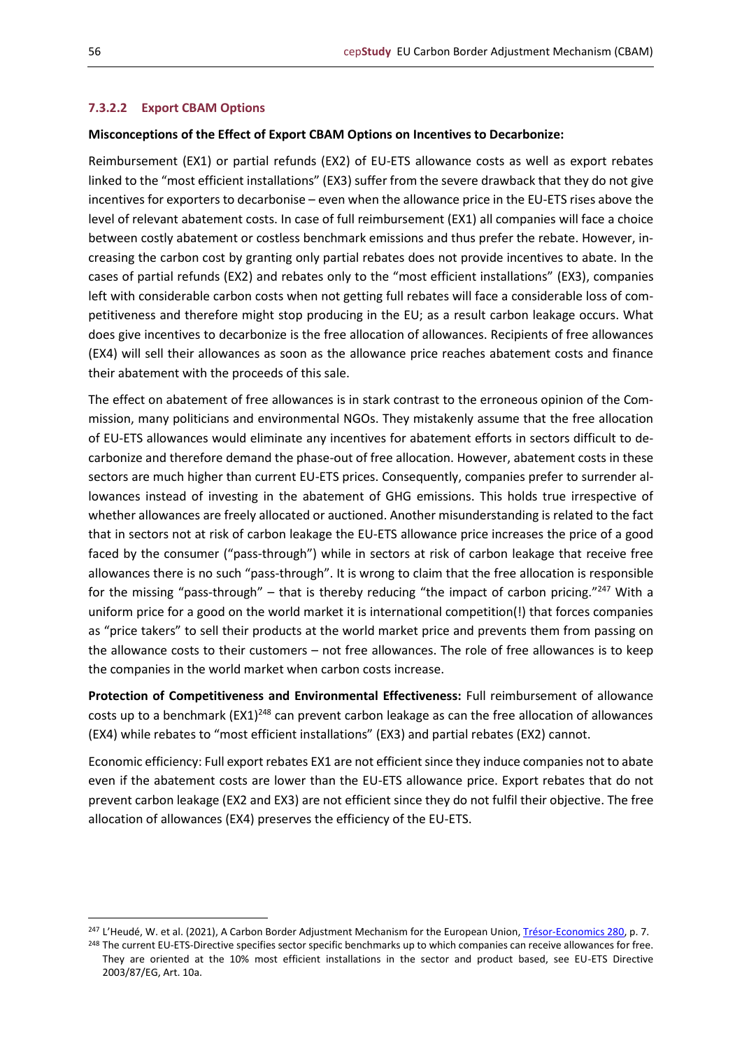#### 7.3.2.2 Export CBAM Options

**Misconceptions of the Effect of Export CBAM Options on Incentives to Decarbonize:**

Reimbursement (EX1) or partial refunds (EX2) of EU-ETS allowance costs as well as export rebates linked to the "most efficient installations" (EX3) suffer from the severe drawback that they do not give incentives for exporters to decarbonise – even when the allowance price in the EU-ETS rises above the level of relevant abatement costs. In case of full reimbursement (EX1) all companies will face a choice between costly abatement or costless benchmark emissions and thus prefer the rebate. However, increasing the carbon cost by granting only partial rebates does not provide incentives to abate. In the cases of partial refunds (EX2) and rebates only to the "most efficient installations" (EX3), companies left with considerable carbon costs when not getting full rebates will face a considerable loss of competitiveness and therefore might stop producing in the EU; as a result carbon leakage occurs. What does give incentives to decarbonize is the free allocation of allowances. Recipients of free allowances (EX4) will sell their allowances as soon as the allowance price reaches abatement costs and finance their abatement with the proceeds of this sale.

The effect on abatement of free allowances is in stark contrast to the erroneous opinion of the Commission, many politicians and environmental NGOs. They mistakenly assume that the free allocation of EU-ETS allowances would eliminate any incentives for abatement efforts in sectors difficult to decarbonize and therefore demand the phase-out of free allocation. However, abatement costs in these sectors are much higher than current EU-ETS prices. Consequently, companies prefer to surrender allowances instead of investing in the abatement of GHG emissions. This holds true irrespective of whether allowances are freely allocated or auctioned. Another misunderstanding is related to the fact that in sectors not at risk of carbon leakage the EU-ETS allowance price increases the price of a good faced by the consumer ("pass-through") while in sectors at risk of carbon leakage that receive free allowances there is no such "pass-through". It is wrong to claim that the free allocation is responsible for the missing "pass-through" – that is thereby reducing "the impact of carbon pricing."[247] With a uniform price for a good on the world market it is international competition(!) that forces companies as "price takers" to sell their products at the world market price and prevents them from passing on the allowance costs to their customers – not free allowances. The role of free allowances is to keep the companies in the world market when carbon costs increase.

**Protection of Competitiveness and Environmental Effectiveness:** Full reimbursement of allowance costs up to a benchmark (EX1)[248] can prevent carbon leakage as can the free allocation of allowances (EX4) while rebates to "most efficient installations" (EX3) and partial rebates (EX2) cannot.

Economic efficiency: Full export rebates EX1 are not efficient since they induce companies not to abate even if the abatement costs are lower than the EU-ETS allowance price. Export rebates that do not prevent carbon leakage (EX2 and EX3) are not efficient since they do not fulfil their objective. The free allocation of allowances (EX4) preserves the efficiency of the EU-ETS.

---

[247] L'Heudé, W. et al. (2021), A Carbon Border Adjustment Mechanism for the European Union, Trésor-Economics 280, p. 7.

[248] The current EU-ETS-Directive specifies sector specific benchmarks up to which companies can receive allowances for free. They are oriented at the 10% most efficient installations in the sector and product based, see EU-ETS Directive 2003/87/EG, Art. 10a.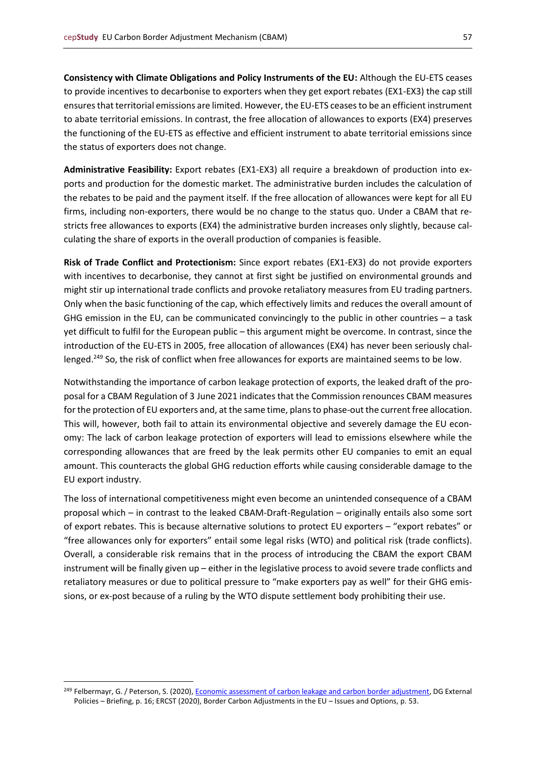**Consistency with Climate Obligations and Policy Instruments of the EU:** Although the EU-ETS ceases to provide incentives to decarbonise to exporters when they get export rebates (EX1-EX3) the cap still ensures that territorial emissions are limited. However, the EU-ETS ceases to be an efficient instrument to abate territorial emissions. In contrast, the free allocation of allowances to exports (EX4) preserves the functioning of the EU-ETS as effective and efficient instrument to abate territorial emissions since the status of exporters does not change.

**Administrative Feasibility:** Export rebates (EX1-EX3) all require a breakdown of production into exports and production for the domestic market. The administrative burden includes the calculation of the rebates to be paid and the payment itself. If the free allocation of allowances were kept for all EU firms, including non-exporters, there would be no change to the status quo. Under a CBAM that restricts free allowances to exports (EX4) the administrative burden increases only slightly, because calculating the share of exports in the overall production of companies is feasible.

**Risk of Trade Conflict and Protectionism:** Since export rebates (EX1-EX3) do not provide exporters with incentives to decarbonise, they cannot at first sight be justified on environmental grounds and might stir up international trade conflicts and provoke retaliatory measures from EU trading partners. Only when the basic functioning of the cap, which effectively limits and reduces the overall amount of GHG emission in the EU, can be communicated convincingly to the public in other countries – a task yet difficult to fulfil for the European public – this argument might be overcome. In contrast, since the introduction of the EU-ETS in 2005, free allocation of allowances (EX4) has never been seriously challenged.[249] So, the risk of conflict when free allowances for exports are maintained seems to be low.

Notwithstanding the importance of carbon leakage protection of exports, the leaked draft of the proposal for a CBAM Regulation of 3 June 2021 indicates that the Commission renounces CBAM measures for the protection of EU exporters and, at the same time, plans to phase-out the current free allocation. This will, however, both fail to attain its environmental objective and severely damage the EU economy: The lack of carbon leakage protection of exporters will lead to emissions elsewhere while the corresponding allowances that are freed by the leak permits other EU companies to emit an equal amount. This counteracts the global GHG reduction efforts while causing considerable damage to the EU export industry.

The loss of international competitiveness might even become an unintended consequence of a CBAM proposal which – in contrast to the leaked CBAM-Draft-Regulation – originally entails also some sort of export rebates. This is because alternative solutions to protect EU exporters – "export rebates" or "free allowances only for exporters" entail some legal risks (WTO) and political risk (trade conflicts). Overall, a considerable risk remains that in the process of introducing the CBAM the export CBAM instrument will be finally given up – either in the legislative process to avoid severe trade conflicts and retaliatory measures or due to political pressure to "make exporters pay as well" for their GHG emissions, or ex-post because of a ruling by the WTO dispute settlement body prohibiting their use.

---

[249] Felbermayr, G. / Peterson, S. (2020), Economic assessment of carbon leakage and carbon border adjustment, DG External Policies – Briefing, p. 16; ERCST (2020), Border Carbon Adjustments in the EU – Issues and Options, p. 53.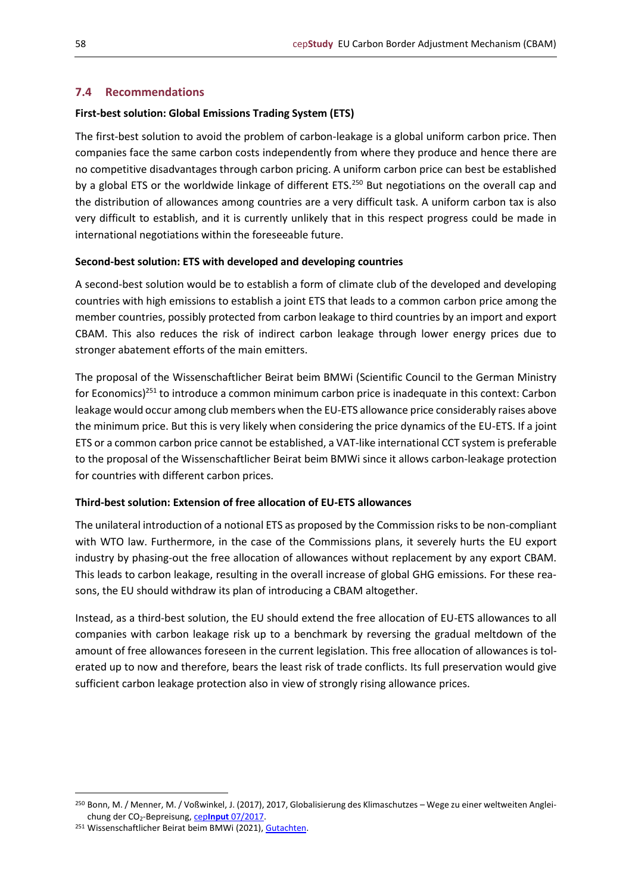## 7.4 Recommendations

**First-best solution: Global Emissions Trading System (ETS)**

The first-best solution to avoid the problem of carbon-leakage is a global uniform carbon price. Then companies face the same carbon costs independently from where they produce and hence there are no competitive disadvantages through carbon pricing. A uniform carbon price can best be established by a global ETS or the worldwide linkage of different ETS.[250] But negotiations on the overall cap and the distribution of allowances among countries are a very difficult task. A uniform carbon tax is also very difficult to establish, and it is currently unlikely that in this respect progress could be made in international negotiations within the foreseeable future.

**Second-best solution: ETS with developed and developing countries**

A second-best solution would be to establish a form of climate club of the developed and developing countries with high emissions to establish a joint ETS that leads to a common carbon price among the member countries, possibly protected from carbon leakage to third countries by an import and export CBAM. This also reduces the risk of indirect carbon leakage through lower energy prices due to stronger abatement efforts of the main emitters.

The proposal of the Wissenschaftlicher Beirat beim BMWi (Scientific Council to the German Ministry for Economics)[251] to introduce a common minimum carbon price is inadequate in this context: Carbon leakage would occur among club members when the EU-ETS allowance price considerably raises above the minimum price. But this is very likely when considering the price dynamics of the EU-ETS. If a joint ETS or a common carbon price cannot be established, a VAT-like international CCT system is preferable to the proposal of the Wissenschaftlicher Beirat beim BMWi since it allows carbon-leakage protection for countries with different carbon prices.

**Third-best solution: Extension of free allocation of EU-ETS allowances**

The unilateral introduction of a notional ETS as proposed by the Commission risks to be non-compliant with WTO law. Furthermore, in the case of the Commissions plans, it severely hurts the EU export industry by phasing-out the free allocation of allowances without replacement by any export CBAM. This leads to carbon leakage, resulting in the overall increase of global GHG emissions. For these reasons, the EU should withdraw its plan of introducing a CBAM altogether.

Instead, as a third-best solution, the EU should extend the free allocation of EU-ETS allowances to all companies with carbon leakage risk up to a benchmark by reversing the gradual meltdown of the amount of free allowances foreseen in the current legislation. This free allocation of allowances is tolerated up to now and therefore, bears the least risk of trade conflicts. Its full preservation would give sufficient carbon leakage protection also in view of strongly rising allowance prices.

---

[250] Bonn, M. / Menner, M. / Voßwinkel, J. (2017), 2017, Globalisierung des Klimaschutzes – Wege zu einer weltweiten Angleichung der $CO_2$-Bepreisung, cep**Input** 07/2017.

[251] Wissenschaftlicher Beirat beim BMWi (2021), Gutachten.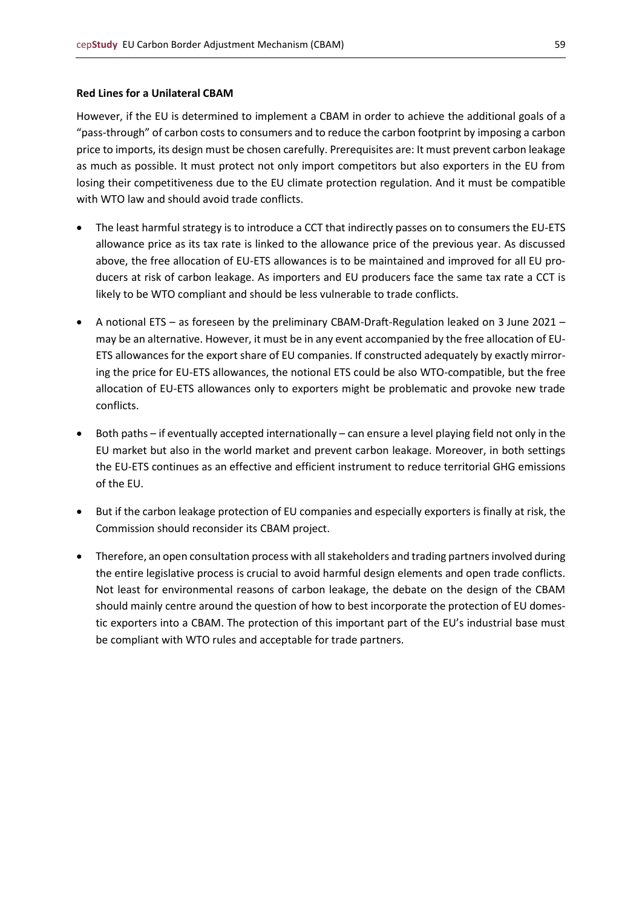**Red Lines for a Unilateral CBAM**

However, if the EU is determined to implement a CBAM in order to achieve the additional goals of a "pass-through" of carbon costs to consumers and to reduce the carbon footprint by imposing a carbon price to imports, its design must be chosen carefully. Prerequisites are: It must prevent carbon leakage as much as possible. It must protect not only import competitors but also exporters in the EU from losing their competitiveness due to the EU climate protection regulation. And it must be compatible with WTO law and should avoid trade conflicts.

- The least harmful strategy is to introduce a CCT that indirectly passes on to consumers the EU-ETS allowance price as its tax rate is linked to the allowance price of the previous year. As discussed above, the free allocation of EU-ETS allowances is to be maintained and improved for all EU producers at risk of carbon leakage. As importers and EU producers face the same tax rate a CCT is likely to be WTO compliant and should be less vulnerable to trade conflicts.
- A notional ETS – as foreseen by the preliminary CBAM-Draft-Regulation leaked on 3 June 2021 – may be an alternative. However, it must be in any event accompanied by the free allocation of EU-ETS allowances for the export share of EU companies. If constructed adequately by exactly mirroring the price for EU-ETS allowances, the notional ETS could be also WTO-compatible, but the free allocation of EU-ETS allowances only to exporters might be problematic and provoke new trade conflicts.
- Both paths – if eventually accepted internationally – can ensure a level playing field not only in the EU market but also in the world market and prevent carbon leakage. Moreover, in both settings the EU-ETS continues as an effective and efficient instrument to reduce territorial GHG emissions of the EU.
- But if the carbon leakage protection of EU companies and especially exporters is finally at risk, the Commission should reconsider its CBAM project.
- Therefore, an open consultation process with all stakeholders and trading partners involved during the entire legislative process is crucial to avoid harmful design elements and open trade conflicts. Not least for environmental reasons of carbon leakage, the debate on the design of the CBAM should mainly centre around the question of how to best incorporate the protection of EU domestic exporters into a CBAM. The protection of this important part of the EU's industrial base must be compliant with WTO rules and acceptable for trade partners.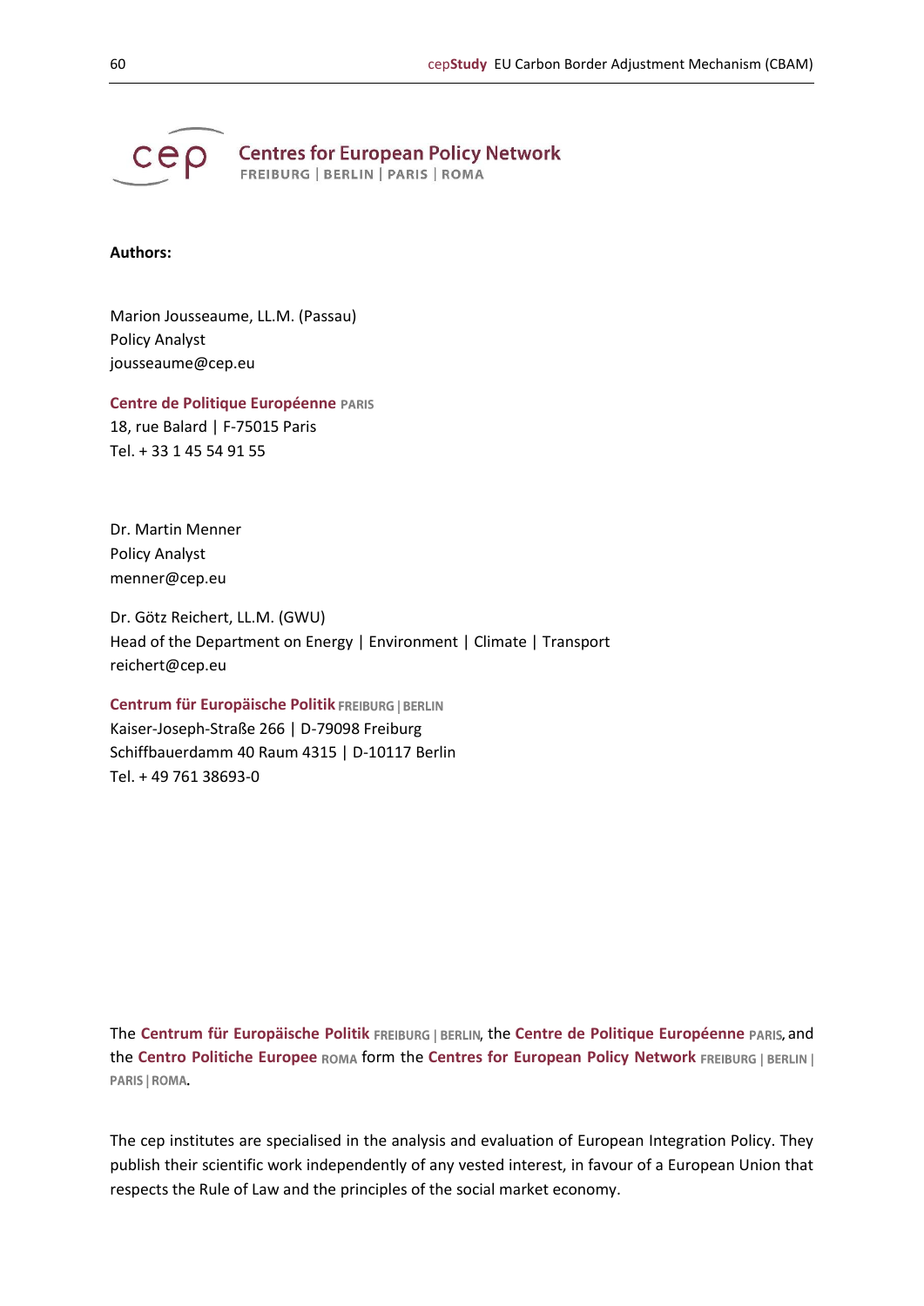**Centres for European Policy Network**
FREIBURG | BERLIN | PARIS | ROMA

**Authors:**

Marion Jousseaume, LL.M. (Passau)
Policy Analyst
jousseaume@cep.eu

**Centre de Politique Européenne** PARIS
18, rue Balard | F-75015 Paris
Tel. + 33 1 45 54 91 55

Dr. Martin Menner
Policy Analyst
menner@cep.eu

Dr. Götz Reichert, LL.M. (GWU)
Head of the Department on Energy | Environment | Climate | Transport
reichert@cep.eu

**Centrum für Europäische Politik** FREIBURG | BERLIN
Kaiser-Joseph-Straße 266 | D-79098 Freiburg
Schiffbauerdamm 40 Raum 4315 | D-10117 Berlin
Tel. + 49 761 38693-0

The **Centrum für Europäische Politik** FREIBURG | BERLIN, the **Centre de Politique Européenne** PARIS, and the **Centro Politiche Europee** ROMA form the **Centres for European Policy Network** FREIBURG | BERLIN | PARIS | ROMA.

The cep institutes are specialised in the analysis and evaluation of European Integration Policy. They publish their scientific work independently of any vested interest, in favour of a European Union that respects the Rule of Law and the principles of the social market economy.